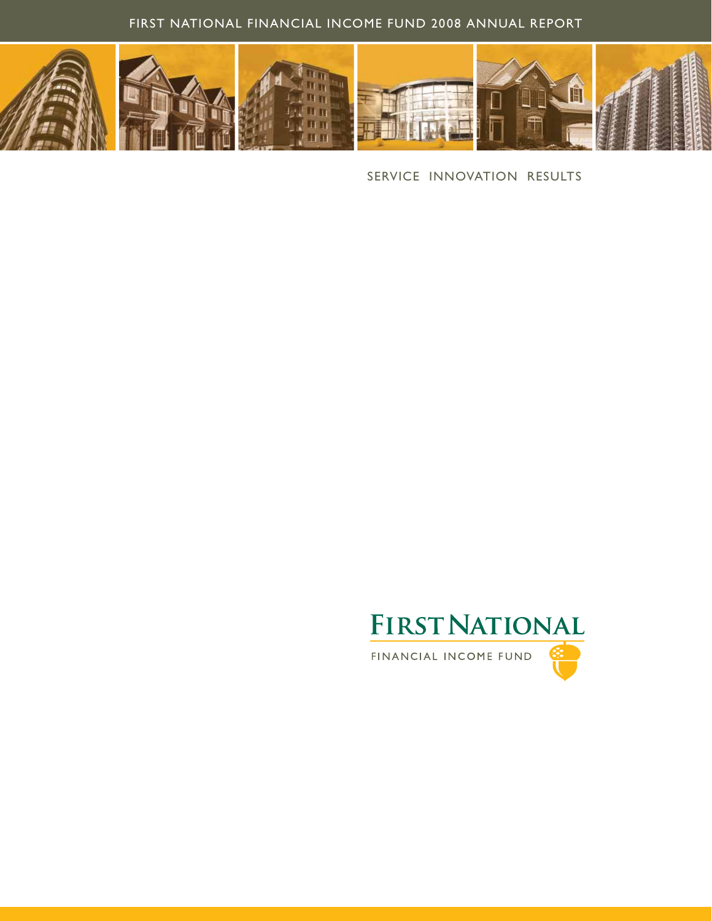# FIRST NATIONAL FINANCIAL INCOME FUND 2008 ANNUAL REPORT

SERVICE INNOVATION RESULTS

FIRST NATIONAL

FINANCIAL INCOME FUND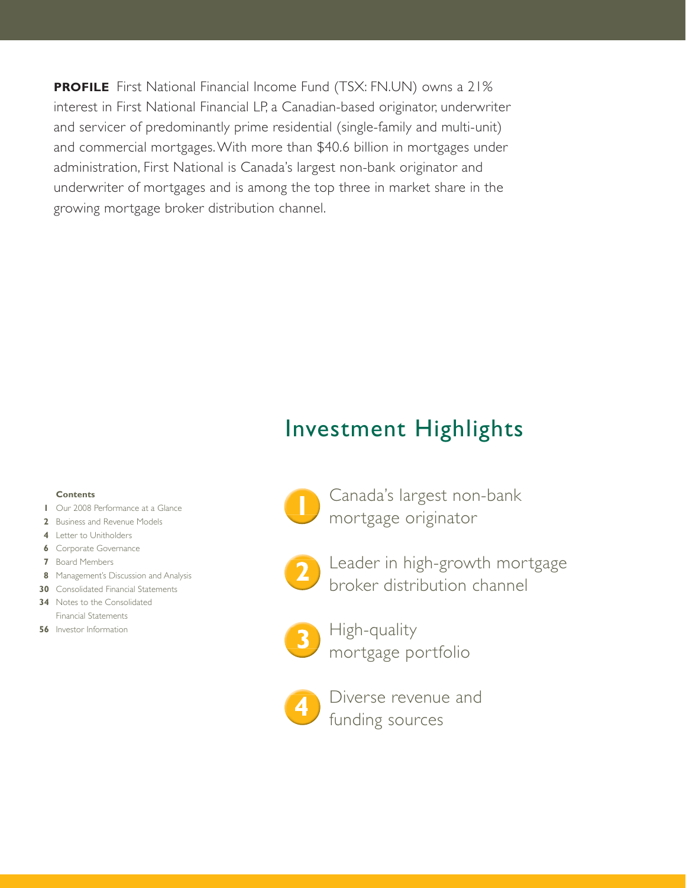**PROFILE** First National Financial Income Fund (TSX: FN.UN) owns a 21% interest in First National Financial LP, a Canadian-based originator, underwriter and servicer of predominantly prime residential (single-family and multi-unit) and commercial mortgages. With more than $40.6 billion in mortgages under administration, First National is Canada's largest non-bank originator and underwriter of mortgages and is among the top three in market share in the growing mortgage broker distribution channel.

**Contents**

- **1** Our 2008 Performance at a Glance
- **2** Business and Revenue Models
- **4** Letter to Unitholders
- **6** Corporate Governance
- **7** Board Members
- **8** Management's Discussion and Analysis
- **30** Consolidated Financial Statements
- **34** Notes to the Consolidated Financial Statements
- **56** Investor Information

# Investment Highlights

1. Canada's largest non-bank mortgage originator
2. Leader in high-growth mortgage broker distribution channel
3. High-quality mortgage portfolio
4. Diverse revenue and funding sources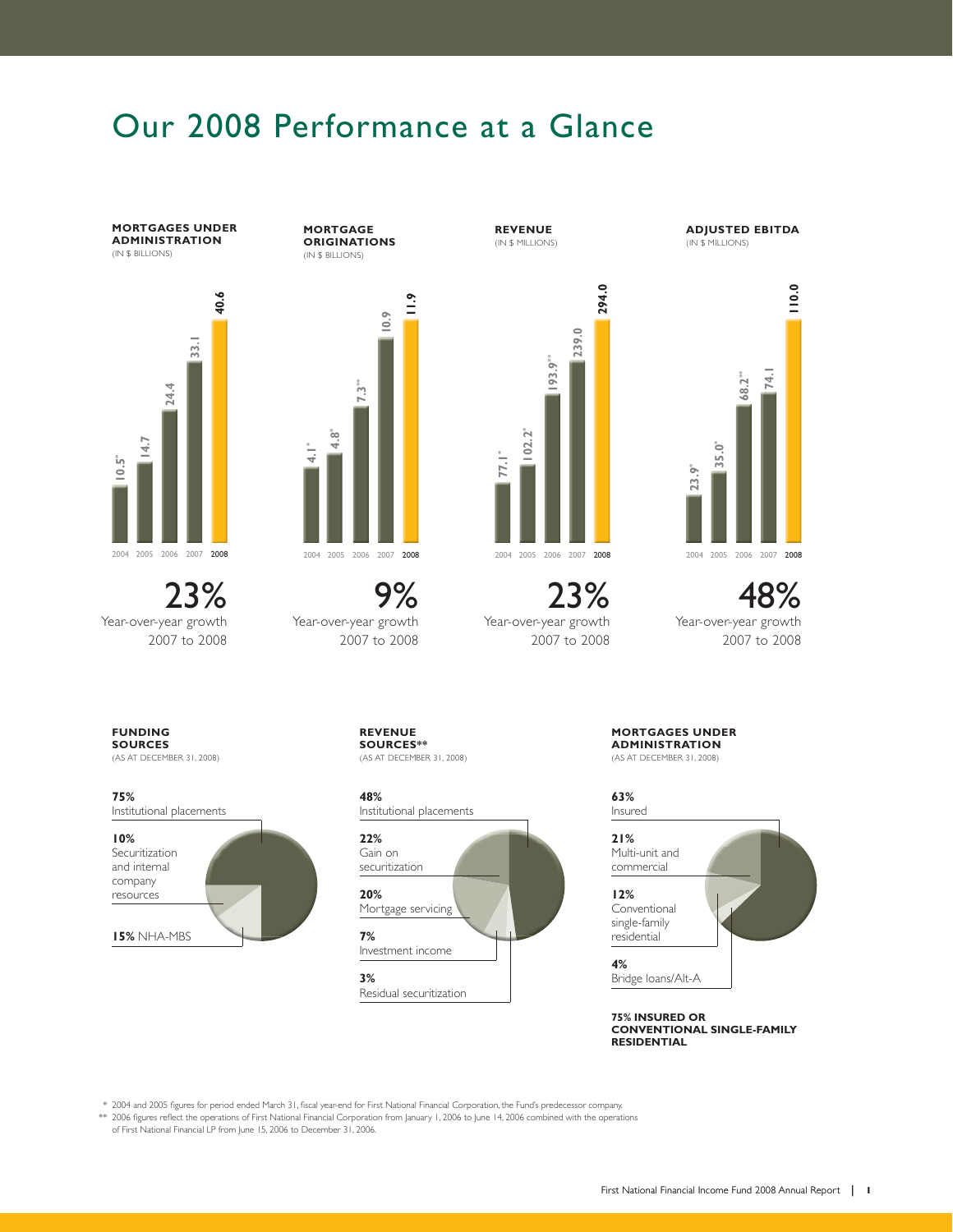# Our 2008 Performance at a Glance

### MORTGAGES UNDER ADMINISTRATION
(IN $ BILLIONS)

| Year | Value |
|---|---|
| 2004 | 10.5* |
| 2005 | 14.7 |
| 2006 | 24.4 |
| 2007 | 33.1 |
| 2008 | 40.6 |

23%
Year-over-year growth
2007 to 2008

### MORTGAGE ORIGINATIONS
(IN $ BILLIONS)

| Year | Value |
|---|---|
| 2004 | 4.1* |
| 2005 | 4.8* |
| 2006 | 7.3** |
| 2007 | 10.9 |
| 2008 | 11.9 |

9%
Year-over-year growth
2007 to 2008

### REVENUE
(IN $ MILLIONS)

| Year | Value |
|---|---|
| 2004 | 77.1* |
| 2005 | 102.2* |
| 2006 | 193.9** |
| 2007 | 239.0 |
| 2008 | 294.0 |

23%
Year-over-year growth
2007 to 2008

### ADJUSTED EBITDA
(IN $ MILLIONS)

| Year | Value |
|---|---|
| 2004 | 23.9* |
| 2005 | 35.0* |
| 2006 | 68.2** |
| 2007 | 74.1 |
| 2008 | 110.0 |

48%
Year-over-year growth
2007 to 2008

### FUNDING SOURCES
(AS AT DECEMBER 31, 2008)

**75%** Institutional placements

**10%** Securitization and internal company resources

**15%** NHA-MBS

### REVENUE SOURCES**
(AS AT DECEMBER 31, 2008)

**48%** Institutional placements

**22%** Gain on securitization

**20%** Mortgage servicing

**7%** Investment income

**3%** Residual securitization

### MORTGAGES UNDER ADMINISTRATION
(AS AT DECEMBER 31, 2008)

**63%** Insured

**21%** Multi-unit and commercial

**12%** Conventional single-family residential

**4%** Bridge loans/Alt-A

**75% INSURED OR CONVENTIONAL SINGLE-FAMILY RESIDENTIAL**

\* 2004 and 2005 figures for period ended March 31, fiscal year-end for First National Financial Corporation, the Fund's predecessor company.
** 2006 figures reflect the operations of First National Financial Corporation from January 1, 2006 to June 14, 2006 combined with the operations of First National Financial LP from June 15, 2006 to December 31, 2006.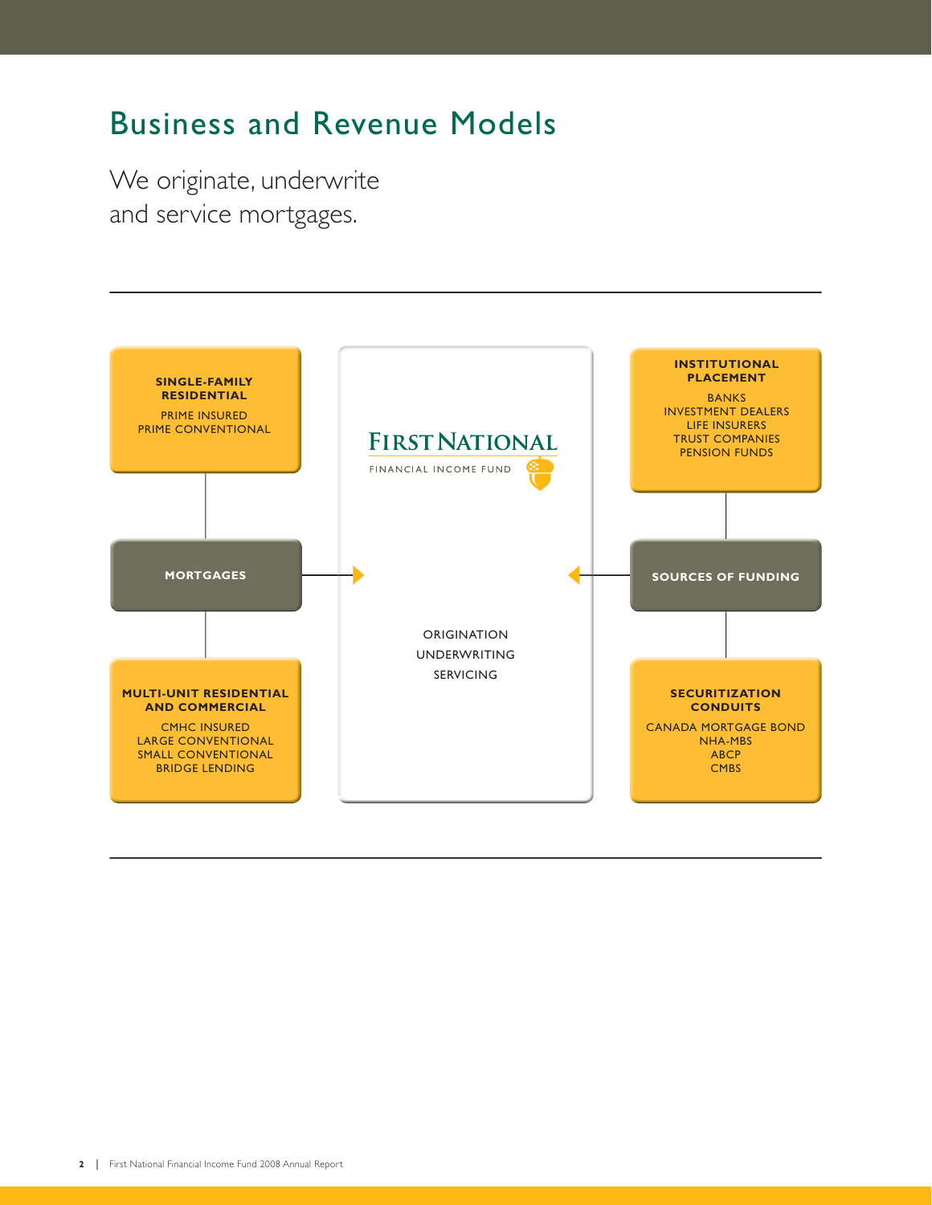# Business and Revenue Models

We originate, underwrite and service mortgages.

**SINGLE-FAMILY RESIDENTIAL**

PRIME INSURED
PRIME CONVENTIONAL

**MORTGAGES**

**MULTI-UNIT RESIDENTIAL AND COMMERCIAL**

CMHC INSURED
LARGE CONVENTIONAL
SMALL CONVENTIONAL
BRIDGE LENDING

FIRST NATIONAL
FINANCIAL INCOME FUND

ORIGINATION
UNDERWRITING
SERVICING

**INSTITUTIONAL PLACEMENT**

BANKS
INVESTMENT DEALERS
LIFE INSURERS
TRUST COMPANIES
PENSION FUNDS

**SOURCES OF FUNDING**

**SECURITIZATION CONDUITS**

CANADA MORTGAGE BOND
NHA-MBS
ABCP
CMBS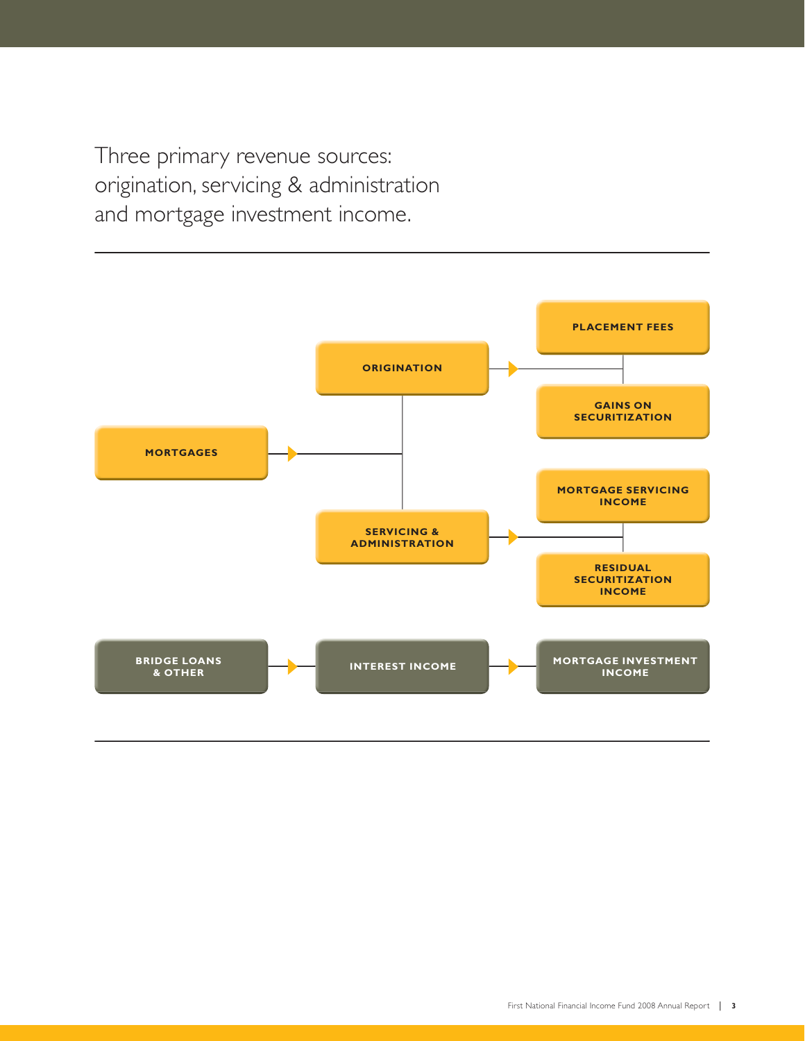Three primary revenue sources: origination, servicing & administration and mortgage investment income.

---

- **MORTGAGES**
  - **ORIGINATION**
    - PLACEMENT FEES
    - GAINS ON SECURITIZATION
  - **SERVICING & ADMINISTRATION**
    - MORTGAGE SERVICING INCOME
    - RESIDUAL SECURITIZATION INCOME

- **BRIDGE LOANS & OTHER** → **INTEREST INCOME** → **MORTGAGE INVESTMENT INCOME**

---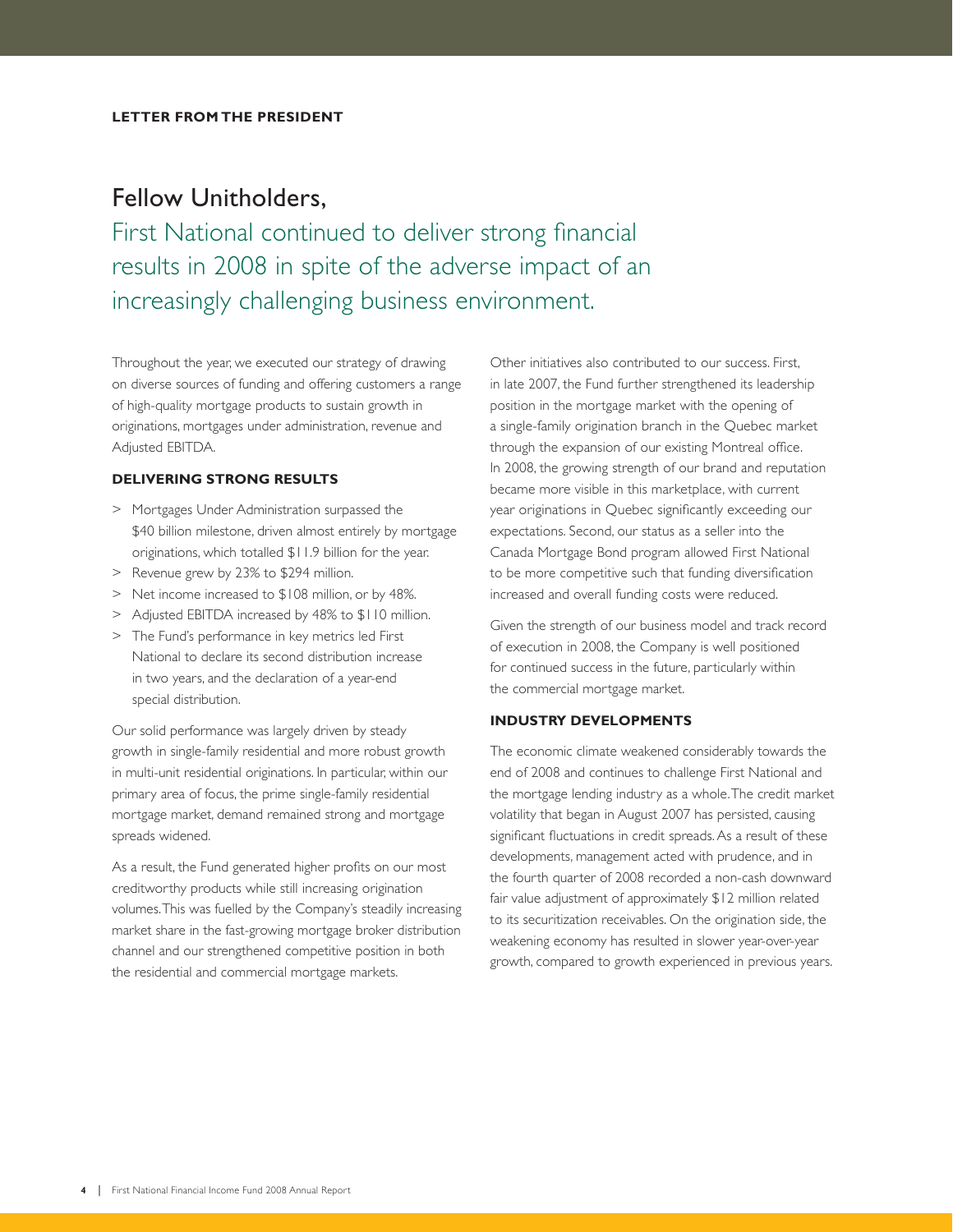**LETTER FROM THE PRESIDENT**

# Fellow Unitholders,

## First National continued to deliver strong financial results in 2008 in spite of the adverse impact of an increasingly challenging business environment.

Throughout the year, we executed our strategy of drawing on diverse sources of funding and offering customers a range of high-quality mortgage products to sustain growth in originations, mortgages under administration, revenue and Adjusted EBITDA.

### DELIVERING STRONG RESULTS

> Mortgages Under Administration surpassed the $40 billion milestone, driven almost entirely by mortgage originations, which totalled $11.9 billion for the year.
> Revenue grew by 23% to $294 million.
> Net income increased to $108 million, or by 48%.
> Adjusted EBITDA increased by 48% to $110 million.
> The Fund's performance in key metrics led First National to declare its second distribution increase in two years, and the declaration of a year-end special distribution.

Our solid performance was largely driven by steady growth in single-family residential and more robust growth in multi-unit residential originations. In particular, within our primary area of focus, the prime single-family residential mortgage market, demand remained strong and mortgage spreads widened.

As a result, the Fund generated higher profits on our most creditworthy products while still increasing origination volumes. This was fuelled by the Company's steadily increasing market share in the fast-growing mortgage broker distribution channel and our strengthened competitive position in both the residential and commercial mortgage markets.

Other initiatives also contributed to our success. First, in late 2007, the Fund further strengthened its leadership position in the mortgage market with the opening of a single-family origination branch in the Quebec market through the expansion of our existing Montreal office. In 2008, the growing strength of our brand and reputation became more visible in this marketplace, with current year originations in Quebec significantly exceeding our expectations. Second, our status as a seller into the Canada Mortgage Bond program allowed First National to be more competitive such that funding diversification increased and overall funding costs were reduced.

Given the strength of our business model and track record of execution in 2008, the Company is well positioned for continued success in the future, particularly within the commercial mortgage market.

### INDUSTRY DEVELOPMENTS

The economic climate weakened considerably towards the end of 2008 and continues to challenge First National and the mortgage lending industry as a whole. The credit market volatility that began in August 2007 has persisted, causing significant fluctuations in credit spreads. As a result of these developments, management acted with prudence, and in the fourth quarter of 2008 recorded a non-cash downward fair value adjustment of approximately $12 million related to its securitization receivables. On the origination side, the weakening economy has resulted in slower year-over-year growth, compared to growth experienced in previous years.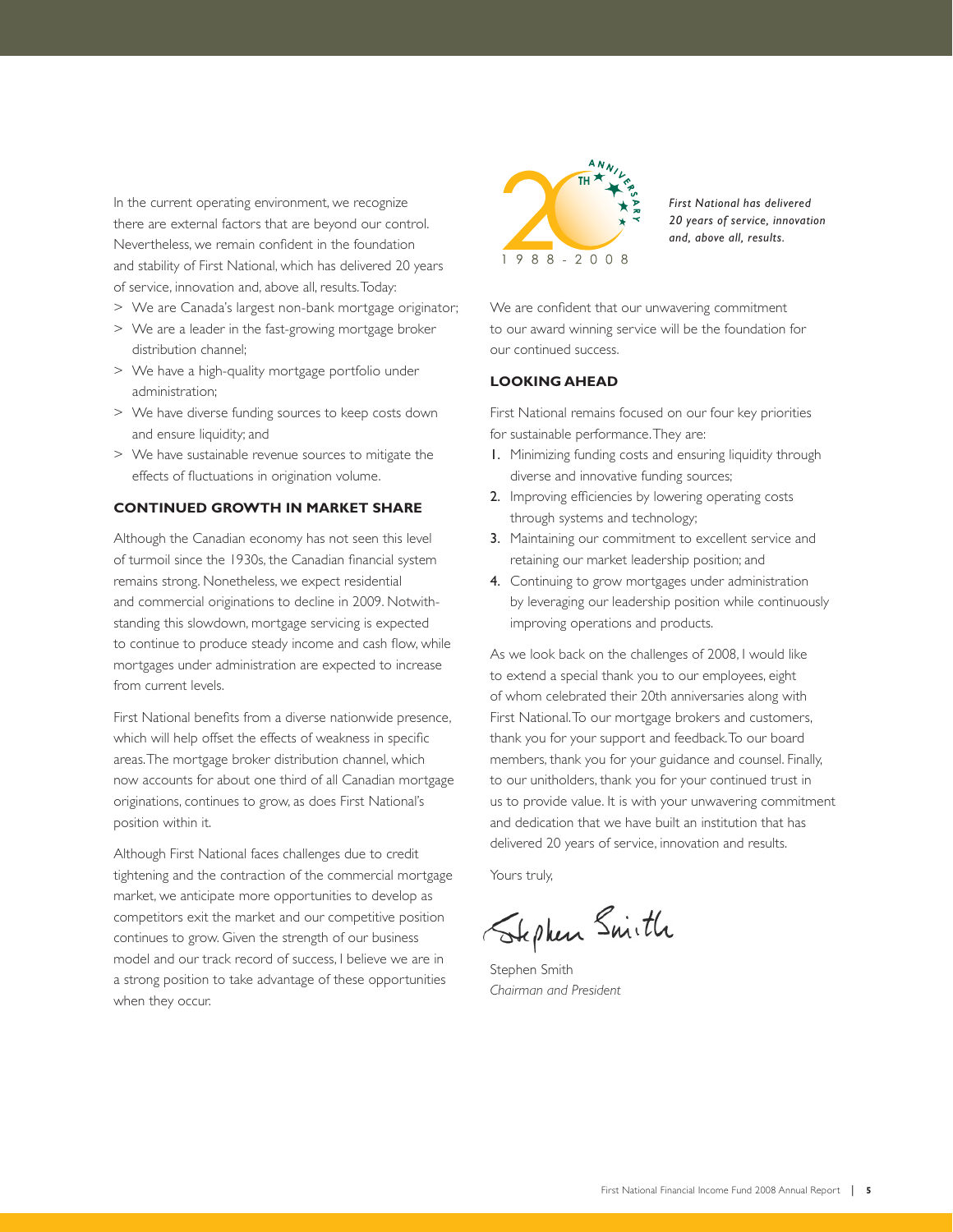In the current operating environment, we recognize there are external factors that are beyond our control. Nevertheless, we remain confident in the foundation and stability of First National, which has delivered 20 years of service, innovation and, above all, results. Today:

> We are Canada's largest non-bank mortgage originator;
> We are a leader in the fast-growing mortgage broker distribution channel;
> We have a high-quality mortgage portfolio under administration;
> We have diverse funding sources to keep costs down and ensure liquidity; and
> We have sustainable revenue sources to mitigate the effects of fluctuations in origination volume.

## CONTINUED GROWTH IN MARKET SHARE

Although the Canadian economy has not seen this level of turmoil since the 1930s, the Canadian financial system remains strong. Nonetheless, we expect residential and commercial originations to decline in 2009. Notwithstanding this slowdown, mortgage servicing is expected to continue to produce steady income and cash flow, while mortgages under administration are expected to increase from current levels.

First National benefits from a diverse nationwide presence, which will help offset the effects of weakness in specific areas. The mortgage broker distribution channel, which now accounts for about one third of all Canadian mortgage originations, continues to grow, as does First National's position within it.

Although First National faces challenges due to credit tightening and the contraction of the commercial mortgage market, we anticipate more opportunities to develop as competitors exit the market and our competitive position continues to grow. Given the strength of our business model and our track record of success, I believe we are in a strong position to take advantage of these opportunities when they occur.

20TH ANNIVERSARY 1988 - 2008

*First National has delivered 20 years of service, innovation and, above all, results.*

We are confident that our unwavering commitment to our award winning service will be the foundation for our continued success.

## LOOKING AHEAD

First National remains focused on our four key priorities for sustainable performance. They are:

1. Minimizing funding costs and ensuring liquidity through diverse and innovative funding sources;
2. Improving efficiencies by lowering operating costs through systems and technology;
3. Maintaining our commitment to excellent service and retaining our market leadership position; and
4. Continuing to grow mortgages under administration by leveraging our leadership position while continuously improving operations and products.

As we look back on the challenges of 2008, I would like to extend a special thank you to our employees, eight of whom celebrated their 20th anniversaries along with First National. To our mortgage brokers and customers, thank you for your support and feedback. To our board members, thank you for your guidance and counsel. Finally, to our unitholders, thank you for your continued trust in us to provide value. It is with your unwavering commitment and dedication that we have built an institution that has delivered 20 years of service, innovation and results.

Yours truly,

Stephen Smith
*Chairman and President*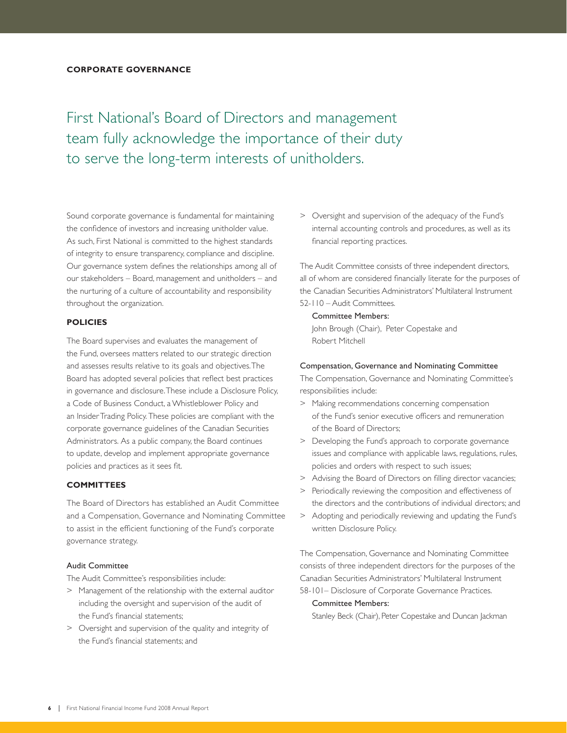## CORPORATE GOVERNANCE

# First National's Board of Directors and management team fully acknowledge the importance of their duty to serve the long-term interests of unitholders.

Sound corporate governance is fundamental for maintaining the confidence of investors and increasing unitholder value. As such, First National is committed to the highest standards of integrity to ensure transparency, compliance and discipline. Our governance system defines the relationships among all of our stakeholders – Board, management and unitholders – and the nurturing of a culture of accountability and responsibility throughout the organization.

### POLICIES

The Board supervises and evaluates the management of the Fund, oversees matters related to our strategic direction and assesses results relative to its goals and objectives. The Board has adopted several policies that reflect best practices in governance and disclosure. These include a Disclosure Policy, a Code of Business Conduct, a Whistleblower Policy and an Insider Trading Policy. These policies are compliant with the corporate governance guidelines of the Canadian Securities Administrators. As a public company, the Board continues to update, develop and implement appropriate governance policies and practices as it sees fit.

### COMMITTEES

The Board of Directors has established an Audit Committee and a Compensation, Governance and Nominating Committee to assist in the efficient functioning of the Fund's corporate governance strategy.

#### Audit Committee

The Audit Committee's responsibilities include:

> Management of the relationship with the external auditor including the oversight and supervision of the audit of the Fund's financial statements;

> Oversight and supervision of the quality and integrity of the Fund's financial statements; and

> Oversight and supervision of the adequacy of the Fund's internal accounting controls and procedures, as well as its financial reporting practices.

The Audit Committee consists of three independent directors, all of whom are considered financially literate for the purposes of the Canadian Securities Administrators' Multilateral Instrument 52-110 – Audit Committees.

Committee Members:
John Brough (Chair), Peter Copestake and Robert Mitchell

#### Compensation, Governance and Nominating Committee

The Compensation, Governance and Nominating Committee's responsibilities include:

> Making recommendations concerning compensation of the Fund's senior executive officers and remuneration of the Board of Directors;

> Developing the Fund's approach to corporate governance issues and compliance with applicable laws, regulations, rules, policies and orders with respect to such issues;

> Advising the Board of Directors on filling director vacancies;

> Periodically reviewing the composition and effectiveness of the directors and the contributions of individual directors; and

> Adopting and periodically reviewing and updating the Fund's written Disclosure Policy.

The Compensation, Governance and Nominating Committee consists of three independent directors for the purposes of the Canadian Securities Administrators' Multilateral Instrument 58-101– Disclosure of Corporate Governance Practices.

Committee Members:
Stanley Beck (Chair), Peter Copestake and Duncan Jackman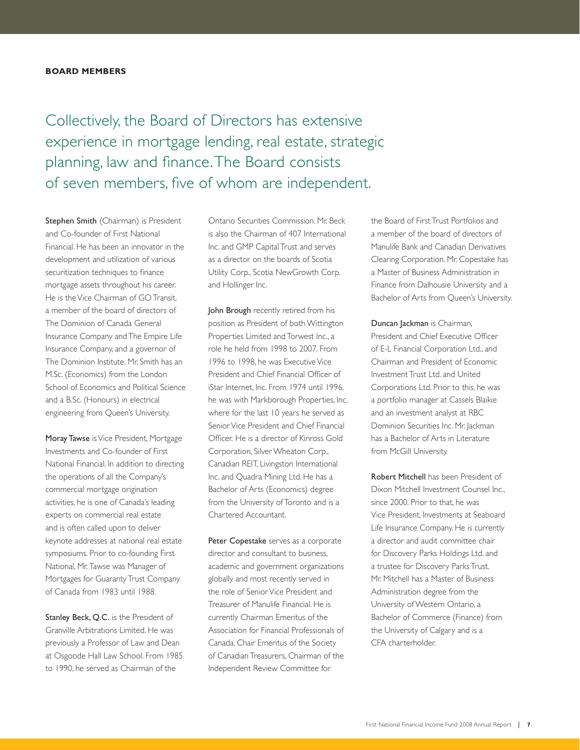## BOARD MEMBERS

Collectively, the Board of Directors has extensive experience in mortgage lending, real estate, strategic planning, law and finance. The Board consists of seven members, five of whom are independent.

**Stephen Smith** (Chairman) is President and Co-founder of First National Financial. He has been an innovator in the development and utilization of various securitization techniques to finance mortgage assets throughout his career. He is the Vice Chairman of GO Transit, a member of the board of directors of The Dominion of Canada General Insurance Company and The Empire Life Insurance Company, and a governor of The Dominion Institute. Mr. Smith has an M.Sc. (Economics) from the London School of Economics and Political Science and a B.Sc. (Honours) in electrical engineering from Queen's University.

**Moray Tawse** is Vice President, Mortgage Investments and Co-founder of First National Financial. In addition to directing the operations of all the Company's commercial mortgage origination activities, he is one of Canada's leading experts on commercial real estate and is often called upon to deliver keynote addresses at national real estate symposiums. Prior to co-founding First National, Mr. Tawse was Manager of Mortgages for Guaranty Trust Company of Canada from 1983 until 1988.

**Stanley Beck, Q.C.** is the President of Granville Arbitrations Limited. He was previously a Professor of Law and Dean at Osgoode Hall Law School. From 1985 to 1990, he served as Chairman of the Ontario Securities Commission. Mr. Beck is also the Chairman of 407 International Inc. and GMP Capital Trust and serves as a director on the boards of Scotia Utility Corp., Scotia NewGrowth Corp. and Hollinger Inc.

**John Brough** recently retired from his position as President of both Wittington Properties Limited and Torwest Inc., a role he held from 1998 to 2007. From 1996 to 1998, he was Executive Vice President and Chief Financial Officer of iStar Internet, Inc. From 1974 until 1996, he was with Markborough Properties, Inc. where for the last 10 years he served as Senior Vice President and Chief Financial Officer. He is a director of Kinross Gold Corporation, Silver Wheaton Corp., Canadian REIT, Livingston International Inc. and Quadra Mining Ltd. He has a Bachelor of Arts (Economics) degree from the University of Toronto and is a Chartered Accountant.

**Peter Copestake** serves as a corporate director and consultant to business, academic and government organizations globally and most recently served in the role of Senior Vice President and Treasurer of Manulife Financial. He is currently Chairman Emeritus of the Association for Financial Professionals of Canada, Chair Emeritus of the Society of Canadian Treasurers, Chairman of the Independent Review Committee for the Board of First Trust Portfolios and a member of the board of directors of Manulife Bank and Canadian Derivatives Clearing Corporation. Mr. Copestake has a Master of Business Administration in Finance from Dalhousie University and a Bachelor of Arts from Queen's University.

**Duncan Jackman** is Chairman, President and Chief Executive Officer of E-L Financial Corporation Ltd., and Chairman and President of Economic Investment Trust Ltd. and United Corporations Ltd. Prior to this, he was a portfolio manager at Cassels Blaikie and an investment analyst at RBC Dominion Securities Inc. Mr. Jackman has a Bachelor of Arts in Literature from McGill University.

**Robert Mitchell** has been President of Dixon Mitchell Investment Counsel Inc., since 2000. Prior to that, he was Vice President, Investments at Seaboard Life Insurance Company. He is currently a director and audit committee chair for Discovery Parks Holdings Ltd. and a trustee for Discovery Parks Trust. Mr. Mitchell has a Master of Business Administration degree from the University of Western Ontario, a Bachelor of Commerce (Finance) from the University of Calgary and is a CFA charterholder.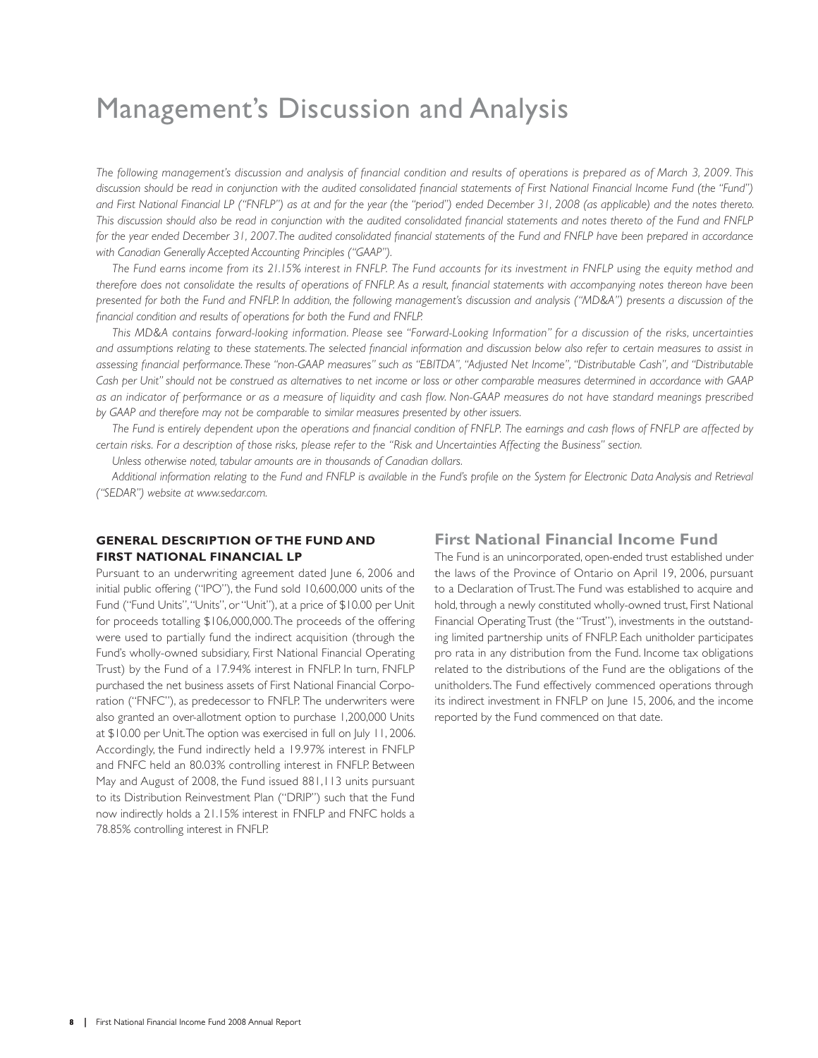# Management's Discussion and Analysis

*The following management's discussion and analysis of financial condition and results of operations is prepared as of March 3, 2009. This discussion should be read in conjunction with the audited consolidated financial statements of First National Financial Income Fund (the "Fund") and First National Financial LP ("FNFLP") as at and for the year (the "period") ended December 31, 2008 (as applicable) and the notes thereto. This discussion should also be read in conjunction with the audited consolidated financial statements and notes thereto of the Fund and FNFLP for the year ended December 31, 2007. The audited consolidated financial statements of the Fund and FNFLP have been prepared in accordance with Canadian Generally Accepted Accounting Principles ("GAAP").*

*The Fund earns income from its 21.15% interest in FNFLP. The Fund accounts for its investment in FNFLP using the equity method and therefore does not consolidate the results of operations of FNFLP. As a result, financial statements with accompanying notes thereon have been presented for both the Fund and FNFLP. In addition, the following management's discussion and analysis ("MD&A") presents a discussion of the financial condition and results of operations for both the Fund and FNFLP.*

*This MD&A contains forward-looking information. Please see "Forward-Looking Information" for a discussion of the risks, uncertainties and assumptions relating to these statements. The selected financial information and discussion below also refer to certain measures to assist in assessing financial performance. These "non-GAAP measures" such as "EBITDA", "Adjusted Net Income", "Distributable Cash", and "Distributable Cash per Unit" should not be construed as alternatives to net income or loss or other comparable measures determined in accordance with GAAP as an indicator of performance or as a measure of liquidity and cash flow. Non-GAAP measures do not have standard meanings prescribed by GAAP and therefore may not be comparable to similar measures presented by other issuers.*

*The Fund is entirely dependent upon the operations and financial condition of FNFLP. The earnings and cash flows of FNFLP are affected by certain risks. For a description of those risks, please refer to the "Risk and Uncertainties Affecting the Business" section.*

*Unless otherwise noted, tabular amounts are in thousands of Canadian dollars.*

*Additional information relating to the Fund and FNFLP is available in the Fund's profile on the System for Electronic Data Analysis and Retrieval ("SEDAR") website at www.sedar.com.*

## GENERAL DESCRIPTION OF THE FUND AND FIRST NATIONAL FINANCIAL LP

Pursuant to an underwriting agreement dated June 6, 2006 and initial public offering ("IPO"), the Fund sold 10,600,000 units of the Fund ("Fund Units", "Units", or "Unit"), at a price of $10.00 per Unit for proceeds totalling $106,000,000. The proceeds of the offering were used to partially fund the indirect acquisition (through the Fund's wholly-owned subsidiary, First National Financial Operating Trust) by the Fund of a 17.94% interest in FNFLP. In turn, FNFLP purchased the net business assets of First National Financial Corporation ("FNFC"), as predecessor to FNFLP. The underwriters were also granted an over-allotment option to purchase 1,200,000 Units at $10.00 per Unit. The option was exercised in full on July 11, 2006. Accordingly, the Fund indirectly held a 19.97% interest in FNFLP and FNFC held an 80.03% controlling interest in FNFLP. Between May and August of 2008, the Fund issued 881,113 units pursuant to its Distribution Reinvestment Plan ("DRIP") such that the Fund now indirectly holds a 21.15% interest in FNFLP and FNFC holds a 78.85% controlling interest in FNFLP.

## First National Financial Income Fund

The Fund is an unincorporated, open-ended trust established under the laws of the Province of Ontario on April 19, 2006, pursuant to a Declaration of Trust. The Fund was established to acquire and hold, through a newly constituted wholly-owned trust, First National Financial Operating Trust (the "Trust"), investments in the outstanding limited partnership units of FNFLP. Each unitholder participates pro rata in any distribution from the Fund. Income tax obligations related to the distributions of the Fund are the obligations of the unitholders. The Fund effectively commenced operations through its indirect investment in FNFLP on June 15, 2006, and the income reported by the Fund commenced on that date.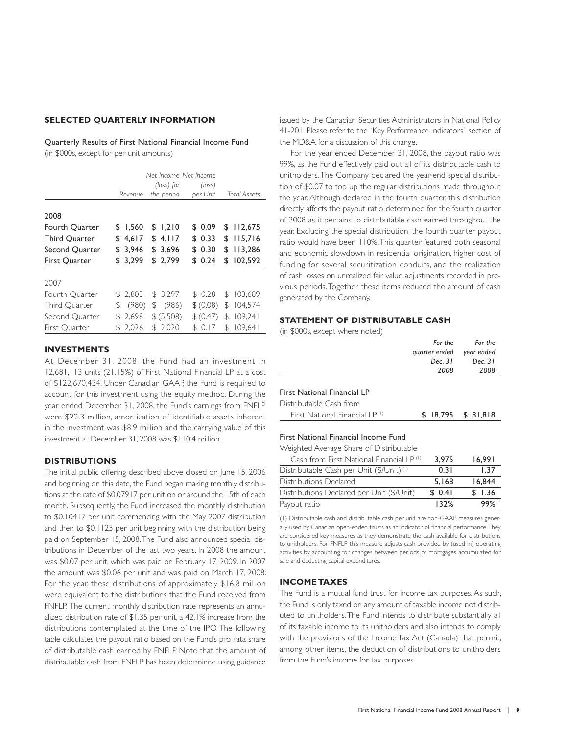## SELECTED QUARTERLY INFORMATION

Quarterly Results of First National Financial Income Fund
(in $000s, except for per unit amounts)

| | *Revenue* | *Net Income (loss) for the period* | *Net Income (loss) per Unit* | *Total Assets* |
|---|---|---|---|---|
| **2008** | | | | |
| **Fourth Quarter** | **$ 1,560** | **$ 1,210** | **$ 0.09** | **$ 112,675** |
| **Third Quarter** | **$ 4,617** | **$ 4,117** | **$ 0.33** | **$ 115,716** |
| **Second Quarter** | **$ 3,946** | **$ 3,696** | **$ 0.30** | **$ 113,286** |
| **First Quarter** | **$ 3,299** | **$ 2,799** | **$ 0.24** | **$ 102,592** |
| 2007 | | | | |
| Fourth Quarter | $ 2,803 | $ 3,297 | $ 0.28 | $ 103,689 |
| Third Quarter | $ (980) | $ (986) | $ (0.08) | $ 104,574 |
| Second Quarter | $ 2,698 | $ (5,508) | $ (0.47) | $ 109,241 |
| First Quarter | $ 2,026 | $ 2,020 | $ 0.17 | $ 109,641 |

## INVESTMENTS

At December 31, 2008, the Fund had an investment in 12,681,113 units (21.15%) of First National Financial LP at a cost of $122,670,434. Under Canadian GAAP, the Fund is required to account for this investment using the equity method. During the year ended December 31, 2008, the Fund's earnings from FNFLP were $22.3 million, amortization of identifiable assets inherent in the investment was $8.9 million and the carrying value of this investment at December 31, 2008 was $110.4 million.

## DISTRIBUTIONS

The initial public offering described above closed on June 15, 2006 and beginning on this date, the Fund began making monthly distributions at the rate of $0.07917 per unit on or around the 15th of each month. Subsequently, the Fund increased the monthly distribution to $0.10417 per unit commencing with the May 2007 distribution and then to $0.1125 per unit beginning with the distribution being paid on September 15, 2008. The Fund also announced special distributions in December of the last two years. In 2008 the amount was $0.07 per unit, which was paid on February 17, 2009. In 2007 the amount was $0.06 per unit and was paid on March 17, 2008. For the year, these distributions of approximately $16.8 million were equivalent to the distributions that the Fund received from FNFLP. The current monthly distribution rate represents an annualized distribution rate of $1.35 per unit, a 42.1% increase from the distributions contemplated at the time of the IPO. The following table calculates the payout ratio based on the Fund's pro rata share of distributable cash earned by FNFLP. Note that the amount of distributable cash from FNFLP has been determined using guidance issued by the Canadian Securities Administrators in National Policy 41-201. Please refer to the "Key Performance Indicators" section of the MD&A for a discussion of this change.

For the year ended December 31, 2008, the payout ratio was 99%, as the Fund effectively paid out all of its distributable cash to unitholders. The Company declared the year-end special distribution of $0.07 to top up the regular distributions made throughout the year. Although declared in the fourth quarter, this distribution directly affects the payout ratio determined for the fourth quarter of 2008 as it pertains to distributable cash earned throughout the year. Excluding the special distribution, the fourth quarter payout ratio would have been 110%. This quarter featured both seasonal and economic slowdown in residential origination, higher cost of funding for several securitization conduits, and the realization of cash losses on unrealized fair value adjustments recorded in previous periods. Together these items reduced the amount of cash generated by the Company.

## STATEMENT OF DISTRIBUTABLE CASH

(in $000s, except where noted)

| | *For the quarter ended Dec. 31 2008* | *For the year ended Dec. 31 2008* |
|---|---|---|
| **First National Financial LP** | | |
| Distributable Cash from First National Financial LP [(1)] | **$ 18,795** | **$ 81,818** |
| **First National Financial Income Fund** | | |
| Weighted Average Share of Distributable Cash from First National Financial LP [(1)] | **3,975** | **16,991** |
| Distributable Cash per Unit ($/Unit) [(1)] | **0.31** | **1.37** |
| Distributions Declared | **5,168** | **16,844** |
| Distributions Declared per Unit ($/Unit) | **$ 0.41** | **$ 1.36** |
| Payout ratio | **132%** | **99%** |

(1) Distributable cash and distributable cash per unit are non-GAAP measures generally used by Canadian open-ended trusts as an indicator of financial performance. They are considered key measures as they demonstrate the cash available for distributions to unitholders. For FNFLP this measure adjusts cash provided by (used in) operating activities by accounting for changes between periods of mortgages accumulated for sale and deducting capital expenditures.

## INCOME TAXES

The Fund is a mutual fund trust for income tax purposes. As such, the Fund is only taxed on any amount of taxable income not distributed to unitholders. The Fund intends to distribute substantially all of its taxable income to its unitholders and also intends to comply with the provisions of the Income Tax Act (Canada) that permit, among other items, the deduction of distributions to unitholders from the Fund's income for tax purposes.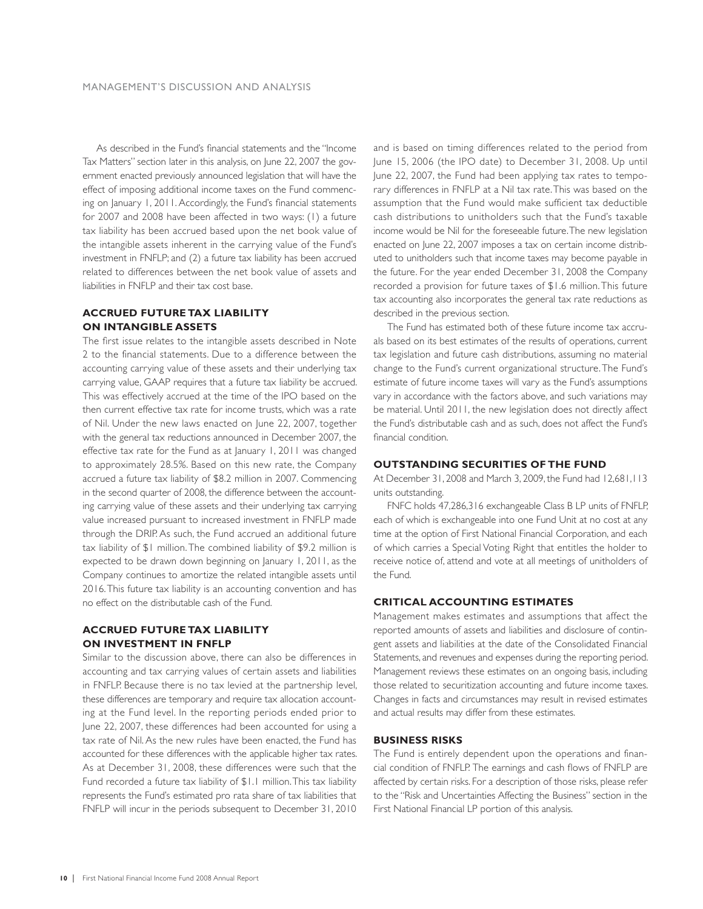As described in the Fund's financial statements and the "Income Tax Matters" section later in this analysis, on June 22, 2007 the government enacted previously announced legislation that will have the effect of imposing additional income taxes on the Fund commencing on January 1, 2011. Accordingly, the Fund's financial statements for 2007 and 2008 have been affected in two ways: (1) a future tax liability has been accrued based upon the net book value of the intangible assets inherent in the carrying value of the Fund's investment in FNFLP; and (2) a future tax liability has been accrued related to differences between the net book value of assets and liabilities in FNFLP and their tax cost base.

### ACCRUED FUTURE TAX LIABILITY ON INTANGIBLE ASSETS

The first issue relates to the intangible assets described in Note 2 to the financial statements. Due to a difference between the accounting carrying value of these assets and their underlying tax carrying value, GAAP requires that a future tax liability be accrued. This was effectively accrued at the time of the IPO based on the then current effective tax rate for income trusts, which was a rate of Nil. Under the new laws enacted on June 22, 2007, together with the general tax reductions announced in December 2007, the effective tax rate for the Fund as at January 1, 2011 was changed to approximately 28.5%. Based on this new rate, the Company accrued a future tax liability of $8.2 million in 2007. Commencing in the second quarter of 2008, the difference between the accounting carrying value of these assets and their underlying tax carrying value increased pursuant to increased investment in FNFLP made through the DRIP. As such, the Fund accrued an additional future tax liability of $1 million. The combined liability of $9.2 million is expected to be drawn down beginning on January 1, 2011, as the Company continues to amortize the related intangible assets until 2016. This future tax liability is an accounting convention and has no effect on the distributable cash of the Fund.

### ACCRUED FUTURE TAX LIABILITY ON INVESTMENT IN FNFLP

Similar to the discussion above, there can also be differences in accounting and tax carrying values of certain assets and liabilities in FNFLP. Because there is no tax levied at the partnership level, these differences are temporary and require tax allocation accounting at the Fund level. In the reporting periods ended prior to June 22, 2007, these differences had been accounted for using a tax rate of Nil. As the new rules have been enacted, the Fund has accounted for these differences with the applicable higher tax rates. As at December 31, 2008, these differences were such that the Fund recorded a future tax liability of $1.1 million. This tax liability represents the Fund's estimated pro rata share of tax liabilities that FNFLP will incur in the periods subsequent to December 31, 2010 and is based on timing differences related to the period from June 15, 2006 (the IPO date) to December 31, 2008. Up until June 22, 2007, the Fund had been applying tax rates to temporary differences in FNFLP at a Nil tax rate. This was based on the assumption that the Fund would make sufficient tax deductible cash distributions to unitholders such that the Fund's taxable income would be Nil for the foreseeable future. The new legislation enacted on June 22, 2007 imposes a tax on certain income distributed to unitholders such that income taxes may become payable in the future. For the year ended December 31, 2008 the Company recorded a provision for future taxes of $1.6 million. This future tax accounting also incorporates the general tax rate reductions as described in the previous section.

The Fund has estimated both of these future income tax accruals based on its best estimates of the results of operations, current tax legislation and future cash distributions, assuming no material change to the Fund's current organizational structure. The Fund's estimate of future income taxes will vary as the Fund's assumptions vary in accordance with the factors above, and such variations may be material. Until 2011, the new legislation does not directly affect the Fund's distributable cash and as such, does not affect the Fund's financial condition.

### OUTSTANDING SECURITIES OF THE FUND

At December 31, 2008 and March 3, 2009, the Fund had 12,681,113 units outstanding.

FNFC holds 47,286,316 exchangeable Class B LP units of FNFLP, each of which is exchangeable into one Fund Unit at no cost at any time at the option of First National Financial Corporation, and each of which carries a Special Voting Right that entitles the holder to receive notice of, attend and vote at all meetings of unitholders of the Fund.

### CRITICAL ACCOUNTING ESTIMATES

Management makes estimates and assumptions that affect the reported amounts of assets and liabilities and disclosure of contingent assets and liabilities at the date of the Consolidated Financial Statements, and revenues and expenses during the reporting period. Management reviews these estimates on an ongoing basis, including those related to securitization accounting and future income taxes. Changes in facts and circumstances may result in revised estimates and actual results may differ from these estimates.

### BUSINESS RISKS

The Fund is entirely dependent upon the operations and financial condition of FNFLP. The earnings and cash flows of FNFLP are affected by certain risks. For a description of those risks, please refer to the "Risk and Uncertainties Affecting the Business" section in the First National Financial LP portion of this analysis.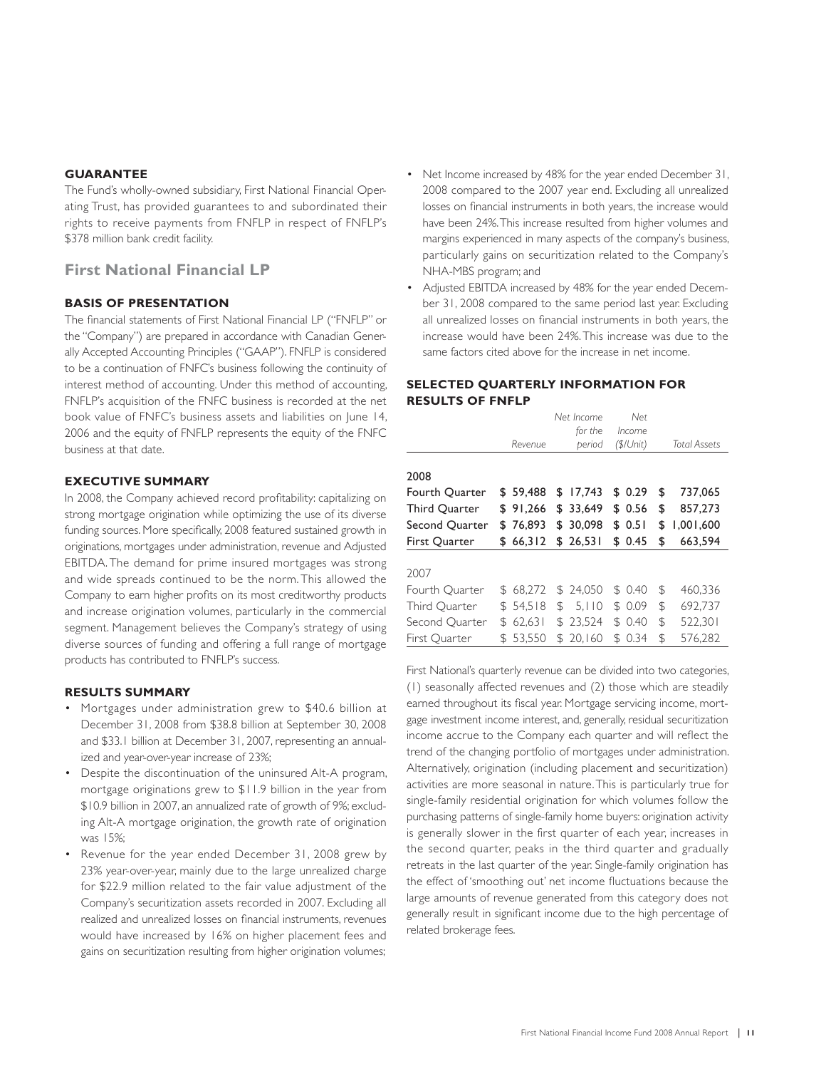### GUARANTEE

The Fund's wholly-owned subsidiary, First National Financial Operating Trust, has provided guarantees to and subordinated their rights to receive payments from FNFLP in respect of FNFLP's $378 million bank credit facility.

## First National Financial LP

### BASIS OF PRESENTATION

The financial statements of First National Financial LP ("FNFLP" or the "Company") are prepared in accordance with Canadian Generally Accepted Accounting Principles ("GAAP"). FNFLP is considered to be a continuation of FNFC's business following the continuity of interest method of accounting. Under this method of accounting, FNFLP's acquisition of the FNFC business is recorded at the net book value of FNFC's business assets and liabilities on June 14, 2006 and the equity of FNFLP represents the equity of the FNFC business at that date.

### EXECUTIVE SUMMARY

In 2008, the Company achieved record profitability: capitalizing on strong mortgage origination while optimizing the use of its diverse funding sources. More specifically, 2008 featured sustained growth in originations, mortgages under administration, revenue and Adjusted EBITDA. The demand for prime insured mortgages was strong and wide spreads continued to be the norm. This allowed the Company to earn higher profits on its most creditworthy products and increase origination volumes, particularly in the commercial segment. Management believes the Company's strategy of using diverse sources of funding and offering a full range of mortgage products has contributed to FNFLP's success.

### RESULTS SUMMARY

- Mortgages under administration grew to $40.6 billion at December 31, 2008 from $38.8 billion at September 30, 2008 and $33.1 billion at December 31, 2007, representing an annualized and year-over-year increase of 23%;
- Despite the discontinuation of the uninsured Alt-A program, mortgage originations grew to $11.9 billion in the year from $10.9 billion in 2007, an annualized rate of growth of 9%; excluding Alt-A mortgage origination, the growth rate of origination was 15%;
- Revenue for the year ended December 31, 2008 grew by 23% year-over-year, mainly due to the large unrealized charge for $22.9 million related to the fair value adjustment of the Company's securitization assets recorded in 2007. Excluding all realized and unrealized losses on financial instruments, revenues would have increased by 16% on higher placement fees and gains on securitization resulting from higher origination volumes;
- Net Income increased by 48% for the year ended December 31, 2008 compared to the 2007 year end. Excluding all unrealized losses on financial instruments in both years, the increase would have been 24%. This increase resulted from higher volumes and margins experienced in many aspects of the company's business, particularly gains on securitization related to the Company's NHA-MBS program; and
- Adjusted EBITDA increased by 48% for the year ended December 31, 2008 compared to the same period last year. Excluding all unrealized losses on financial instruments in both years, the increase would have been 24%. This increase was due to the same factors cited above for the increase in net income.

### SELECTED QUARTERLY INFORMATION FOR RESULTS OF FNFLP

| | *Revenue* | *Net Income for the period* | *Net Income ($/Unit)* | *Total Assets* |
|---|---|---|---|---|
| **2008** | | | | |
| **Fourth Quarter** | **$ 59,488** | **$ 17,743** | **$ 0.29** | **$ 737,065** |
| **Third Quarter** | **$ 91,266** | **$ 33,649** | **$ 0.56** | **$ 857,273** |
| **Second Quarter** | **$ 76,893** | **$ 30,098** | **$ 0.51** | **$ 1,001,600** |
| **First Quarter** | **$ 66,312** | **$ 26,531** | **$ 0.45** | **$ 663,594** |
| 2007 | | | | |
| Fourth Quarter | $ 68,272 | $ 24,050 | $ 0.40 | $ 460,336 |
| Third Quarter | $ 54,518 | $ 5,110 | $ 0.09 | $ 692,737 |
| Second Quarter | $ 62,631 | $ 23,524 | $ 0.40 | $ 522,301 |
| First Quarter | $ 53,550 | $ 20,160 | $ 0.34 | $ 576,282 |

First National's quarterly revenue can be divided into two categories, (1) seasonally affected revenues and (2) those which are steadily earned throughout its fiscal year. Mortgage servicing income, mortgage investment income interest, and, generally, residual securitization income accrue to the Company each quarter and will reflect the trend of the changing portfolio of mortgages under administration. Alternatively, origination (including placement and securitization) activities are more seasonal in nature. This is particularly true for single-family residential origination for which volumes follow the purchasing patterns of single-family home buyers: origination activity is generally slower in the first quarter of each year, increases in the second quarter, peaks in the third quarter and gradually retreats in the last quarter of the year. Single-family origination has the effect of 'smoothing out' net income fluctuations because the large amounts of revenue generated from this category does not generally result in significant income due to the high percentage of related brokerage fees.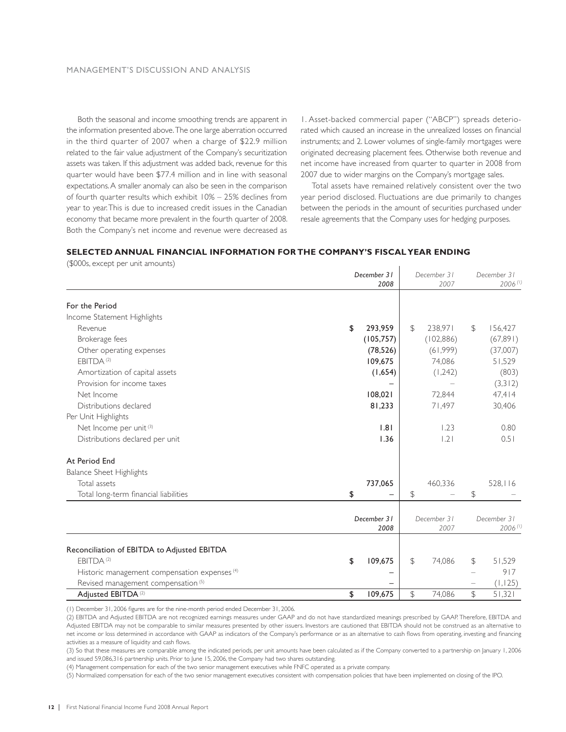Both the seasonal and income smoothing trends are apparent in the information presented above. The one large aberration occurred in the third quarter of 2007 when a charge of $22.9 million related to the fair value adjustment of the Company's securitization assets was taken. If this adjustment was added back, revenue for this quarter would have been $77.4 million and in line with seasonal expectations. A smaller anomaly can also be seen in the comparison of fourth quarter results which exhibit 10% – 25% declines from year to year. This is due to increased credit issues in the Canadian economy that became more prevalent in the fourth quarter of 2008. Both the Company's net income and revenue were decreased as 1. Asset-backed commercial paper ("ABCP") spreads deteriorated which caused an increase in the unrealized losses on financial instruments; and 2. Lower volumes of single-family mortgages were originated decreasing placement fees. Otherwise both revenue and net income have increased from quarter to quarter in 2008 from 2007 due to wider margins on the Company's mortgage sales.

Total assets have remained relatively consistent over the two year period disclosed. Fluctuations are due primarily to changes between the periods in the amount of securities purchased under resale agreements that the Company uses for hedging purposes.

### SELECTED ANNUAL FINANCIAL INFORMATION FOR THE COMPANY'S FISCAL YEAR ENDING

($000s, except per unit amounts)

| | *December 31 2008* | *December 31 2007* | *December 31 2006*[1] |
|---|---|---|---|
| **For the Period** | | | |
| Income Statement Highlights | | | |
| Revenue | **$ 293,959** | $ 238,971 | $ 156,427 |
| Brokerage fees | **(105,757)** | (102,886) | (67,891) |
| Other operating expenses | **(78,526)** | (61,999) | (37,007) |
| EBITDA[2] | **109,675** | 74,086 | 51,529 |
| Amortization of capital assets | **(1,654)** | (1,242) | (803) |
| Provision for income taxes | **–** | – | (3,312) |
| Net Income | **108,021** | 72,844 | 47,414 |
| Distributions declared | **81,233** | 71,497 | 30,406 |
| Per Unit Highlights | | | |
| Net Income per unit[3] | **1.81** | 1.23 | 0.80 |
| Distributions declared per unit | **1.36** | 1.21 | 0.51 |
| **At Period End** | | | |
| Balance Sheet Highlights | | | |
| Total assets | **737,065** | 460,336 | 528,116 |
| Total long-term financial liabilities | **$ –** | $ – | $ – |

| | *December 31 2008* | *December 31 2007* | *December 31 2006*[1] |
|---|---|---|---|
| **Reconciliation of EBITDA to Adjusted EBITDA** | | | |
| EBITDA[2] | **$ 109,675** | $ 74,086 | $ 51,529 |
| Historic management compensation expenses[4] | **–** | | – 917 |
| Revised management compensation[5] | **–** | | – (1,125) |
| **Adjusted EBITDA**[2] | **$ 109,675** | $ 74,086 | $ 51,321 |

(1) December 31, 2006 figures are for the nine-month period ended December 31, 2006.

(2) EBITDA and Adjusted EBITDA are not recognized earnings measures under GAAP and do not have standardized meanings prescribed by GAAP. Therefore, EBITDA and Adjusted EBITDA may not be comparable to similar measures presented by other issuers. Investors are cautioned that EBITDA should not be construed as an alternative to net income or loss determined in accordance with GAAP as indicators of the Company's performance or as an alternative to cash flows from operating, investing and financing activities as a measure of liquidity and cash flows.

(3) So that these measures are comparable among the indicated periods, per unit amounts have been calculated as if the Company converted to a partnership on January 1, 2006 and issued 59,086,316 partnership units. Prior to June 15, 2006, the Company had two shares outstanding.

(4) Management compensation for each of the two senior management executives while FNFC operated as a private company.

(5) Normalized compensation for each of the two senior management executives consistent with compensation policies that have been implemented on closing of the IPO.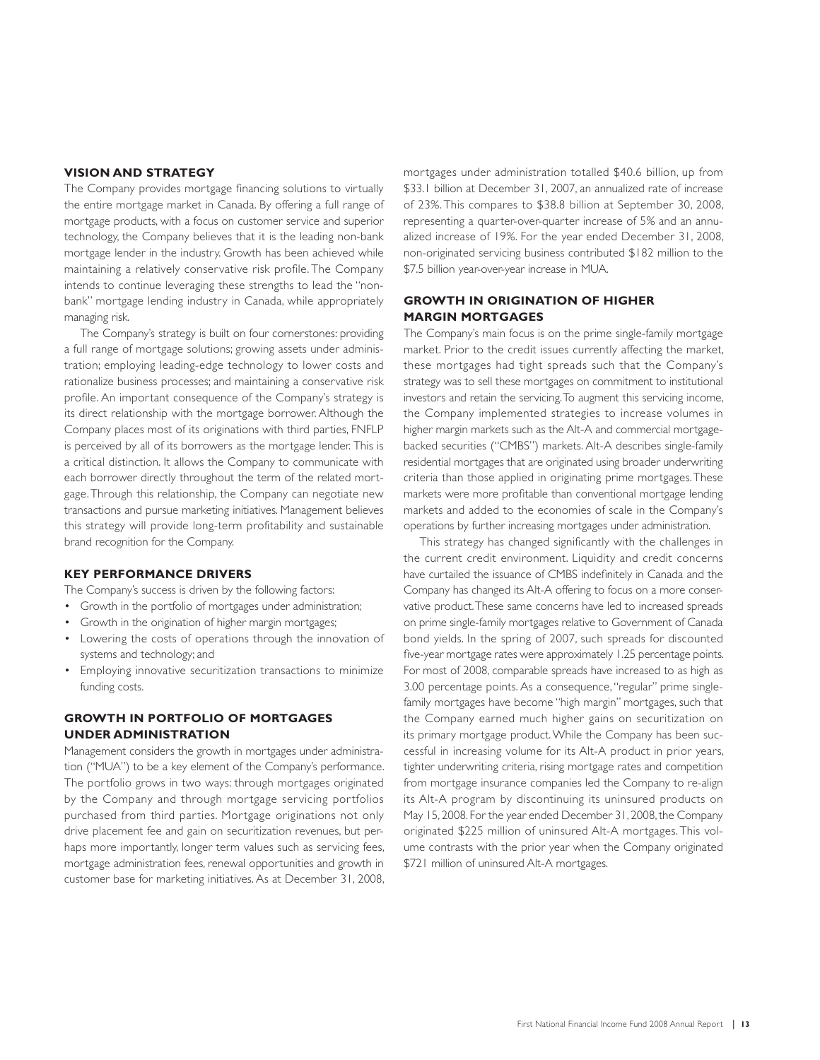## VISION AND STRATEGY

The Company provides mortgage financing solutions to virtually the entire mortgage market in Canada. By offering a full range of mortgage products, with a focus on customer service and superior technology, the Company believes that it is the leading non-bank mortgage lender in the industry. Growth has been achieved while maintaining a relatively conservative risk profile. The Company intends to continue leveraging these strengths to lead the "non-bank" mortgage lending industry in Canada, while appropriately managing risk.

The Company's strategy is built on four cornerstones: providing a full range of mortgage solutions; growing assets under administration; employing leading-edge technology to lower costs and rationalize business processes; and maintaining a conservative risk profile. An important consequence of the Company's strategy is its direct relationship with the mortgage borrower. Although the Company places most of its originations with third parties, FNFLP is perceived by all of its borrowers as the mortgage lender. This is a critical distinction. It allows the Company to communicate with each borrower directly throughout the term of the related mortgage. Through this relationship, the Company can negotiate new transactions and pursue marketing initiatives. Management believes this strategy will provide long-term profitability and sustainable brand recognition for the Company.

## KEY PERFORMANCE DRIVERS

The Company's success is driven by the following factors:

- Growth in the portfolio of mortgages under administration;
- Growth in the origination of higher margin mortgages;
- Lowering the costs of operations through the innovation of systems and technology; and
- Employing innovative securitization transactions to minimize funding costs.

## GROWTH IN PORTFOLIO OF MORTGAGES UNDER ADMINISTRATION

Management considers the growth in mortgages under administration ("MUA") to be a key element of the Company's performance. The portfolio grows in two ways: through mortgages originated by the Company and through mortgage servicing portfolios purchased from third parties. Mortgage originations not only drive placement fee and gain on securitization revenues, but perhaps more importantly, longer term values such as servicing fees, mortgage administration fees, renewal opportunities and growth in customer base for marketing initiatives. As at December 31, 2008, mortgages under administration totalled $40.6 billion, up from $33.1 billion at December 31, 2007, an annualized rate of increase of 23%. This compares to $38.8 billion at September 30, 2008, representing a quarter-over-quarter increase of 5% and an annualized increase of 19%. For the year ended December 31, 2008, non-originated servicing business contributed $182 million to the $7.5 billion year-over-year increase in MUA.

## GROWTH IN ORIGINATION OF HIGHER MARGIN MORTGAGES

The Company's main focus is on the prime single-family mortgage market. Prior to the credit issues currently affecting the market, these mortgages had tight spreads such that the Company's strategy was to sell these mortgages on commitment to institutional investors and retain the servicing. To augment this servicing income, the Company implemented strategies to increase volumes in higher margin markets such as the Alt-A and commercial mortgage-backed securities ("CMBS") markets. Alt-A describes single-family residential mortgages that are originated using broader underwriting criteria than those applied in originating prime mortgages. These markets were more profitable than conventional mortgage lending markets and added to the economies of scale in the Company's operations by further increasing mortgages under administration.

This strategy has changed significantly with the challenges in the current credit environment. Liquidity and credit concerns have curtailed the issuance of CMBS indefinitely in Canada and the Company has changed its Alt-A offering to focus on a more conservative product. These same concerns have led to increased spreads on prime single-family mortgages relative to Government of Canada bond yields. In the spring of 2007, such spreads for discounted five-year mortgage rates were approximately 1.25 percentage points. For most of 2008, comparable spreads have increased to as high as 3.00 percentage points. As a consequence, "regular" prime single-family mortgages have become "high margin" mortgages, such that the Company earned much higher gains on securitization on its primary mortgage product. While the Company has been successful in increasing volume for its Alt-A product in prior years, tighter underwriting criteria, rising mortgage rates and competition from mortgage insurance companies led the Company to re-align its Alt-A program by discontinuing its uninsured products on May 15, 2008. For the year ended December 31, 2008, the Company originated $225 million of uninsured Alt-A mortgages. This volume contrasts with the prior year when the Company originated $721 million of uninsured Alt-A mortgages.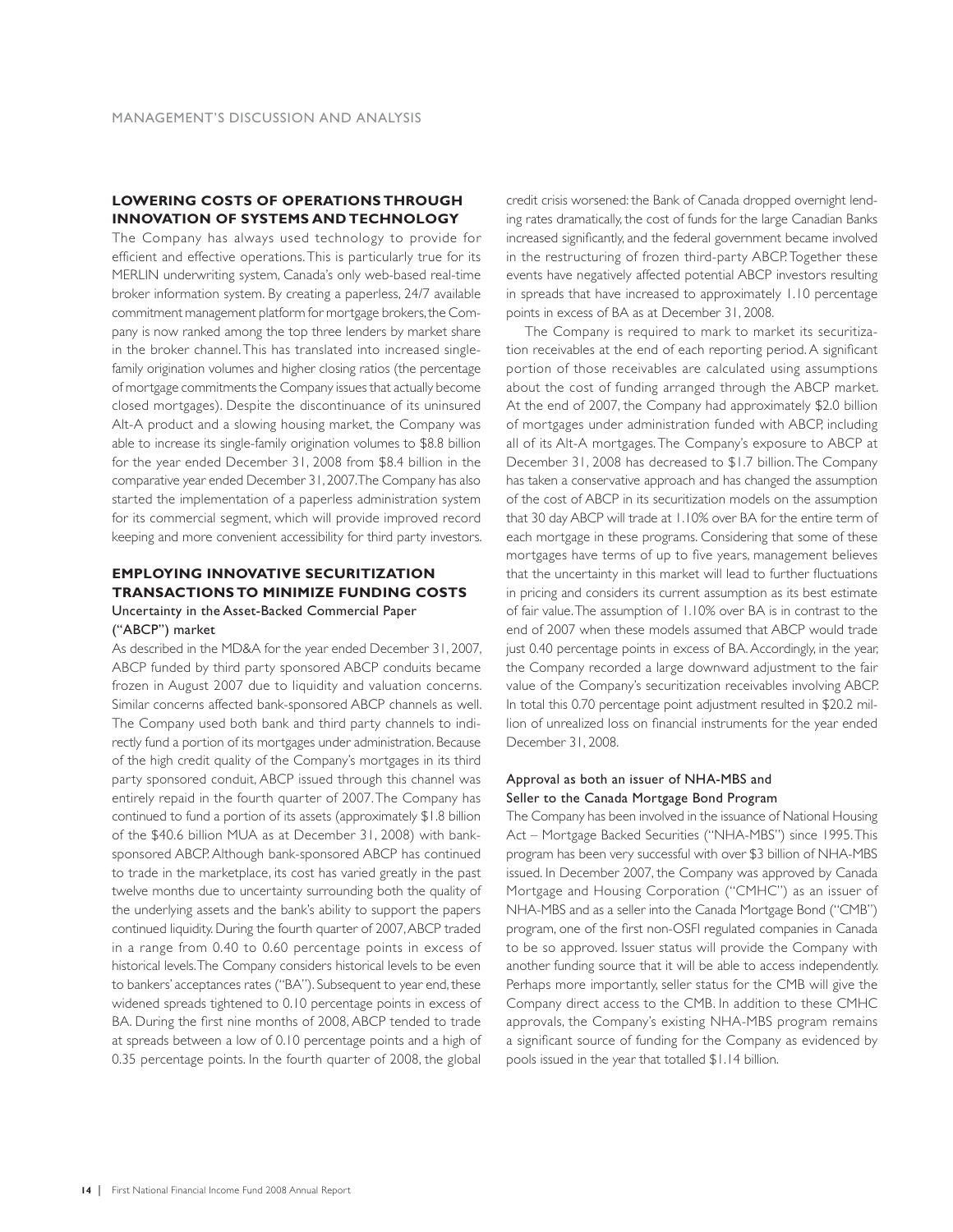## LOWERING COSTS OF OPERATIONS THROUGH INNOVATION OF SYSTEMS AND TECHNOLOGY

The Company has always used technology to provide for efficient and effective operations. This is particularly true for its MERLIN underwriting system, Canada's only web-based real-time broker information system. By creating a paperless, 24/7 available commitment management platform for mortgage brokers, the Company is now ranked among the top three lenders by market share in the broker channel. This has translated into increased single-family origination volumes and higher closing ratios (the percentage of mortgage commitments the Company issues that actually become closed mortgages). Despite the discontinuance of its uninsured Alt-A product and a slowing housing market, the Company was able to increase its single-family origination volumes to $8.8 billion for the year ended December 31, 2008 from $8.4 billion in the comparative year ended December 31, 2007. The Company has also started the implementation of a paperless administration system for its commercial segment, which will provide improved record keeping and more convenient accessibility for third party investors.

## EMPLOYING INNOVATIVE SECURITIZATION TRANSACTIONS TO MINIMIZE FUNDING COSTS

### Uncertainty in the Asset-Backed Commercial Paper ("ABCP") market

As described in the MD&A for the year ended December 31, 2007, ABCP funded by third party sponsored ABCP conduits became frozen in August 2007 due to liquidity and valuation concerns. Similar concerns affected bank-sponsored ABCP channels as well. The Company used both bank and third party channels to indirectly fund a portion of its mortgages under administration. Because of the high credit quality of the Company's mortgages in its third party sponsored conduit, ABCP issued through this channel was entirely repaid in the fourth quarter of 2007. The Company has continued to fund a portion of its assets (approximately $1.8 billion of the $40.6 billion MUA as at December 31, 2008) with bank-sponsored ABCP. Although bank-sponsored ABCP has continued to trade in the marketplace, its cost has varied greatly in the past twelve months due to uncertainty surrounding both the quality of the underlying assets and the bank's ability to support the papers continued liquidity. During the fourth quarter of 2007, ABCP traded in a range from 0.40 to 0.60 percentage points in excess of historical levels. The Company considers historical levels to be even to bankers' acceptances rates ("BA"). Subsequent to year end, these widened spreads tightened to 0.10 percentage points in excess of BA. During the first nine months of 2008, ABCP tended to trade at spreads between a low of 0.10 percentage points and a high of 0.35 percentage points. In the fourth quarter of 2008, the global credit crisis worsened: the Bank of Canada dropped overnight lending rates dramatically, the cost of funds for the large Canadian Banks increased significantly, and the federal government became involved in the restructuring of frozen third-party ABCP. Together these events have negatively affected potential ABCP investors resulting in spreads that have increased to approximately 1.10 percentage points in excess of BA as at December 31, 2008.

The Company is required to mark to market its securitization receivables at the end of each reporting period. A significant portion of those receivables are calculated using assumptions about the cost of funding arranged through the ABCP market. At the end of 2007, the Company had approximately $2.0 billion of mortgages under administration funded with ABCP, including all of its Alt-A mortgages. The Company's exposure to ABCP at December 31, 2008 has decreased to $1.7 billion. The Company has taken a conservative approach and has changed the assumption of the cost of ABCP in its securitization models on the assumption that 30 day ABCP will trade at 1.10% over BA for the entire term of each mortgage in these programs. Considering that some of these mortgages have terms of up to five years, management believes that the uncertainty in this market will lead to further fluctuations in pricing and considers its current assumption as its best estimate of fair value. The assumption of 1.10% over BA is in contrast to the end of 2007 when these models assumed that ABCP would trade just 0.40 percentage points in excess of BA. Accordingly, in the year, the Company recorded a large downward adjustment to the fair value of the Company's securitization receivables involving ABCP. In total this 0.70 percentage point adjustment resulted in $20.2 million of unrealized loss on financial instruments for the year ended December 31, 2008.

### Approval as both an issuer of NHA-MBS and Seller to the Canada Mortgage Bond Program

The Company has been involved in the issuance of National Housing Act – Mortgage Backed Securities ("NHA-MBS") since 1995. This program has been very successful with over $3 billion of NHA-MBS issued. In December 2007, the Company was approved by Canada Mortgage and Housing Corporation ("CMHC") as an issuer of NHA-MBS and as a seller into the Canada Mortgage Bond ("CMB") program, one of the first non-OSFI regulated companies in Canada to be so approved. Issuer status will provide the Company with another funding source that it will be able to access independently. Perhaps more importantly, seller status for the CMB will give the Company direct access to the CMB. In addition to these CMHC approvals, the Company's existing NHA-MBS program remains a significant source of funding for the Company as evidenced by pools issued in the year that totalled $1.14 billion.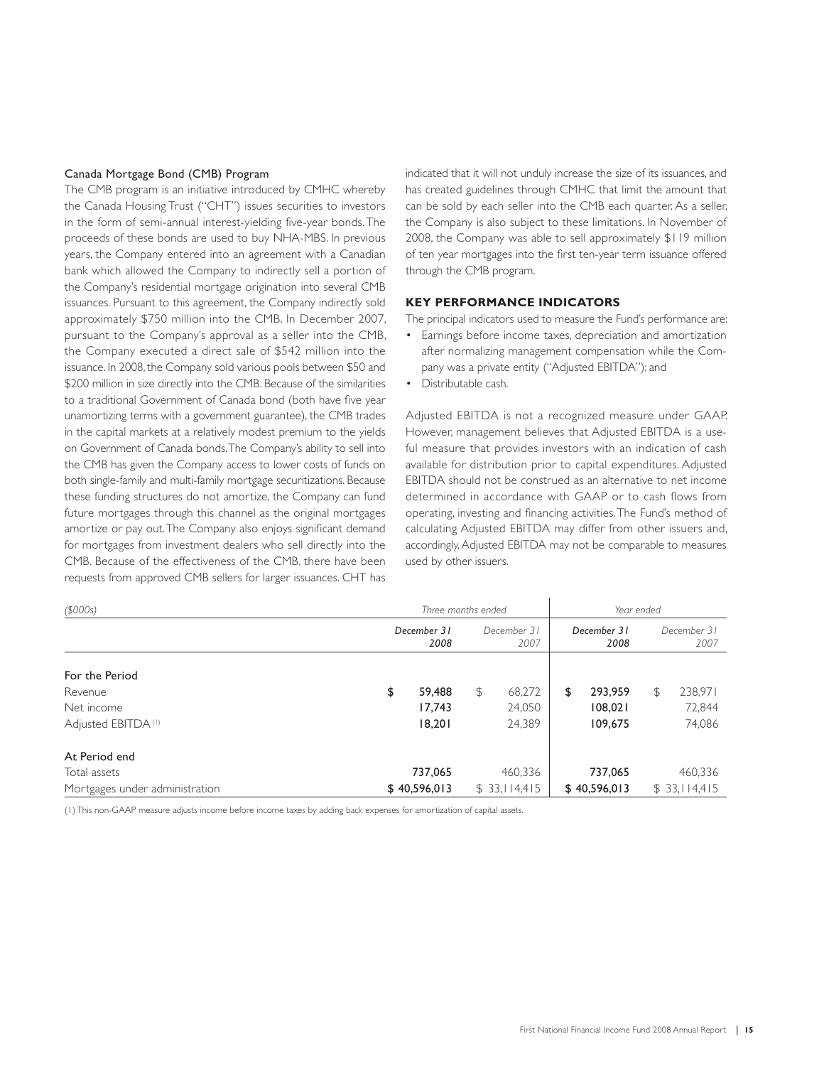### Canada Mortgage Bond (CMB) Program

The CMB program is an initiative introduced by CMHC whereby the Canada Housing Trust ("CHT") issues securities to investors in the form of semi-annual interest-yielding five-year bonds. The proceeds of these bonds are used to buy NHA-MBS. In previous years, the Company entered into an agreement with a Canadian bank which allowed the Company to indirectly sell a portion of the Company's residential mortgage origination into several CMB issuances. Pursuant to this agreement, the Company indirectly sold approximately $750 million into the CMB. In December 2007, pursuant to the Company's approval as a seller into the CMB, the Company executed a direct sale of $542 million into the issuance. In 2008, the Company sold various pools between $50 and $200 million in size directly into the CMB. Because of the similarities to a traditional Government of Canada bond (both have five year unamortizing terms with a government guarantee), the CMB trades in the capital markets at a relatively modest premium to the yields on Government of Canada bonds. The Company's ability to sell into the CMB has given the Company access to lower costs of funds on both single-family and multi-family mortgage securitizations. Because these funding structures do not amortize, the Company can fund future mortgages through this channel as the original mortgages amortize or pay out. The Company also enjoys significant demand for mortgages from investment dealers who sell directly into the CMB. Because of the effectiveness of the CMB, there have been requests from approved CMB sellers for larger issuances. CHT has indicated that it will not unduly increase the size of its issuances, and has created guidelines through CMHC that limit the amount that can be sold by each seller into the CMB each quarter. As a seller, the Company is also subject to these limitations. In November of 2008, the Company was able to sell approximately $119 million of ten year mortgages into the first ten-year term issuance offered through the CMB program.

## KEY PERFORMANCE INDICATORS

The principal indicators used to measure the Fund's performance are:

- Earnings before income taxes, depreciation and amortization after normalizing management compensation while the Company was a private entity ("Adjusted EBITDA"); and
- Distributable cash.

Adjusted EBITDA is not a recognized measure under GAAP. However, management believes that Adjusted EBITDA is a useful measure that provides investors with an indication of cash available for distribution prior to capital expenditures. Adjusted EBITDA should not be construed as an alternative to net income determined in accordance with GAAP or to cash flows from operating, investing and financing activities. The Fund's method of calculating Adjusted EBITDA may differ from other issuers and, accordingly, Adjusted EBITDA may not be comparable to measures used by other issuers.

| *($000s)* | *Three months ended* | | *Year ended* | |
|---|---|---|---|---|
| | ***December 31 2008*** | *December 31 2007* | ***December 31 2008*** | *December 31 2007* |
| **For the Period** | | | | |
| Revenue | **$ 59,488** | $ 68,272 | **$ 293,959** | $ 238,971 |
| Net income | **17,743** | 24,050 | **108,021** | 72,844 |
| Adjusted EBITDA (1) | **18,201** | 24,389 | **109,675** | 74,086 |
| **At Period end** | | | | |
| Total assets | **737,065** | 460,336 | **737,065** | 460,336 |
| Mortgages under administration | **$ 40,596,013** | $ 33,114,415 | **$ 40,596,013** | $ 33,114,415 |

(1) This non-GAAP measure adjusts income before income taxes by adding back expenses for amortization of capital assets.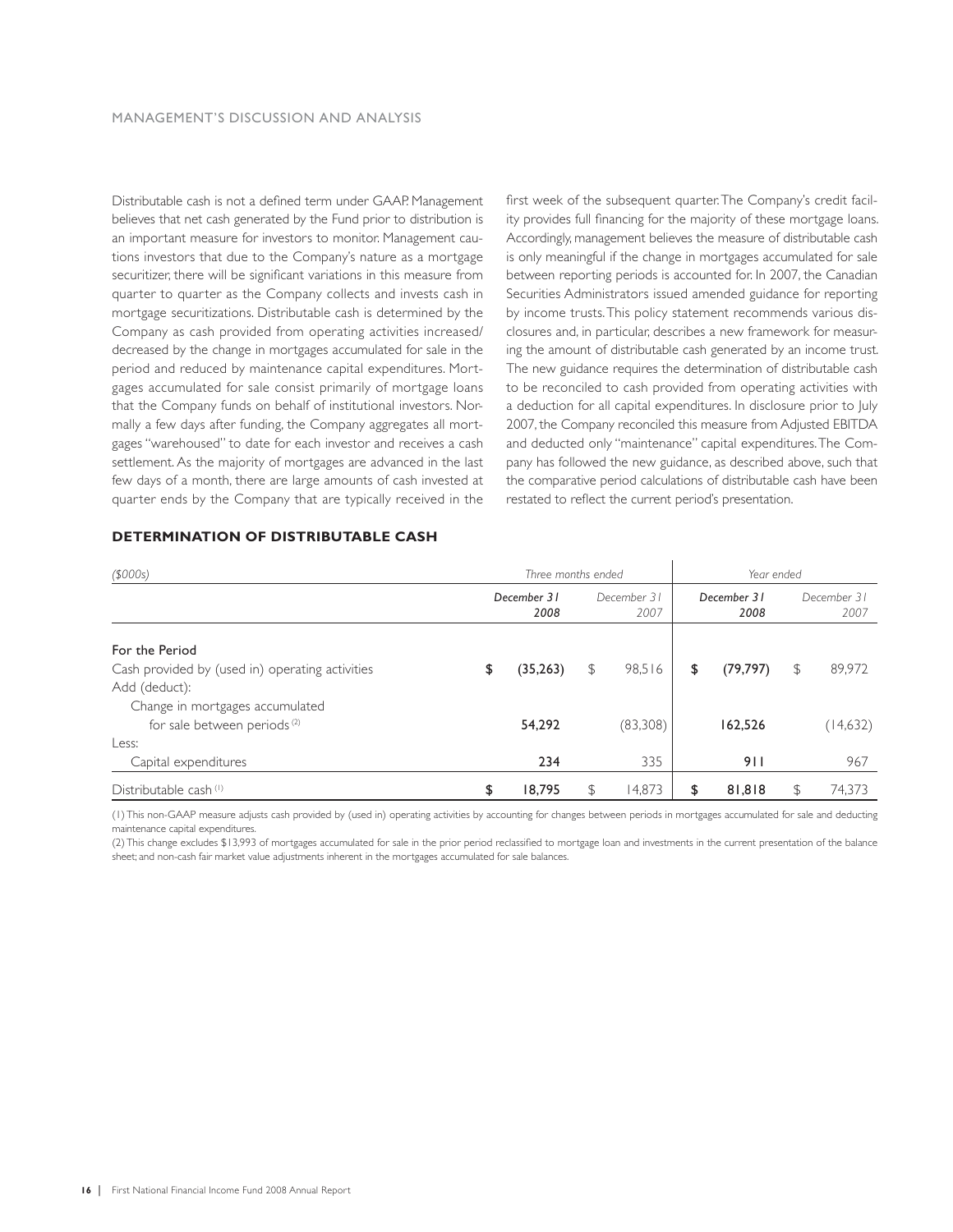Distributable cash is not a defined term under GAAP. Management believes that net cash generated by the Fund prior to distribution is an important measure for investors to monitor. Management cautions investors that due to the Company's nature as a mortgage securitizer, there will be significant variations in this measure from quarter to quarter as the Company collects and invests cash in mortgage securitizations. Distributable cash is determined by the Company as cash provided from operating activities increased/decreased by the change in mortgages accumulated for sale in the period and reduced by maintenance capital expenditures. Mortgages accumulated for sale consist primarily of mortgage loans that the Company funds on behalf of institutional investors. Normally a few days after funding, the Company aggregates all mortgages "warehoused" to date for each investor and receives a cash settlement. As the majority of mortgages are advanced in the last few days of a month, there are large amounts of cash invested at quarter ends by the Company that are typically received in the first week of the subsequent quarter. The Company's credit facility provides full financing for the majority of these mortgage loans. Accordingly, management believes the measure of distributable cash is only meaningful if the change in mortgages accumulated for sale between reporting periods is accounted for. In 2007, the Canadian Securities Administrators issued amended guidance for reporting by income trusts. This policy statement recommends various disclosures and, in particular, describes a new framework for measuring the amount of distributable cash generated by an income trust. The new guidance requires the determination of distributable cash to be reconciled to cash provided from operating activities with a deduction for all capital expenditures. In disclosure prior to July 2007, the Company reconciled this measure from Adjusted EBITDA and deducted only "maintenance" capital expenditures. The Company has followed the new guidance, as described above, such that the comparative period calculations of distributable cash have been restated to reflect the current period's presentation.

## DETERMINATION OF DISTRIBUTABLE CASH

| *($000s)* | *Three months ended* | | *Year ended* | |
|---|---|---|---|---|
| | ***December 31 2008*** | *December 31 2007* | ***December 31 2008*** | *December 31 2007* |
| For the Period | | | | |
| Cash provided by (used in) operating activities | **$ (35,263)** | $ 98,516 | **$ (79,797)** | $ 89,972 |
| Add (deduct): | | | | |
| Change in mortgages accumulated for sale between periods [2] | **54,292** | (83,308) | **162,526** | (14,632) |
| Less: | | | | |
| Capital expenditures | **234** | 335 | **911** | 967 |
| Distributable cash [1] | **$ 18,795** | $ 14,873 | **$ 81,818** | $ 74,373 |

(1) This non-GAAP measure adjusts cash provided by (used in) operating activities by accounting for changes between periods in mortgages accumulated for sale and deducting maintenance capital expenditures.

(2) This change excludes $13,993 of mortgages accumulated for sale in the prior period reclassified to mortgage loan and investments in the current presentation of the balance sheet; and non-cash fair market value adjustments inherent in the mortgages accumulated for sale balances.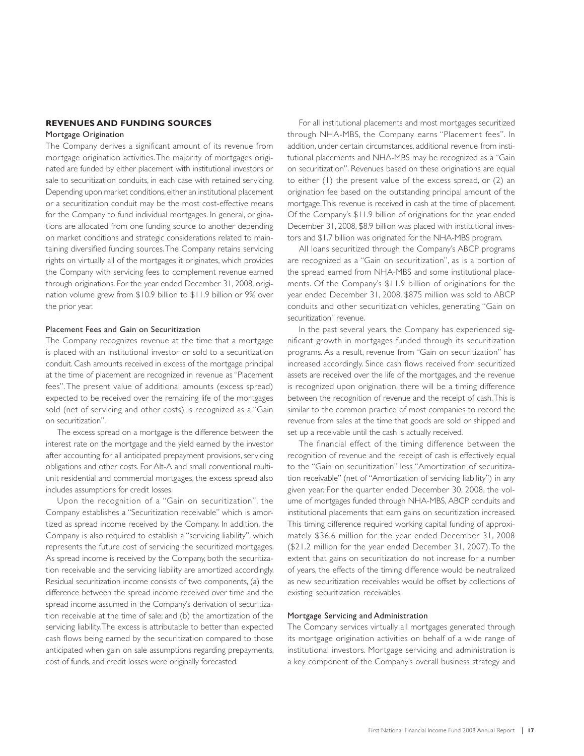## REVENUES AND FUNDING SOURCES

### Mortgage Origination

The Company derives a significant amount of its revenue from mortgage origination activities. The majority of mortgages originated are funded by either placement with institutional investors or sale to securitization conduits, in each case with retained servicing. Depending upon market conditions, either an institutional placement or a securitization conduit may be the most cost-effective means for the Company to fund individual mortgages. In general, originations are allocated from one funding source to another depending on market conditions and strategic considerations related to maintaining diversified funding sources. The Company retains servicing rights on virtually all of the mortgages it originates, which provides the Company with servicing fees to complement revenue earned through originations. For the year ended December 31, 2008, origination volume grew from $10.9 billion to $11.9 billion or 9% over the prior year.

### Placement Fees and Gain on Securitization

The Company recognizes revenue at the time that a mortgage is placed with an institutional investor or sold to a securitization conduit. Cash amounts received in excess of the mortgage principal at the time of placement are recognized in revenue as "Placement fees". The present value of additional amounts (excess spread) expected to be received over the remaining life of the mortgages sold (net of servicing and other costs) is recognized as a "Gain on securitization".

The excess spread on a mortgage is the difference between the interest rate on the mortgage and the yield earned by the investor after accounting for all anticipated prepayment provisions, servicing obligations and other costs. For Alt-A and small conventional multi-unit residential and commercial mortgages, the excess spread also includes assumptions for credit losses.

Upon the recognition of a "Gain on securitization", the Company establishes a "Securitization receivable" which is amortized as spread income received by the Company. In addition, the Company is also required to establish a "servicing liability", which represents the future cost of servicing the securitized mortgages. As spread income is received by the Company, both the securitization receivable and the servicing liability are amortized accordingly. Residual securitization income consists of two components, (a) the difference between the spread income received over time and the spread income assumed in the Company's derivation of securitization receivable at the time of sale; and (b) the amortization of the servicing liability. The excess is attributable to better than expected cash flows being earned by the securitization compared to those anticipated when gain on sale assumptions regarding prepayments, cost of funds, and credit losses were originally forecasted.

For all institutional placements and most mortgages securitized through NHA-MBS, the Company earns "Placement fees". In addition, under certain circumstances, additional revenue from institutional placements and NHA-MBS may be recognized as a "Gain on securitization". Revenues based on these originations are equal to either (1) the present value of the excess spread, or (2) an origination fee based on the outstanding principal amount of the mortgage. This revenue is received in cash at the time of placement. Of the Company's $11.9 billion of originations for the year ended December 31, 2008, $8.9 billion was placed with institutional investors and $1.7 billion was originated for the NHA-MBS program.

All loans securitized through the Company's ABCP programs are recognized as a "Gain on securitization", as is a portion of the spread earned from NHA-MBS and some institutional placements. Of the Company's $11.9 billion of originations for the year ended December 31, 2008, $875 million was sold to ABCP conduits and other securitization vehicles, generating "Gain on securitization" revenue.

In the past several years, the Company has experienced significant growth in mortgages funded through its securitization programs. As a result, revenue from "Gain on securitization" has increased accordingly. Since cash flows received from securitized assets are received over the life of the mortgages, and the revenue is recognized upon origination, there will be a timing difference between the recognition of revenue and the receipt of cash. This is similar to the common practice of most companies to record the revenue from sales at the time that goods are sold or shipped and set up a receivable until the cash is actually received.

The financial effect of the timing difference between the recognition of revenue and the receipt of cash is effectively equal to the "Gain on securitization" less "Amortization of securitization receivable" (net of "Amortization of servicing liability") in any given year. For the quarter ended December 30, 2008, the volume of mortgages funded through NHA-MBS, ABCP conduits and institutional placements that earn gains on securitization increased. This timing difference required working capital funding of approximately $36.6 million for the year ended December 31, 2008 ($21.2 million for the year ended December 31, 2007). To the extent that gains on securitization do not increase for a number of years, the effects of the timing difference would be neutralized as new securitization receivables would be offset by collections of existing securitization receivables.

### Mortgage Servicing and Administration

The Company services virtually all mortgages generated through its mortgage origination activities on behalf of a wide range of institutional investors. Mortgage servicing and administration is a key component of the Company's overall business strategy and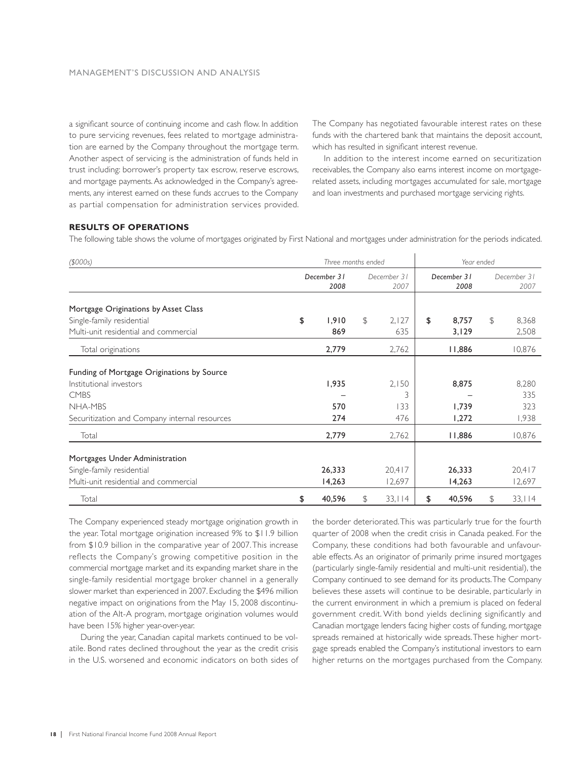a significant source of continuing income and cash flow. In addition to pure servicing revenues, fees related to mortgage administration are earned by the Company throughout the mortgage term. Another aspect of servicing is the administration of funds held in trust including: borrower's property tax escrow, reserve escrows, and mortgage payments. As acknowledged in the Company's agreements, any interest earned on these funds accrues to the Company as partial compensation for administration services provided. The Company has negotiated favourable interest rates on these funds with the chartered bank that maintains the deposit account, which has resulted in significant interest revenue.

In addition to the interest income earned on securitization receivables, the Company also earns interest income on mortgage-related assets, including mortgages accumulated for sale, mortgage and loan investments and purchased mortgage servicing rights.

## RESULTS OF OPERATIONS

The following table shows the volume of mortgages originated by First National and mortgages under administration for the periods indicated.

| *($000s)* | *Three months ended* | | *Year ended* | |
|---|---|---|---|---|
| | ***December 31 2008*** | *December 31 2007* | ***December 31 2008*** | *December 31 2007* |
| **Mortgage Originations by Asset Class** | | | | |
| Single-family residential | **$ 1,910** | $ 2,127 | **$ 8,757** | $ 8,368 |
| Multi-unit residential and commercial | **869** | 635 | **3,129** | 2,508 |
| Total originations | **2,779** | 2,762 | **11,886** | 10,876 |
| **Funding of Mortgage Originations by Source** | | | | |
| Institutional investors | **1,935** | 2,150 | **8,875** | 8,280 |
| CMBS | **–** | 3 | **–** | 335 |
| NHA-MBS | **570** | 133 | **1,739** | 323 |
| Securitization and Company internal resources | **274** | 476 | **1,272** | 1,938 |
| Total | **2,779** | 2,762 | **11,886** | 10,876 |
| **Mortgages Under Administration** | | | | |
| Single-family residential | **26,333** | 20,417 | **26,333** | 20,417 |
| Multi-unit residential and commercial | **14,263** | 12,697 | **14,263** | 12,697 |
| Total | **$ 40,596** | $ 33,114 | **$ 40,596** | $ 33,114 |

The Company experienced steady mortgage origination growth in the year. Total mortgage origination increased 9% to $11.9 billion from $10.9 billion in the comparative year of 2007. This increase reflects the Company's growing competitive position in the commercial mortgage market and its expanding market share in the single-family residential mortgage broker channel in a generally slower market than experienced in 2007. Excluding the $496 million negative impact on originations from the May 15, 2008 discontinuation of the Alt-A program, mortgage origination volumes would have been 15% higher year-over-year.

During the year, Canadian capital markets continued to be volatile. Bond rates declined throughout the year as the credit crisis in the U.S. worsened and economic indicators on both sides of the border deteriorated. This was particularly true for the fourth quarter of 2008 when the credit crisis in Canada peaked. For the Company, these conditions had both favourable and unfavourable effects. As an originator of primarily prime insured mortgages (particularly single-family residential and multi-unit residential), the Company continued to see demand for its products. The Company believes these assets will continue to be desirable, particularly in the current environment in which a premium is placed on federal government credit. With bond yields declining significantly and Canadian mortgage lenders facing higher costs of funding, mortgage spreads remained at historically wide spreads. These higher mortgage spreads enabled the Company's institutional investors to earn higher returns on the mortgages purchased from the Company.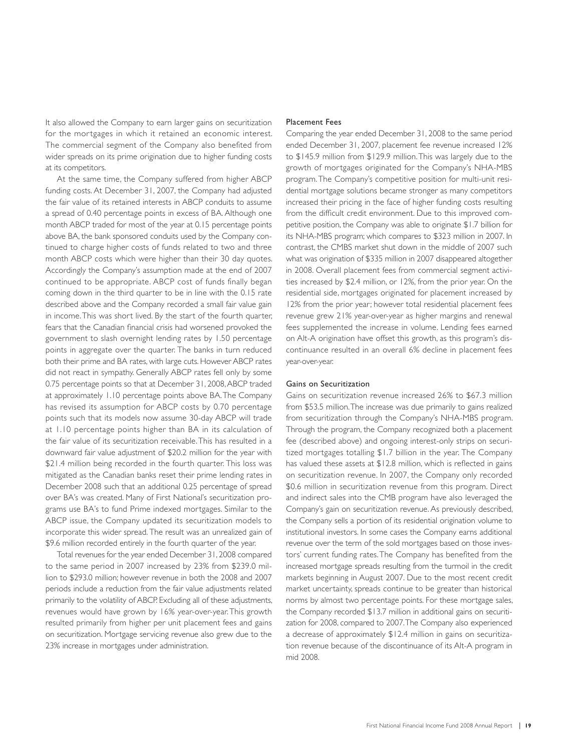It also allowed the Company to earn larger gains on securitization for the mortgages in which it retained an economic interest. The commercial segment of the Company also benefited from wider spreads on its prime origination due to higher funding costs at its competitors.

At the same time, the Company suffered from higher ABCP funding costs. At December 31, 2007, the Company had adjusted the fair value of its retained interests in ABCP conduits to assume a spread of 0.40 percentage points in excess of BA. Although one month ABCP traded for most of the year at 0.15 percentage points above BA, the bank sponsored conduits used by the Company continued to charge higher costs of funds related to two and three month ABCP costs which were higher than their 30 day quotes. Accordingly the Company's assumption made at the end of 2007 continued to be appropriate. ABCP cost of funds finally began coming down in the third quarter to be in line with the 0.15 rate described above and the Company recorded a small fair value gain in income. This was short lived. By the start of the fourth quarter, fears that the Canadian financial crisis had worsened provoked the government to slash overnight lending rates by 1.50 percentage points in aggregate over the quarter. The banks in turn reduced both their prime and BA rates, with large cuts. However ABCP rates did not react in sympathy. Generally ABCP rates fell only by some 0.75 percentage points so that at December 31, 2008, ABCP traded at approximately 1.10 percentage points above BA. The Company has revised its assumption for ABCP costs by 0.70 percentage points such that its models now assume 30-day ABCP will trade at 1.10 percentage points higher than BA in its calculation of the fair value of its securitization receivable. This has resulted in a downward fair value adjustment of $20.2 million for the year with $21.4 million being recorded in the fourth quarter. This loss was mitigated as the Canadian banks reset their prime lending rates in December 2008 such that an additional 0.25 percentage of spread over BA's was created. Many of First National's securitization programs use BA's to fund Prime indexed mortgages. Similar to the ABCP issue, the Company updated its securitization models to incorporate this wider spread. The result was an unrealized gain of $9.6 million recorded entirely in the fourth quarter of the year.

Total revenues for the year ended December 31, 2008 compared to the same period in 2007 increased by 23% from $239.0 million to $293.0 million; however revenue in both the 2008 and 2007 periods include a reduction from the fair value adjustments related primarily to the volatility of ABCP. Excluding all of these adjustments, revenues would have grown by 16% year-over-year. This growth resulted primarily from higher per unit placement fees and gains on securitization. Mortgage servicing revenue also grew due to the 23% increase in mortgages under administration.

### Placement Fees

Comparing the year ended December 31, 2008 to the same period ended December 31, 2007, placement fee revenue increased 12% to $145.9 million from $129.9 million. This was largely due to the growth of mortgages originated for the Company's NHA-MBS program. The Company's competitive position for multi-unit residential mortgage solutions became stronger as many competitors increased their pricing in the face of higher funding costs resulting from the difficult credit environment. Due to this improved competitive position, the Company was able to originate $1.7 billion for its NHA-MBS program; which compares to $323 million in 2007. In contrast, the CMBS market shut down in the middle of 2007 such what was origination of $335 million in 2007 disappeared altogether in 2008. Overall placement fees from commercial segment activities increased by $2.4 million, or 12%, from the prior year. On the residential side, mortgages originated for placement increased by 12% from the prior year; however total residential placement fees revenue grew 21% year-over-year as higher margins and renewal fees supplemented the increase in volume. Lending fees earned on Alt-A origination have offset this growth, as this program's discontinuance resulted in an overall 6% decline in placement fees year-over-year.

### Gains on Securitization

Gains on securitization revenue increased 26% to $67.3 million from $53.5 million. The increase was due primarily to gains realized from securitization through the Company's NHA-MBS program. Through the program, the Company recognized both a placement fee (described above) and ongoing interest-only strips on securitized mortgages totalling $1.7 billion in the year. The Company has valued these assets at $12.8 million, which is reflected in gains on securitization revenue. In 2007, the Company only recorded $0.6 million in securitization revenue from this program. Direct and indirect sales into the CMB program have also leveraged the Company's gain on securitization revenue. As previously described, the Company sells a portion of its residential origination volume to institutional investors. In some cases the Company earns additional revenue over the term of the sold mortgages based on those investors' current funding rates. The Company has benefited from the increased mortgage spreads resulting from the turmoil in the credit markets beginning in August 2007. Due to the most recent credit market uncertainty, spreads continue to be greater than historical norms by almost two percentage points. For these mortgage sales, the Company recorded $13.7 million in additional gains on securitization for 2008, compared to 2007. The Company also experienced a decrease of approximately $12.4 million in gains on securitization revenue because of the discontinuance of its Alt-A program in mid 2008.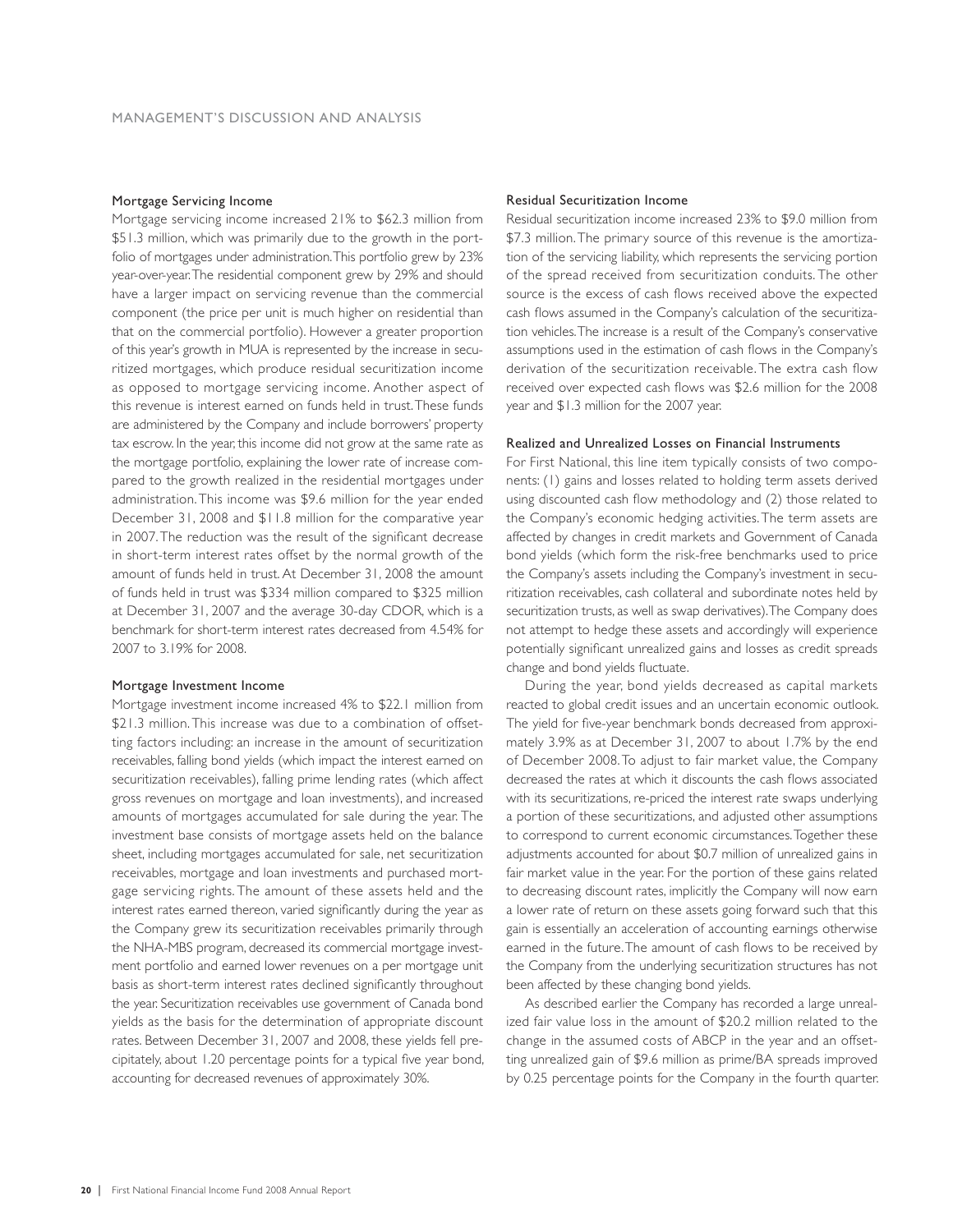### Mortgage Servicing Income

Mortgage servicing income increased 21% to \$62.3 million from \$51.3 million, which was primarily due to the growth in the portfolio of mortgages under administration. This portfolio grew by 23% year-over-year. The residential component grew by 29% and should have a larger impact on servicing revenue than the commercial component (the price per unit is much higher on residential than that on the commercial portfolio). However a greater proportion of this year's growth in MUA is represented by the increase in securitized mortgages, which produce residual securitization income as opposed to mortgage servicing income. Another aspect of this revenue is interest earned on funds held in trust. These funds are administered by the Company and include borrowers' property tax escrow. In the year, this income did not grow at the same rate as the mortgage portfolio, explaining the lower rate of increase compared to the growth realized in the residential mortgages under administration. This income was \$9.6 million for the year ended December 31, 2008 and \$11.8 million for the comparative year in 2007. The reduction was the result of the significant decrease in short-term interest rates offset by the normal growth of the amount of funds held in trust. At December 31, 2008 the amount of funds held in trust was \$334 million compared to \$325 million at December 31, 2007 and the average 30-day CDOR, which is a benchmark for short-term interest rates decreased from 4.54% for 2007 to 3.19% for 2008.

### Mortgage Investment Income

Mortgage investment income increased 4% to \$22.1 million from \$21.3 million. This increase was due to a combination of offsetting factors including: an increase in the amount of securitization receivables, falling bond yields (which impact the interest earned on securitization receivables), falling prime lending rates (which affect gross revenues on mortgage and loan investments), and increased amounts of mortgages accumulated for sale during the year. The investment base consists of mortgage assets held on the balance sheet, including mortgages accumulated for sale, net securitization receivables, mortgage and loan investments and purchased mortgage servicing rights. The amount of these assets held and the interest rates earned thereon, varied significantly during the year as the Company grew its securitization receivables primarily through the NHA-MBS program, decreased its commercial mortgage investment portfolio and earned lower revenues on a per mortgage unit basis as short-term interest rates declined significantly throughout the year. Securitization receivables use government of Canada bond yields as the basis for the determination of appropriate discount rates. Between December 31, 2007 and 2008, these yields fell precipitately, about 1.20 percentage points for a typical five year bond, accounting for decreased revenues of approximately 30%.

### Residual Securitization Income

Residual securitization income increased 23% to \$9.0 million from \$7.3 million. The primary source of this revenue is the amortization of the servicing liability, which represents the servicing portion of the spread received from securitization conduits. The other source is the excess of cash flows received above the expected cash flows assumed in the Company's calculation of the securitization vehicles. The increase is a result of the Company's conservative assumptions used in the estimation of cash flows in the Company's derivation of the securitization receivable. The extra cash flow received over expected cash flows was \$2.6 million for the 2008 year and \$1.3 million for the 2007 year.

### Realized and Unrealized Losses on Financial Instruments

For First National, this line item typically consists of two components: (1) gains and losses related to holding term assets derived using discounted cash flow methodology and (2) those related to the Company's economic hedging activities. The term assets are affected by changes in credit markets and Government of Canada bond yields (which form the risk-free benchmarks used to price the Company's assets including the Company's investment in securitization receivables, cash collateral and subordinate notes held by securitization trusts, as well as swap derivatives). The Company does not attempt to hedge these assets and accordingly will experience potentially significant unrealized gains and losses as credit spreads change and bond yields fluctuate.

During the year, bond yields decreased as capital markets reacted to global credit issues and an uncertain economic outlook. The yield for five-year benchmark bonds decreased from approximately 3.9% as at December 31, 2007 to about 1.7% by the end of December 2008. To adjust to fair market value, the Company decreased the rates at which it discounts the cash flows associated with its securitizations, re-priced the interest rate swaps underlying a portion of these securitizations, and adjusted other assumptions to correspond to current economic circumstances. Together these adjustments accounted for about \$0.7 million of unrealized gains in fair market value in the year. For the portion of these gains related to decreasing discount rates, implicitly the Company will now earn a lower rate of return on these assets going forward such that this gain is essentially an acceleration of accounting earnings otherwise earned in the future. The amount of cash flows to be received by the Company from the underlying securitization structures has not been affected by these changing bond yields.

As described earlier the Company has recorded a large unrealized fair value loss in the amount of \$20.2 million related to the change in the assumed costs of ABCP in the year and an offsetting unrealized gain of \$9.6 million as prime/BA spreads improved by 0.25 percentage points for the Company in the fourth quarter.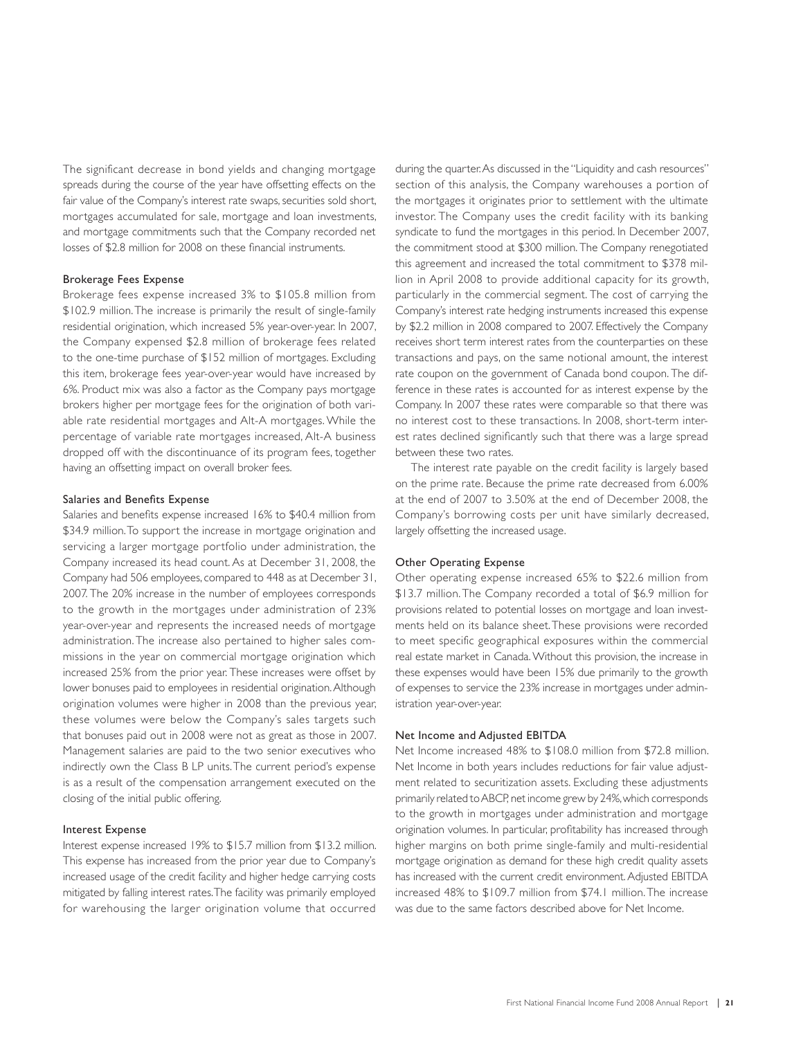The significant decrease in bond yields and changing mortgage spreads during the course of the year have offsetting effects on the fair value of the Company's interest rate swaps, securities sold short, mortgages accumulated for sale, mortgage and loan investments, and mortgage commitments such that the Company recorded net losses of $2.8 million for 2008 on these financial instruments.

### Brokerage Fees Expense

Brokerage fees expense increased 3% to $105.8 million from $102.9 million. The increase is primarily the result of single-family residential origination, which increased 5% year-over-year. In 2007, the Company expensed $2.8 million of brokerage fees related to the one-time purchase of $152 million of mortgages. Excluding this item, brokerage fees year-over-year would have increased by 6%. Product mix was also a factor as the Company pays mortgage brokers higher per mortgage fees for the origination of both variable rate residential mortgages and Alt-A mortgages. While the percentage of variable rate mortgages increased, Alt-A business dropped off with the discontinuance of its program fees, together having an offsetting impact on overall broker fees.

### Salaries and Benefits Expense

Salaries and benefits expense increased 16% to $40.4 million from $34.9 million. To support the increase in mortgage origination and servicing a larger mortgage portfolio under administration, the Company increased its head count. As at December 31, 2008, the Company had 506 employees, compared to 448 as at December 31, 2007. The 20% increase in the number of employees corresponds to the growth in the mortgages under administration of 23% year-over-year and represents the increased needs of mortgage administration. The increase also pertained to higher sales commissions in the year on commercial mortgage origination which increased 25% from the prior year. These increases were offset by lower bonuses paid to employees in residential origination. Although origination volumes were higher in 2008 than the previous year, these volumes were below the Company's sales targets such that bonuses paid out in 2008 were not as great as those in 2007. Management salaries are paid to the two senior executives who indirectly own the Class B LP units. The current period's expense is as a result of the compensation arrangement executed on the closing of the initial public offering.

### Interest Expense

Interest expense increased 19% to $15.7 million from $13.2 million. This expense has increased from the prior year due to Company's increased usage of the credit facility and higher hedge carrying costs mitigated by falling interest rates. The facility was primarily employed for warehousing the larger origination volume that occurred during the quarter. As discussed in the "Liquidity and cash resources" section of this analysis, the Company warehouses a portion of the mortgages it originates prior to settlement with the ultimate investor. The Company uses the credit facility with its banking syndicate to fund the mortgages in this period. In December 2007, the commitment stood at $300 million. The Company renegotiated this agreement and increased the total commitment to $378 million in April 2008 to provide additional capacity for its growth, particularly in the commercial segment. The cost of carrying the Company's interest rate hedging instruments increased this expense by $2.2 million in 2008 compared to 2007. Effectively the Company receives short term interest rates from the counterparties on these transactions and pays, on the same notional amount, the interest rate coupon on the government of Canada bond coupon. The difference in these rates is accounted for as interest expense by the Company. In 2007 these rates were comparable so that there was no interest cost to these transactions. In 2008, short-term interest rates declined significantly such that there was a large spread between these two rates.

The interest rate payable on the credit facility is largely based on the prime rate. Because the prime rate decreased from 6.00% at the end of 2007 to 3.50% at the end of December 2008, the Company's borrowing costs per unit have similarly decreased, largely offsetting the increased usage.

### Other Operating Expense

Other operating expense increased 65% to $22.6 million from $13.7 million. The Company recorded a total of $6.9 million for provisions related to potential losses on mortgage and loan investments held on its balance sheet. These provisions were recorded to meet specific geographical exposures within the commercial real estate market in Canada. Without this provision, the increase in these expenses would have been 15% due primarily to the growth of expenses to service the 23% increase in mortgages under administration year-over-year.

### Net Income and Adjusted EBITDA

Net Income increased 48% to $108.0 million from $72.8 million. Net Income in both years includes reductions for fair value adjustment related to securitization assets. Excluding these adjustments primarily related to ABCP, net income grew by 24%, which corresponds to the growth in mortgages under administration and mortgage origination volumes. In particular, profitability has increased through higher margins on both prime single-family and multi-residential mortgage origination as demand for these high credit quality assets has increased with the current credit environment. Adjusted EBITDA increased 48% to $109.7 million from $74.1 million. The increase was due to the same factors described above for Net Income.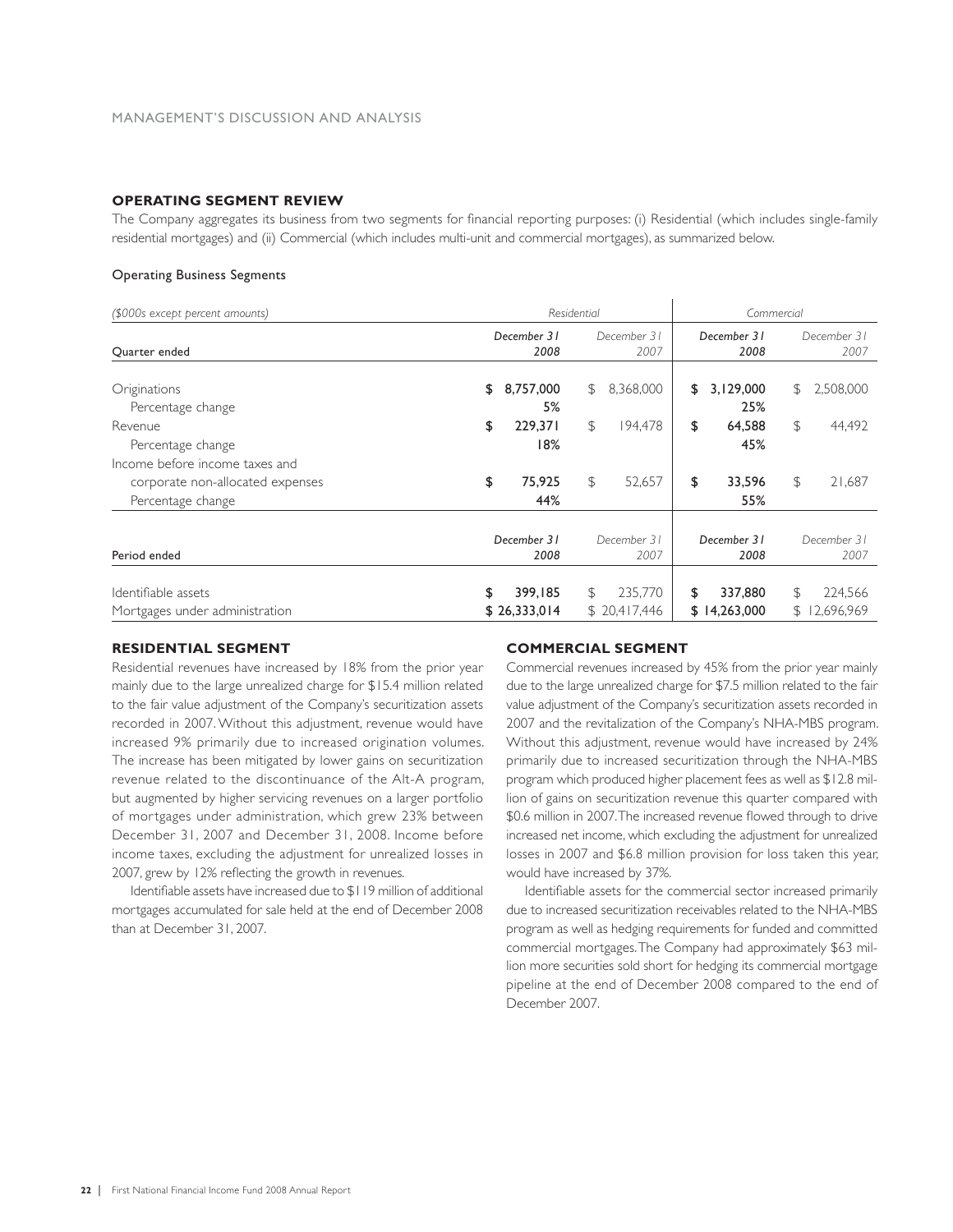## OPERATING SEGMENT REVIEW

The Company aggregates its business from two segments for financial reporting purposes: (i) Residential (which includes single-family residential mortgages) and (ii) Commercial (which includes multi-unit and commercial mortgages), as summarized below.

Operating Business Segments

| *($000s except percent amounts)* | *Residential* | | *Commercial* | |
|---|---|---|---|---|
| Quarter ended | *December 31 2008* | *December 31 2007* | *December 31 2008* | *December 31 2007* |
| Originations | **$ 8,757,000** | $ 8,368,000 | **$ 3,129,000** | $ 2,508,000 |
| Percentage change | **5%** | | **25%** | |
| Revenue | **$ 229,371** | $ 194,478 | **$ 64,588** | $ 44,492 |
| Percentage change | **18%** | | **45%** | |
| Income before income taxes and corporate non-allocated expenses | **$ 75,925** | $ 52,657 | **$ 33,596** | $ 21,687 |
| Percentage change | **44%** | | **55%** | |
| Period ended | *December 31 2008* | *December 31 2007* | *December 31 2008* | *December 31 2007* |
| Identifiable assets | **$ 399,185** | $ 235,770 | **$ 337,880** | $ 224,566 |
| Mortgages under administration | **$ 26,333,014** | $ 20,417,446 | **$ 14,263,000** | $ 12,696,969 |

## RESIDENTIAL SEGMENT

Residential revenues have increased by 18% from the prior year mainly due to the large unrealized charge for $15.4 million related to the fair value adjustment of the Company's securitization assets recorded in 2007. Without this adjustment, revenue would have increased 9% primarily due to increased origination volumes. The increase has been mitigated by lower gains on securitization revenue related to the discontinuance of the Alt-A program, but augmented by higher servicing revenues on a larger portfolio of mortgages under administration, which grew 23% between December 31, 2007 and December 31, 2008. Income before income taxes, excluding the adjustment for unrealized losses in 2007, grew by 12% reflecting the growth in revenues.

Identifiable assets have increased due to $119 million of additional mortgages accumulated for sale held at the end of December 2008 than at December 31, 2007.

## COMMERCIAL SEGMENT

Commercial revenues increased by 45% from the prior year mainly due to the large unrealized charge for $7.5 million related to the fair value adjustment of the Company's securitization assets recorded in 2007 and the revitalization of the Company's NHA-MBS program. Without this adjustment, revenue would have increased by 24% primarily due to increased securitization through the NHA-MBS program which produced higher placement fees as well as $12.8 million of gains on securitization revenue this quarter compared with $0.6 million in 2007. The increased revenue flowed through to drive increased net income, which excluding the adjustment for unrealized losses in 2007 and $6.8 million provision for loss taken this year, would have increased by 37%.

Identifiable assets for the commercial sector increased primarily due to increased securitization receivables related to the NHA-MBS program as well as hedging requirements for funded and committed commercial mortgages. The Company had approximately $63 million more securities sold short for hedging its commercial mortgage pipeline at the end of December 2008 compared to the end of December 2007.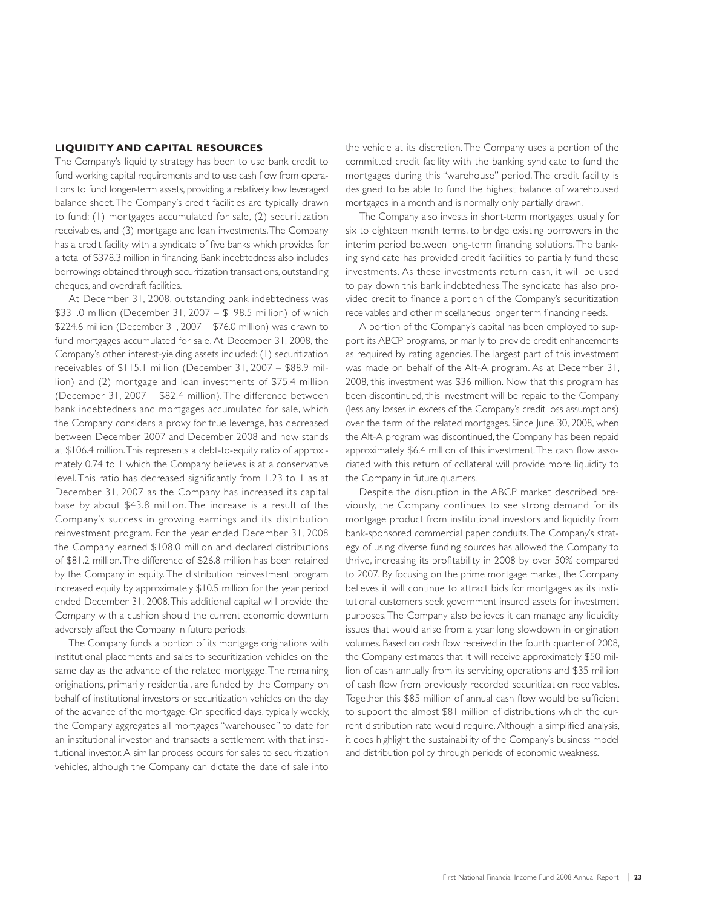## LIQUIDITY AND CAPITAL RESOURCES

The Company's liquidity strategy has been to use bank credit to fund working capital requirements and to use cash flow from operations to fund longer-term assets, providing a relatively low leveraged balance sheet. The Company's credit facilities are typically drawn to fund: (1) mortgages accumulated for sale, (2) securitization receivables, and (3) mortgage and loan investments. The Company has a credit facility with a syndicate of five banks which provides for a total of $378.3 million in financing. Bank indebtedness also includes borrowings obtained through securitization transactions, outstanding cheques, and overdraft facilities.

At December 31, 2008, outstanding bank indebtedness was $331.0 million (December 31, 2007 – $198.5 million) of which $224.6 million (December 31, 2007 – $76.0 million) was drawn to fund mortgages accumulated for sale. At December 31, 2008, the Company's other interest-yielding assets included: (1) securitization receivables of $115.1 million (December 31, 2007 – $88.9 million) and (2) mortgage and loan investments of $75.4 million (December 31, 2007 – $82.4 million). The difference between bank indebtedness and mortgages accumulated for sale, which the Company considers a proxy for true leverage, has decreased between December 2007 and December 2008 and now stands at $106.4 million. This represents a debt-to-equity ratio of approximately 0.74 to 1 which the Company believes is at a conservative level. This ratio has decreased significantly from 1.23 to 1 as at December 31, 2007 as the Company has increased its capital base by about $43.8 million. The increase is a result of the Company's success in growing earnings and its distribution reinvestment program. For the year ended December 31, 2008 the Company earned $108.0 million and declared distributions of $81.2 million. The difference of $26.8 million has been retained by the Company in equity. The distribution reinvestment program increased equity by approximately $10.5 million for the year period ended December 31, 2008. This additional capital will provide the Company with a cushion should the current economic downturn adversely affect the Company in future periods.

The Company funds a portion of its mortgage originations with institutional placements and sales to securitization vehicles on the same day as the advance of the related mortgage. The remaining originations, primarily residential, are funded by the Company on behalf of institutional investors or securitization vehicles on the day of the advance of the mortgage. On specified days, typically weekly, the Company aggregates all mortgages "warehoused" to date for an institutional investor and transacts a settlement with that institutional investor. A similar process occurs for sales to securitization vehicles, although the Company can dictate the date of sale into the vehicle at its discretion. The Company uses a portion of the committed credit facility with the banking syndicate to fund the mortgages during this "warehouse" period. The credit facility is designed to be able to fund the highest balance of warehoused mortgages in a month and is normally only partially drawn.

The Company also invests in short-term mortgages, usually for six to eighteen month terms, to bridge existing borrowers in the interim period between long-term financing solutions. The banking syndicate has provided credit facilities to partially fund these investments. As these investments return cash, it will be used to pay down this bank indebtedness. The syndicate has also provided credit to finance a portion of the Company's securitization receivables and other miscellaneous longer term financing needs.

A portion of the Company's capital has been employed to support its ABCP programs, primarily to provide credit enhancements as required by rating agencies. The largest part of this investment was made on behalf of the Alt-A program. As at December 31, 2008, this investment was $36 million. Now that this program has been discontinued, this investment will be repaid to the Company (less any losses in excess of the Company's credit loss assumptions) over the term of the related mortgages. Since June 30, 2008, when the Alt-A program was discontinued, the Company has been repaid approximately $6.4 million of this investment. The cash flow associated with this return of collateral will provide more liquidity to the Company in future quarters.

Despite the disruption in the ABCP market described previously, the Company continues to see strong demand for its mortgage product from institutional investors and liquidity from bank-sponsored commercial paper conduits. The Company's strategy of using diverse funding sources has allowed the Company to thrive, increasing its profitability in 2008 by over 50% compared to 2007. By focusing on the prime mortgage market, the Company believes it will continue to attract bids for mortgages as its institutional customers seek government insured assets for investment purposes. The Company also believes it can manage any liquidity issues that would arise from a year long slowdown in origination volumes. Based on cash flow received in the fourth quarter of 2008, the Company estimates that it will receive approximately $50 million of cash annually from its servicing operations and $35 million of cash flow from previously recorded securitization receivables. Together this $85 million of annual cash flow would be sufficient to support the almost $81 million of distributions which the current distribution rate would require. Although a simplified analysis, it does highlight the sustainability of the Company's business model and distribution policy through periods of economic weakness.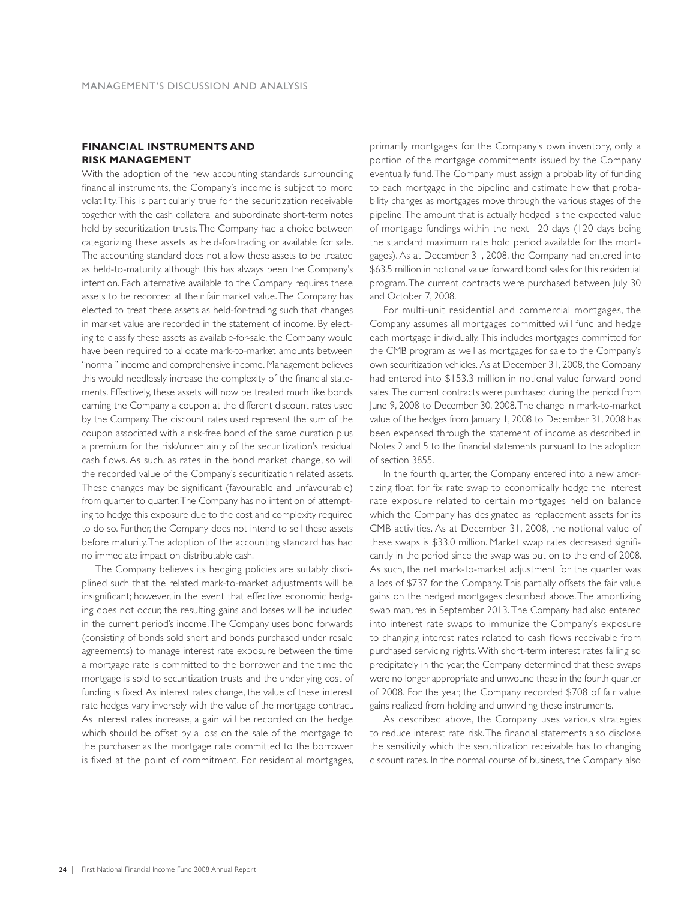## FINANCIAL INSTRUMENTS AND RISK MANAGEMENT

With the adoption of the new accounting standards surrounding financial instruments, the Company's income is subject to more volatility. This is particularly true for the securitization receivable together with the cash collateral and subordinate short-term notes held by securitization trusts. The Company had a choice between categorizing these assets as held-for-trading or available for sale. The accounting standard does not allow these assets to be treated as held-to-maturity, although this has always been the Company's intention. Each alternative available to the Company requires these assets to be recorded at their fair market value. The Company has elected to treat these assets as held-for-trading such that changes in market value are recorded in the statement of income. By electing to classify these assets as available-for-sale, the Company would have been required to allocate mark-to-market amounts between "normal" income and comprehensive income. Management believes this would needlessly increase the complexity of the financial statements. Effectively, these assets will now be treated much like bonds earning the Company a coupon at the different discount rates used by the Company. The discount rates used represent the sum of the coupon associated with a risk-free bond of the same duration plus a premium for the risk/uncertainty of the securitization's residual cash flows. As such, as rates in the bond market change, so will the recorded value of the Company's securitization related assets. These changes may be significant (favourable and unfavourable) from quarter to quarter. The Company has no intention of attempting to hedge this exposure due to the cost and complexity required to do so. Further, the Company does not intend to sell these assets before maturity. The adoption of the accounting standard has had no immediate impact on distributable cash.

The Company believes its hedging policies are suitably disciplined such that the related mark-to-market adjustments will be insignificant; however, in the event that effective economic hedging does not occur, the resulting gains and losses will be included in the current period's income. The Company uses bond forwards (consisting of bonds sold short and bonds purchased under resale agreements) to manage interest rate exposure between the time a mortgage rate is committed to the borrower and the time the mortgage is sold to securitization trusts and the underlying cost of funding is fixed. As interest rates change, the value of these interest rate hedges vary inversely with the value of the mortgage contract. As interest rates increase, a gain will be recorded on the hedge which should be offset by a loss on the sale of the mortgage to the purchaser as the mortgage rate committed to the borrower is fixed at the point of commitment. For residential mortgages, primarily mortgages for the Company's own inventory, only a portion of the mortgage commitments issued by the Company eventually fund. The Company must assign a probability of funding to each mortgage in the pipeline and estimate how that probability changes as mortgages move through the various stages of the pipeline. The amount that is actually hedged is the expected value of mortgage fundings within the next 120 days (120 days being the standard maximum rate hold period available for the mortgages). As at December 31, 2008, the Company had entered into $63.5 million in notional value forward bond sales for this residential program. The current contracts were purchased between July 30 and October 7, 2008.

For multi-unit residential and commercial mortgages, the Company assumes all mortgages committed will fund and hedge each mortgage individually. This includes mortgages committed for the CMB program as well as mortgages for sale to the Company's own securitization vehicles. As at December 31, 2008, the Company had entered into $153.3 million in notional value forward bond sales. The current contracts were purchased during the period from June 9, 2008 to December 30, 2008. The change in mark-to-market value of the hedges from January 1, 2008 to December 31, 2008 has been expensed through the statement of income as described in Notes 2 and 5 to the financial statements pursuant to the adoption of section 3855.

In the fourth quarter, the Company entered into a new amortizing float for fix rate swap to economically hedge the interest rate exposure related to certain mortgages held on balance which the Company has designated as replacement assets for its CMB activities. As at December 31, 2008, the notional value of these swaps is $33.0 million. Market swap rates decreased significantly in the period since the swap was put on to the end of 2008. As such, the net mark-to-market adjustment for the quarter was a loss of $737 for the Company. This partially offsets the fair value gains on the hedged mortgages described above. The amortizing swap matures in September 2013. The Company had also entered into interest rate swaps to immunize the Company's exposure to changing interest rates related to cash flows receivable from purchased servicing rights. With short-term interest rates falling so precipitately in the year, the Company determined that these swaps were no longer appropriate and unwound these in the fourth quarter of 2008. For the year, the Company recorded $708 of fair value gains realized from holding and unwinding these instruments.

As described above, the Company uses various strategies to reduce interest rate risk. The financial statements also disclose the sensitivity which the securitization receivable has to changing discount rates. In the normal course of business, the Company also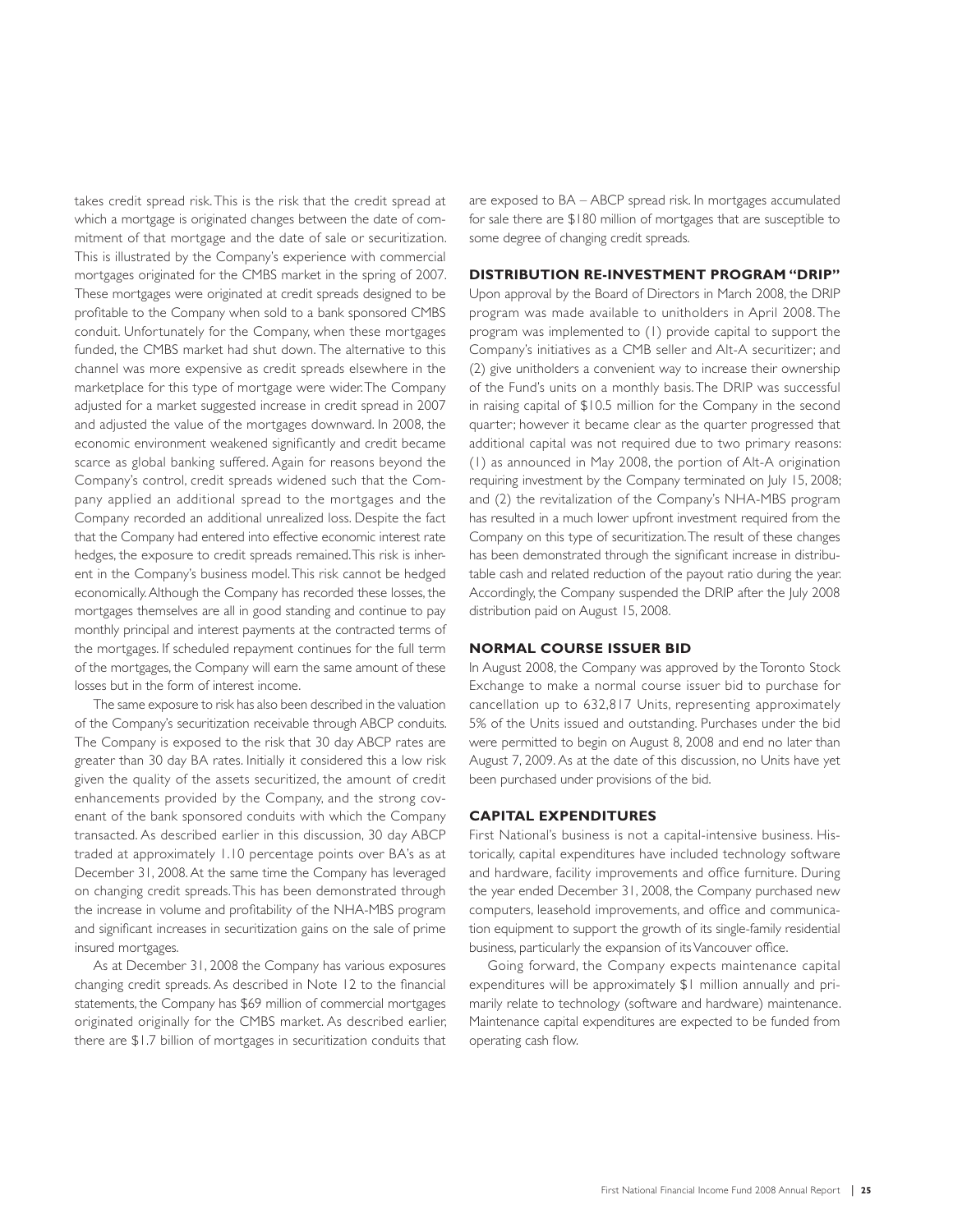takes credit spread risk. This is the risk that the credit spread at which a mortgage is originated changes between the date of commitment of that mortgage and the date of sale or securitization. This is illustrated by the Company's experience with commercial mortgages originated for the CMBS market in the spring of 2007. These mortgages were originated at credit spreads designed to be profitable to the Company when sold to a bank sponsored CMBS conduit. Unfortunately for the Company, when these mortgages funded, the CMBS market had shut down. The alternative to this channel was more expensive as credit spreads elsewhere in the marketplace for this type of mortgage were wider. The Company adjusted for a market suggested increase in credit spread in 2007 and adjusted the value of the mortgages downward. In 2008, the economic environment weakened significantly and credit became scarce as global banking suffered. Again for reasons beyond the Company's control, credit spreads widened such that the Company applied an additional spread to the mortgages and the Company recorded an additional unrealized loss. Despite the fact that the Company had entered into effective economic interest rate hedges, the exposure to credit spreads remained. This risk is inherent in the Company's business model. This risk cannot be hedged economically. Although the Company has recorded these losses, the mortgages themselves are all in good standing and continue to pay monthly principal and interest payments at the contracted terms of the mortgages. If scheduled repayment continues for the full term of the mortgages, the Company will earn the same amount of these losses but in the form of interest income.

The same exposure to risk has also been described in the valuation of the Company's securitization receivable through ABCP conduits. The Company is exposed to the risk that 30 day ABCP rates are greater than 30 day BA rates. Initially it considered this a low risk given the quality of the assets securitized, the amount of credit enhancements provided by the Company, and the strong covenant of the bank sponsored conduits with which the Company transacted. As described earlier in this discussion, 30 day ABCP traded at approximately 1.10 percentage points over BA's as at December 31, 2008. At the same time the Company has leveraged on changing credit spreads. This has been demonstrated through the increase in volume and profitability of the NHA-MBS program and significant increases in securitization gains on the sale of prime insured mortgages.

As at December 31, 2008 the Company has various exposures changing credit spreads. As described in Note 12 to the financial statements, the Company has $69 million of commercial mortgages originated originally for the CMBS market. As described earlier, there are $1.7 billion of mortgages in securitization conduits that are exposed to BA – ABCP spread risk. In mortgages accumulated for sale there are $180 million of mortgages that are susceptible to some degree of changing credit spreads.

## DISTRIBUTION RE-INVESTMENT PROGRAM "DRIP"

Upon approval by the Board of Directors in March 2008, the DRIP program was made available to unitholders in April 2008. The program was implemented to (1) provide capital to support the Company's initiatives as a CMB seller and Alt-A securitizer; and (2) give unitholders a convenient way to increase their ownership of the Fund's units on a monthly basis. The DRIP was successful in raising capital of $10.5 million for the Company in the second quarter; however it became clear as the quarter progressed that additional capital was not required due to two primary reasons: (1) as announced in May 2008, the portion of Alt-A origination requiring investment by the Company terminated on July 15, 2008; and (2) the revitalization of the Company's NHA-MBS program has resulted in a much lower upfront investment required from the Company on this type of securitization. The result of these changes has been demonstrated through the significant increase in distributable cash and related reduction of the payout ratio during the year. Accordingly, the Company suspended the DRIP after the July 2008 distribution paid on August 15, 2008.

## NORMAL COURSE ISSUER BID

In August 2008, the Company was approved by the Toronto Stock Exchange to make a normal course issuer bid to purchase for cancellation up to 632,817 Units, representing approximately 5% of the Units issued and outstanding. Purchases under the bid were permitted to begin on August 8, 2008 and end no later than August 7, 2009. As at the date of this discussion, no Units have yet been purchased under provisions of the bid.

## CAPITAL EXPENDITURES

First National's business is not a capital-intensive business. Historically, capital expenditures have included technology software and hardware, facility improvements and office furniture. During the year ended December 31, 2008, the Company purchased new computers, leasehold improvements, and office and communication equipment to support the growth of its single-family residential business, particularly the expansion of its Vancouver office.

Going forward, the Company expects maintenance capital expenditures will be approximately $1 million annually and primarily relate to technology (software and hardware) maintenance. Maintenance capital expenditures are expected to be funded from operating cash flow.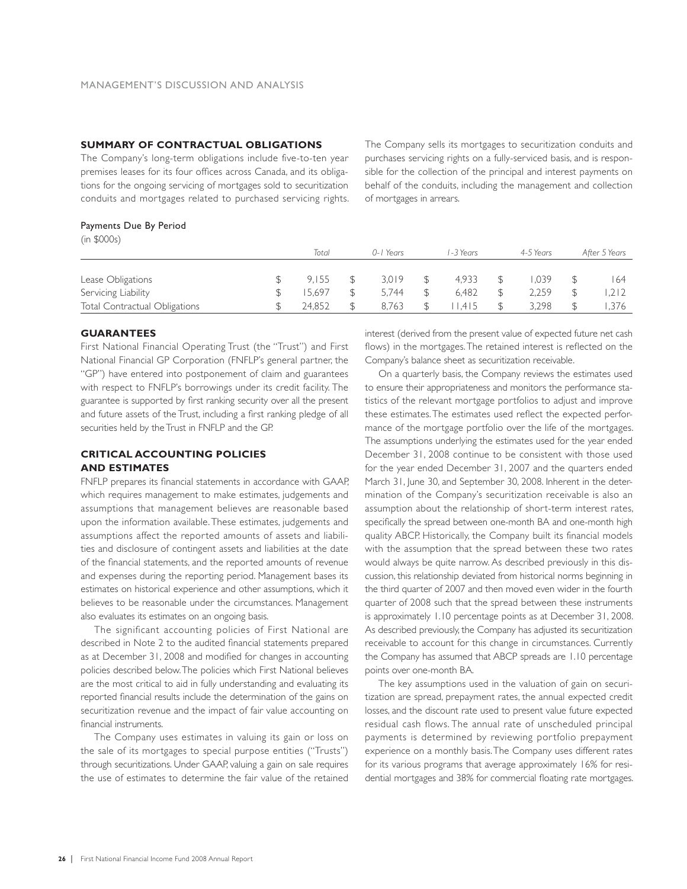## SUMMARY OF CONTRACTUAL OBLIGATIONS

The Company's long-term obligations include five-to-ten year premises leases for its four offices across Canada, and its obligations for the ongoing servicing of mortgages sold to securitization conduits and mortgages related to purchased servicing rights. The Company sells its mortgages to securitization conduits and purchases servicing rights on a fully-serviced basis, and is responsible for the collection of the principal and interest payments on behalf of the conduits, including the management and collection of mortgages in arrears.

Payments Due By Period
(in $000s)

| | *Total* | *0-1 Years* | *1-3 Years* | *4-5 Years* | *After 5 Years* |
|---|---|---|---|---|---|
| Lease Obligations | $ 9,155 | $ 3,019 | $ 4,933 | $ 1,039 | $ 164 |
| Servicing Liability | $ 15,697 | $ 5,744 | $ 6,482 | $ 2,259 | $ 1,212 |
| Total Contractual Obligations | $ 24,852 | $ 8,763 | $ 11,415 | $ 3,298 | $ 1,376 |

## GUARANTEES

First National Financial Operating Trust (the "Trust") and First National Financial GP Corporation (FNFLP's general partner, the "GP") have entered into postponement of claim and guarantees with respect to FNFLP's borrowings under its credit facility. The guarantee is supported by first ranking security over all the present and future assets of the Trust, including a first ranking pledge of all securities held by the Trust in FNFLP and the GP.

## CRITICAL ACCOUNTING POLICIES AND ESTIMATES

FNFLP prepares its financial statements in accordance with GAAP, which requires management to make estimates, judgements and assumptions that management believes are reasonable based upon the information available. These estimates, judgements and assumptions affect the reported amounts of assets and liabilities and disclosure of contingent assets and liabilities at the date of the financial statements, and the reported amounts of revenue and expenses during the reporting period. Management bases its estimates on historical experience and other assumptions, which it believes to be reasonable under the circumstances. Management also evaluates its estimates on an ongoing basis.

The significant accounting policies of First National are described in Note 2 to the audited financial statements prepared as at December 31, 2008 and modified for changes in accounting policies described below. The policies which First National believes are the most critical to aid in fully understanding and evaluating its reported financial results include the determination of the gains on securitization revenue and the impact of fair value accounting on financial instruments.

The Company uses estimates in valuing its gain or loss on the sale of its mortgages to special purpose entities ("Trusts") through securitizations. Under GAAP, valuing a gain on sale requires the use of estimates to determine the fair value of the retained interest (derived from the present value of expected future net cash flows) in the mortgages. The retained interest is reflected on the Company's balance sheet as securitization receivable.

On a quarterly basis, the Company reviews the estimates used to ensure their appropriateness and monitors the performance statistics of the relevant mortgage portfolios to adjust and improve these estimates. The estimates used reflect the expected performance of the mortgage portfolio over the life of the mortgages. The assumptions underlying the estimates used for the year ended December 31, 2008 continue to be consistent with those used for the year ended December 31, 2007 and the quarters ended March 31, June 30, and September 30, 2008. Inherent in the determination of the Company's securitization receivable is also an assumption about the relationship of short-term interest rates, specifically the spread between one-month BA and one-month high quality ABCP. Historically, the Company built its financial models with the assumption that the spread between these two rates would always be quite narrow. As described previously in this discussion, this relationship deviated from historical norms beginning in the third quarter of 2007 and then moved even wider in the fourth quarter of 2008 such that the spread between these instruments is approximately 1.10 percentage points as at December 31, 2008. As described previously, the Company has adjusted its securitization receivable to account for this change in circumstances. Currently the Company has assumed that ABCP spreads are 1.10 percentage points over one-month BA.

The key assumptions used in the valuation of gain on securitization are spread, prepayment rates, the annual expected credit losses, and the discount rate used to present value future expected residual cash flows. The annual rate of unscheduled principal payments is determined by reviewing portfolio prepayment experience on a monthly basis. The Company uses different rates for its various programs that average approximately 16% for residential mortgages and 38% for commercial floating rate mortgages.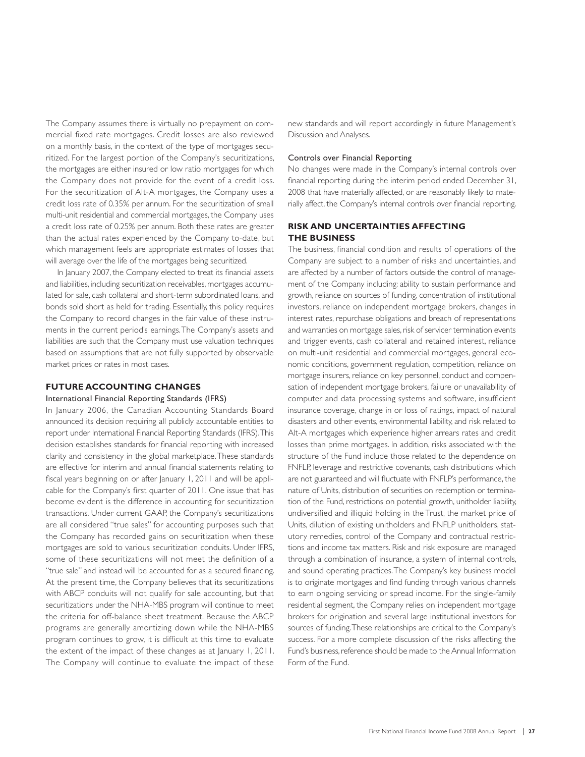The Company assumes there is virtually no prepayment on commercial fixed rate mortgages. Credit losses are also reviewed on a monthly basis, in the context of the type of mortgages securitized. For the largest portion of the Company's securitizations, the mortgages are either insured or low ratio mortgages for which the Company does not provide for the event of a credit loss. For the securitization of Alt-A mortgages, the Company uses a credit loss rate of 0.35% per annum. For the securitization of small multi-unit residential and commercial mortgages, the Company uses a credit loss rate of 0.25% per annum. Both these rates are greater than the actual rates experienced by the Company to-date, but which management feels are appropriate estimates of losses that will average over the life of the mortgages being securitized.

In January 2007, the Company elected to treat its financial assets and liabilities, including securitization receivables, mortgages accumulated for sale, cash collateral and short-term subordinated loans, and bonds sold short as held for trading. Essentially, this policy requires the Company to record changes in the fair value of these instruments in the current period's earnings. The Company's assets and liabilities are such that the Company must use valuation techniques based on assumptions that are not fully supported by observable market prices or rates in most cases.

## FUTURE ACCOUNTING CHANGES

### International Financial Reporting Standards (IFRS)

In January 2006, the Canadian Accounting Standards Board announced its decision requiring all publicly accountable entities to report under International Financial Reporting Standards (IFRS). This decision establishes standards for financial reporting with increased clarity and consistency in the global marketplace. These standards are effective for interim and annual financial statements relating to fiscal years beginning on or after January 1, 2011 and will be applicable for the Company's first quarter of 2011. One issue that has become evident is the difference in accounting for securitization transactions. Under current GAAP, the Company's securitizations are all considered "true sales" for accounting purposes such that the Company has recorded gains on securitization when these mortgages are sold to various securitization conduits. Under IFRS, some of these securitizations will not meet the definition of a "true sale" and instead will be accounted for as a secured financing. At the present time, the Company believes that its securitizations with ABCP conduits will not qualify for sale accounting, but that securitizations under the NHA-MBS program will continue to meet the criteria for off-balance sheet treatment. Because the ABCP programs are generally amortizing down while the NHA-MBS program continues to grow, it is difficult at this time to evaluate the extent of the impact of these changes as at January 1, 2011. The Company will continue to evaluate the impact of these new standards and will report accordingly in future Management's Discussion and Analyses.

### Controls over Financial Reporting

No changes were made in the Company's internal controls over financial reporting during the interim period ended December 31, 2008 that have materially affected, or are reasonably likely to materially affect, the Company's internal controls over financial reporting.

## RISK AND UNCERTAINTIES AFFECTING THE BUSINESS

The business, financial condition and results of operations of the Company are subject to a number of risks and uncertainties, and are affected by a number of factors outside the control of management of the Company including: ability to sustain performance and growth, reliance on sources of funding, concentration of institutional investors, reliance on independent mortgage brokers, changes in interest rates, repurchase obligations and breach of representations and warranties on mortgage sales, risk of servicer termination events and trigger events, cash collateral and retained interest, reliance on multi-unit residential and commercial mortgages, general economic conditions, government regulation, competition, reliance on mortgage insurers, reliance on key personnel, conduct and compensation of independent mortgage brokers, failure or unavailability of computer and data processing systems and software, insufficient insurance coverage, change in or loss of ratings, impact of natural disasters and other events, environmental liability, and risk related to Alt-A mortgages which experience higher arrears rates and credit losses than prime mortgages. In addition, risks associated with the structure of the Fund include those related to the dependence on FNFLP, leverage and restrictive covenants, cash distributions which are not guaranteed and will fluctuate with FNFLP's performance, the nature of Units, distribution of securities on redemption or termination of the Fund, restrictions on potential growth, unitholder liability, undiversified and illiquid holding in the Trust, the market price of Units, dilution of existing unitholders and FNFLP unitholders, statutory remedies, control of the Company and contractual restrictions and income tax matters. Risk and risk exposure are managed through a combination of insurance, a system of internal controls, and sound operating practices. The Company's key business model is to originate mortgages and find funding through various channels to earn ongoing servicing or spread income. For the single-family residential segment, the Company relies on independent mortgage brokers for origination and several large institutional investors for sources of funding. These relationships are critical to the Company's success. For a more complete discussion of the risks affecting the Fund's business, reference should be made to the Annual Information Form of the Fund.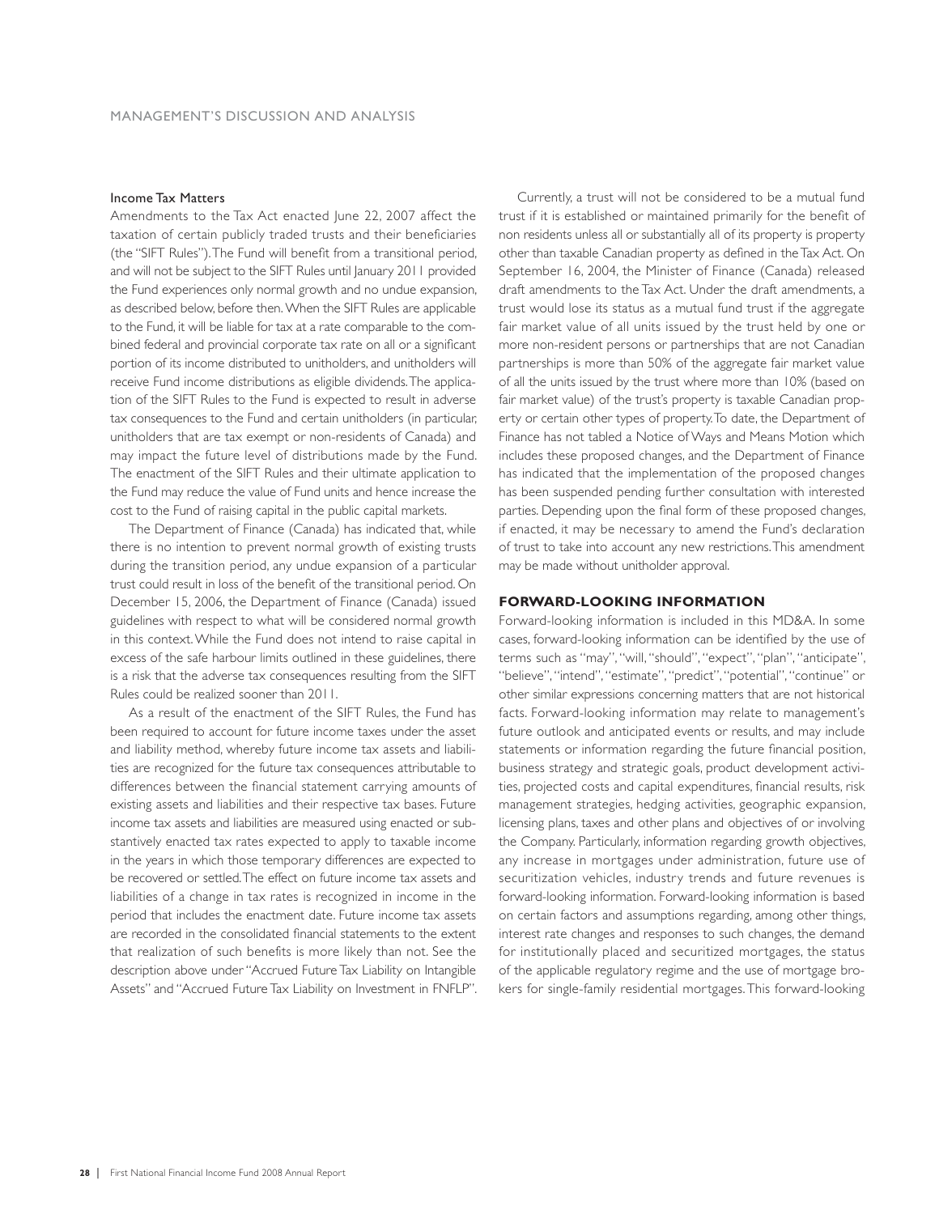### Income Tax Matters

Amendments to the Tax Act enacted June 22, 2007 affect the taxation of certain publicly traded trusts and their beneficiaries (the "SIFT Rules"). The Fund will benefit from a transitional period, and will not be subject to the SIFT Rules until January 2011 provided the Fund experiences only normal growth and no undue expansion, as described below, before then. When the SIFT Rules are applicable to the Fund, it will be liable for tax at a rate comparable to the combined federal and provincial corporate tax rate on all or a significant portion of its income distributed to unitholders, and unitholders will receive Fund income distributions as eligible dividends. The application of the SIFT Rules to the Fund is expected to result in adverse tax consequences to the Fund and certain unitholders (in particular, unitholders that are tax exempt or non-residents of Canada) and may impact the future level of distributions made by the Fund. The enactment of the SIFT Rules and their ultimate application to the Fund may reduce the value of Fund units and hence increase the cost to the Fund of raising capital in the public capital markets.

The Department of Finance (Canada) has indicated that, while there is no intention to prevent normal growth of existing trusts during the transition period, any undue expansion of a particular trust could result in loss of the benefit of the transitional period. On December 15, 2006, the Department of Finance (Canada) issued guidelines with respect to what will be considered normal growth in this context. While the Fund does not intend to raise capital in excess of the safe harbour limits outlined in these guidelines, there is a risk that the adverse tax consequences resulting from the SIFT Rules could be realized sooner than 2011.

As a result of the enactment of the SIFT Rules, the Fund has been required to account for future income taxes under the asset and liability method, whereby future income tax assets and liabilities are recognized for the future tax consequences attributable to differences between the financial statement carrying amounts of existing assets and liabilities and their respective tax bases. Future income tax assets and liabilities are measured using enacted or substantively enacted tax rates expected to apply to taxable income in the years in which those temporary differences are expected to be recovered or settled. The effect on future income tax assets and liabilities of a change in tax rates is recognized in income in the period that includes the enactment date. Future income tax assets are recorded in the consolidated financial statements to the extent that realization of such benefits is more likely than not. See the description above under "Accrued Future Tax Liability on Intangible Assets" and "Accrued Future Tax Liability on Investment in FNFLP".

Currently, a trust will not be considered to be a mutual fund trust if it is established or maintained primarily for the benefit of non residents unless all or substantially all of its property is property other than taxable Canadian property as defined in the Tax Act. On September 16, 2004, the Minister of Finance (Canada) released draft amendments to the Tax Act. Under the draft amendments, a trust would lose its status as a mutual fund trust if the aggregate fair market value of all units issued by the trust held by one or more non-resident persons or partnerships that are not Canadian partnerships is more than 50% of the aggregate fair market value of all the units issued by the trust where more than 10% (based on fair market value) of the trust's property is taxable Canadian property or certain other types of property. To date, the Department of Finance has not tabled a Notice of Ways and Means Motion which includes these proposed changes, and the Department of Finance has indicated that the implementation of the proposed changes has been suspended pending further consultation with interested parties. Depending upon the final form of these proposed changes, if enacted, it may be necessary to amend the Fund's declaration of trust to take into account any new restrictions. This amendment may be made without unitholder approval.

## FORWARD-LOOKING INFORMATION

Forward-looking information is included in this MD&A. In some cases, forward-looking information can be identified by the use of terms such as "may", "will", "should", "expect", "plan", "anticipate", "believe", "intend", "estimate", "predict", "potential", "continue" or other similar expressions concerning matters that are not historical facts. Forward-looking information may relate to management's future outlook and anticipated events or results, and may include statements or information regarding the future financial position, business strategy and strategic goals, product development activities, projected costs and capital expenditures, financial results, risk management strategies, hedging activities, geographic expansion, licensing plans, taxes and other plans and objectives of or involving the Company. Particularly, information regarding growth objectives, any increase in mortgages under administration, future use of securitization vehicles, industry trends and future revenues is forward-looking information. Forward-looking information is based on certain factors and assumptions regarding, among other things, interest rate changes and responses to such changes, the demand for institutionally placed and securitized mortgages, the status of the applicable regulatory regime and the use of mortgage brokers for single-family residential mortgages. This forward-looking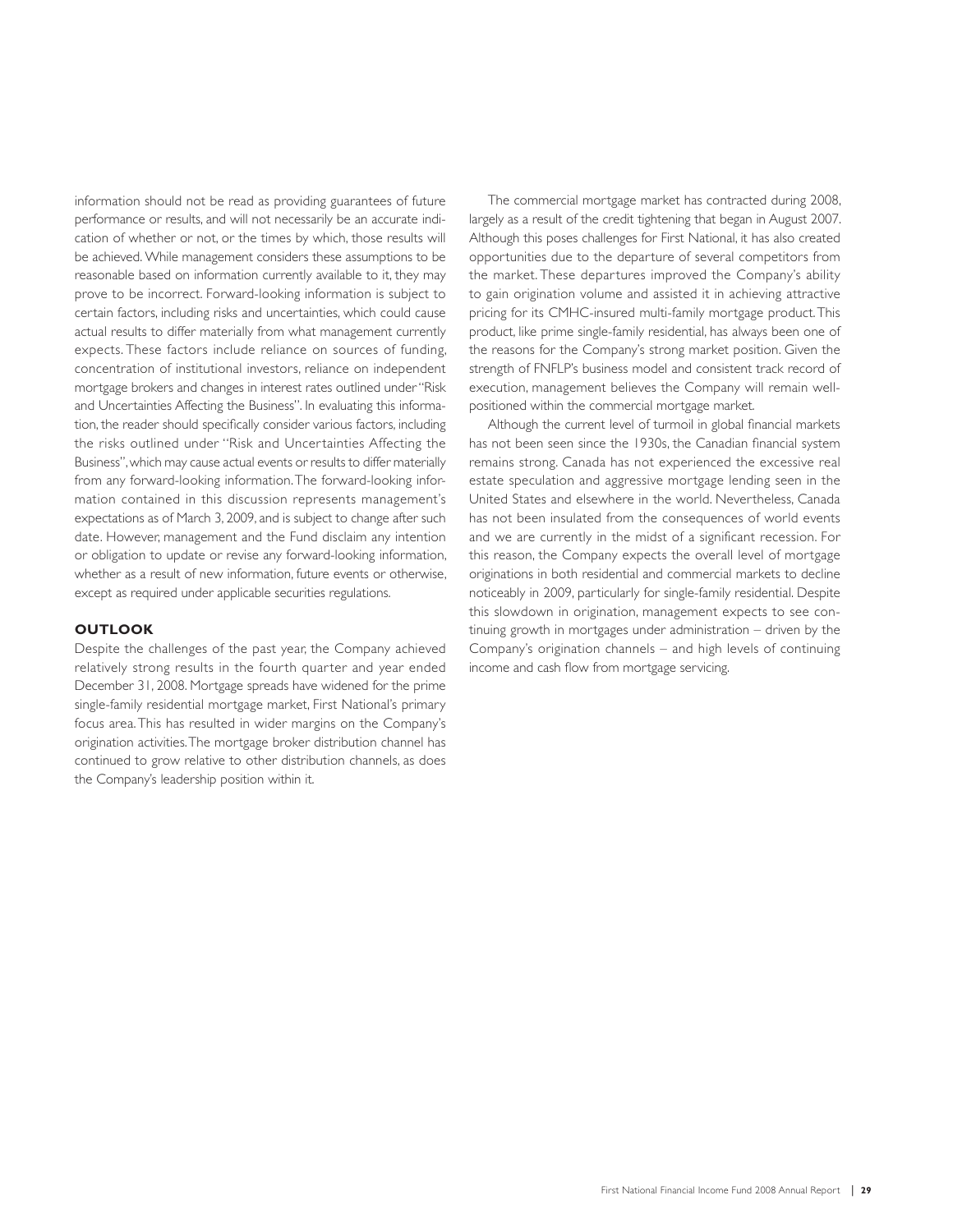information should not be read as providing guarantees of future performance or results, and will not necessarily be an accurate indication of whether or not, or the times by which, those results will be achieved. While management considers these assumptions to be reasonable based on information currently available to it, they may prove to be incorrect. Forward-looking information is subject to certain factors, including risks and uncertainties, which could cause actual results to differ materially from what management currently expects. These factors include reliance on sources of funding, concentration of institutional investors, reliance on independent mortgage brokers and changes in interest rates outlined under "Risk and Uncertainties Affecting the Business". In evaluating this information, the reader should specifically consider various factors, including the risks outlined under "Risk and Uncertainties Affecting the Business", which may cause actual events or results to differ materially from any forward-looking information. The forward-looking information contained in this discussion represents management's expectations as of March 3, 2009, and is subject to change after such date. However, management and the Fund disclaim any intention or obligation to update or revise any forward-looking information, whether as a result of new information, future events or otherwise, except as required under applicable securities regulations.

## OUTLOOK

Despite the challenges of the past year, the Company achieved relatively strong results in the fourth quarter and year ended December 31, 2008. Mortgage spreads have widened for the prime single-family residential mortgage market, First National's primary focus area. This has resulted in wider margins on the Company's origination activities. The mortgage broker distribution channel has continued to grow relative to other distribution channels, as does the Company's leadership position within it.

The commercial mortgage market has contracted during 2008, largely as a result of the credit tightening that began in August 2007. Although this poses challenges for First National, it has also created opportunities due to the departure of several competitors from the market. These departures improved the Company's ability to gain origination volume and assisted it in achieving attractive pricing for its CMHC-insured multi-family mortgage product. This product, like prime single-family residential, has always been one of the reasons for the Company's strong market position. Given the strength of FNFLP's business model and consistent track record of execution, management believes the Company will remain well-positioned within the commercial mortgage market.

Although the current level of turmoil in global financial markets has not been seen since the 1930s, the Canadian financial system remains strong. Canada has not experienced the excessive real estate speculation and aggressive mortgage lending seen in the United States and elsewhere in the world. Nevertheless, Canada has not been insulated from the consequences of world events and we are currently in the midst of a significant recession. For this reason, the Company expects the overall level of mortgage originations in both residential and commercial markets to decline noticeably in 2009, particularly for single-family residential. Despite this slowdown in origination, management expects to see continuing growth in mortgages under administration – driven by the Company's origination channels – and high levels of continuing income and cash flow from mortgage servicing.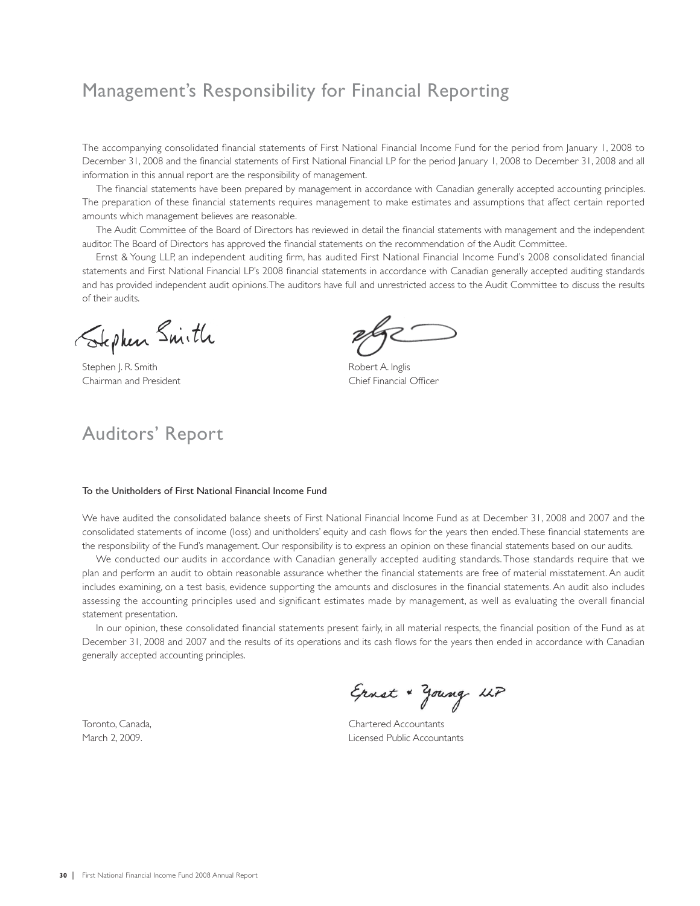# Management's Responsibility for Financial Reporting

The accompanying consolidated financial statements of First National Financial Income Fund for the period from January 1, 2008 to December 31, 2008 and the financial statements of First National Financial LP for the period January 1, 2008 to December 31, 2008 and all information in this annual report are the responsibility of management.

The financial statements have been prepared by management in accordance with Canadian generally accepted accounting principles. The preparation of these financial statements requires management to make estimates and assumptions that affect certain reported amounts which management believes are reasonable.

The Audit Committee of the Board of Directors has reviewed in detail the financial statements with management and the independent auditor. The Board of Directors has approved the financial statements on the recommendation of the Audit Committee.

Ernst & Young LLP, an independent auditing firm, has audited First National Financial Income Fund's 2008 consolidated financial statements and First National Financial LP's 2008 financial statements in accordance with Canadian generally accepted auditing standards and has provided independent audit opinions. The auditors have full and unrestricted access to the Audit Committee to discuss the results of their audits.

Stephen J. R. Smith
Chairman and President

Robert A. Inglis
Chief Financial Officer

# Auditors' Report

**To the Unitholders of First National Financial Income Fund**

We have audited the consolidated balance sheets of First National Financial Income Fund as at December 31, 2008 and 2007 and the consolidated statements of income (loss) and unitholders' equity and cash flows for the years then ended. These financial statements are the responsibility of the Fund's management. Our responsibility is to express an opinion on these financial statements based on our audits.

We conducted our audits in accordance with Canadian generally accepted auditing standards. Those standards require that we plan and perform an audit to obtain reasonable assurance whether the financial statements are free of material misstatement. An audit includes examining, on a test basis, evidence supporting the amounts and disclosures in the financial statements. An audit also includes assessing the accounting principles used and significant estimates made by management, as well as evaluating the overall financial statement presentation.

In our opinion, these consolidated financial statements present fairly, in all material respects, the financial position of the Fund as at December 31, 2008 and 2007 and the results of its operations and its cash flows for the years then ended in accordance with Canadian generally accepted accounting principles.

Ernst & Young LLP

Toronto, Canada,
March 2, 2009.

Chartered Accountants
Licensed Public Accountants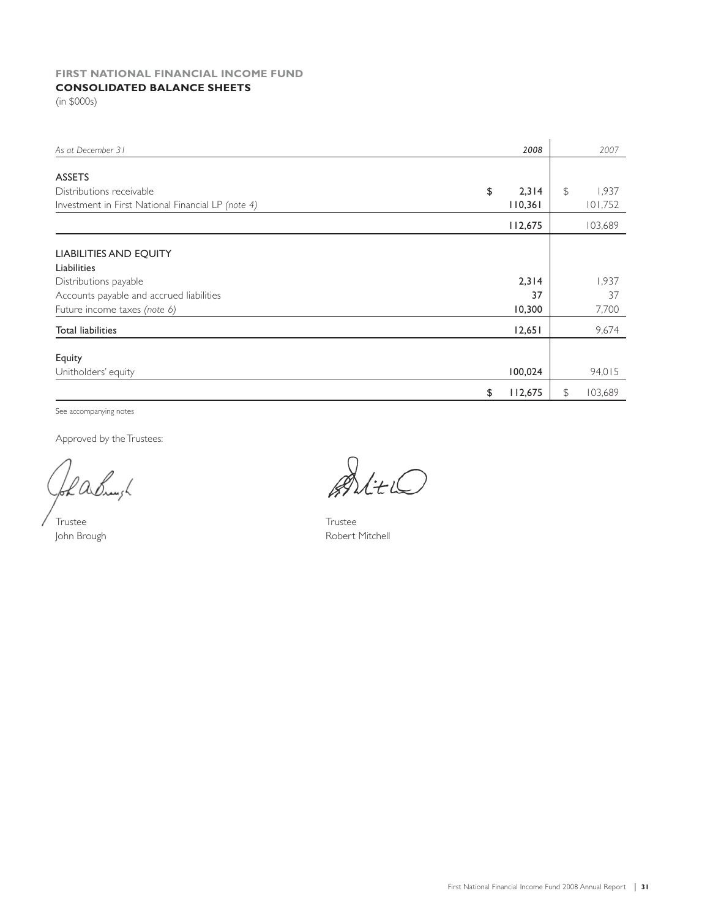# FIRST NATIONAL FINANCIAL INCOME FUND

## CONSOLIDATED BALANCE SHEETS

(in $000s)

| *As at December 31* | *2008* | *2007* |
|---|---|---|
| **ASSETS** | | |
| Distributions receivable | **$ 2,314** | $ 1,937 |
| Investment in First National Financial LP *(note 4)* | **110,361** | 101,752 |
| | **112,675** | 103,689 |
| **LIABILITIES AND EQUITY** | | |
| **Liabilities** | | |
| Distributions payable | **2,314** | 1,937 |
| Accounts payable and accrued liabilities | **37** | 37 |
| Future income taxes *(note 6)* | **10,300** | 7,700 |
| **Total liabilities** | **12,651** | 9,674 |
| **Equity** | | |
| Unitholders' equity | **100,024** | 94,015 |
| | **$ 112,675** | $ 103,689 |

See accompanying notes

Approved by the Trustees:

Trustee
John Brough

Trustee
Robert Mitchell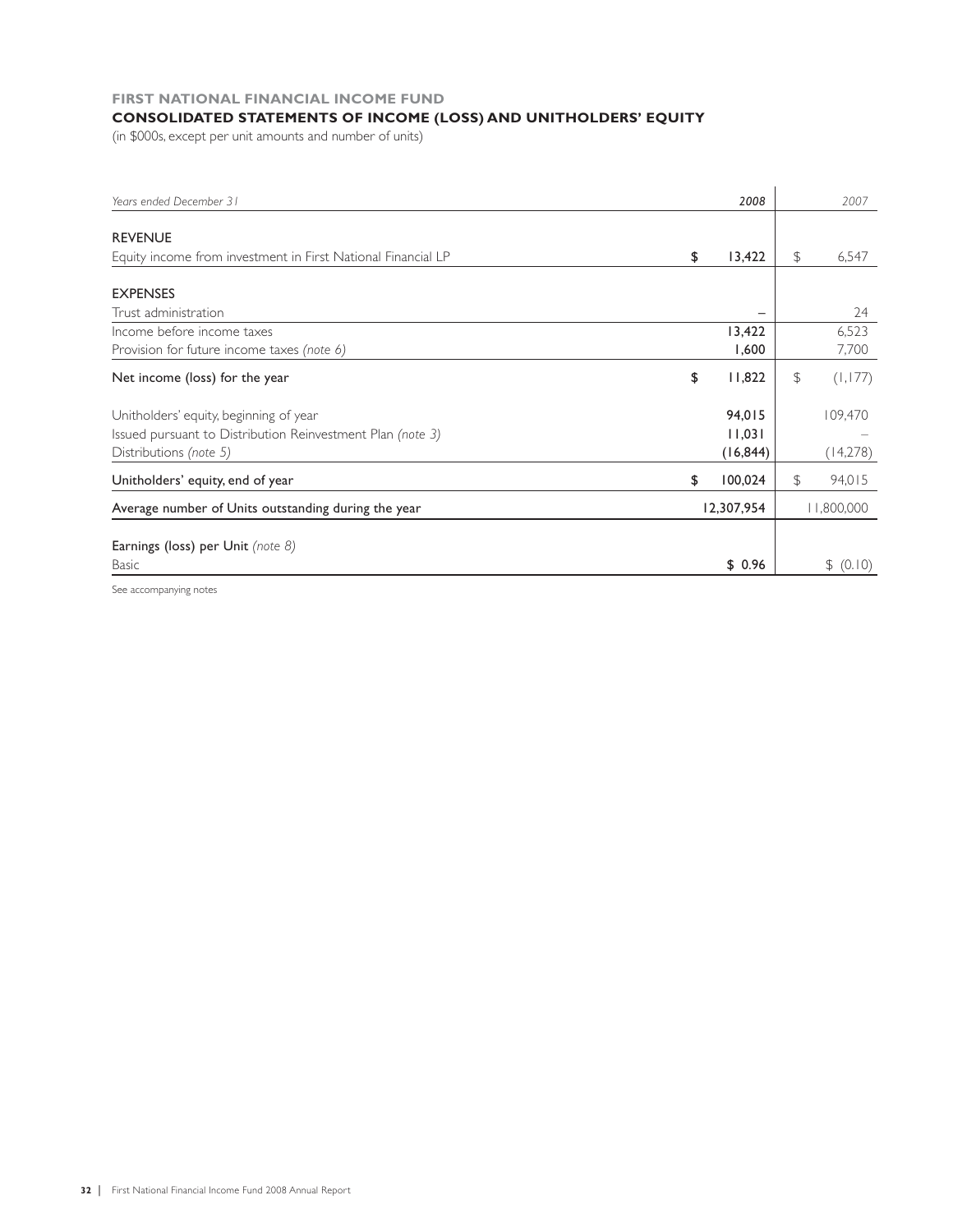**FIRST NATIONAL FINANCIAL INCOME FUND**

## CONSOLIDATED STATEMENTS OF INCOME (LOSS) AND UNITHOLDERS' EQUITY

(in $000s, except per unit amounts and number of units)

| *Years ended December 31* | *2008* | *2007* |
|---|---|---|
| REVENUE | | |
| Equity income from investment in First National Financial LP | $ 13,422 | $ 6,547 |
| EXPENSES | | |
| Trust administration | – | 24 |
| Income before income taxes | 13,422 | 6,523 |
| Provision for future income taxes *(note 6)* | 1,600 | 7,700 |
| Net income (loss) for the year | $ 11,822 | $ (1,177) |
| Unitholders' equity, beginning of year | 94,015 | 109,470 |
| Issued pursuant to Distribution Reinvestment Plan *(note 3)* | 11,031 | – |
| Distributions *(note 5)* | (16,844) | (14,278) |
| Unitholders' equity, end of year | $ 100,024 | $ 94,015 |
| Average number of Units outstanding during the year | 12,307,954 | 11,800,000 |
| Earnings (loss) per Unit *(note 8)* | | |
| Basic | $ 0.96 | $ (0.10) |

See accompanying notes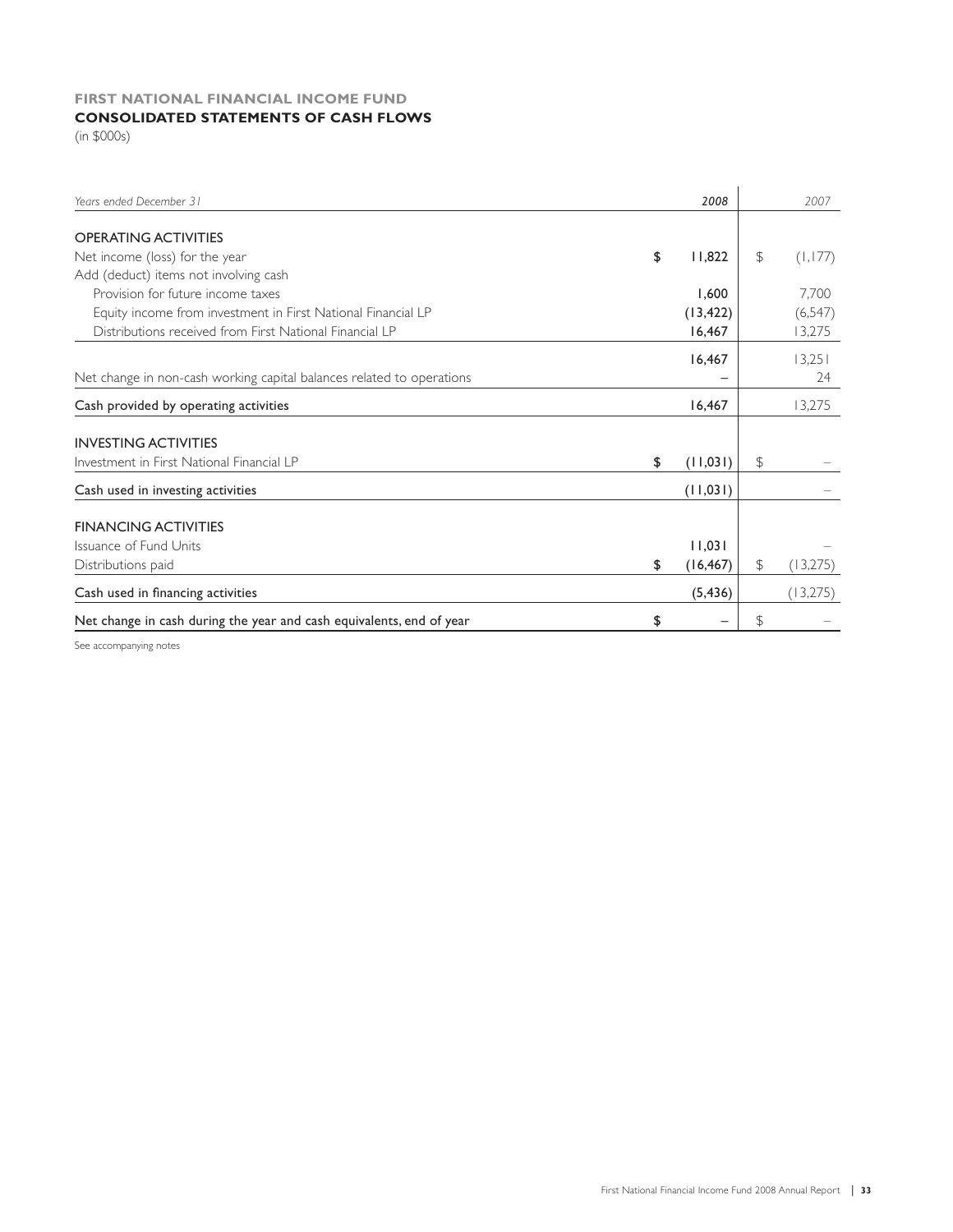# FIRST NATIONAL FINANCIAL INCOME FUND

## CONSOLIDATED STATEMENTS OF CASH FLOWS

(in $000s)

| *Years ended December 31* | *2008* | *2007* |
|---|---|---|
| **OPERATING ACTIVITIES** | | |
| Net income (loss) for the year | $ 11,822 | $ (1,177) |
| Add (deduct) items not involving cash | | |
| Provision for future income taxes | 1,600 | 7,700 |
| Equity income from investment in First National Financial LP | (13,422) | (6,547) |
| Distributions received from First National Financial LP | 16,467 | 13,275 |
| | 16,467 | 13,251 |
| Net change in non-cash working capital balances related to operations | – | 24 |
| Cash provided by operating activities | 16,467 | 13,275 |
| **INVESTING ACTIVITIES** | | |
| Investment in First National Financial LP | $ (11,031) | $ – |
| Cash used in investing activities | (11,031) | – |
| **FINANCING ACTIVITIES** | | |
| Issuance of Fund Units | 11,031 | – |
| Distributions paid | $ (16,467) | $ (13,275) |
| Cash used in financing activities | (5,436) | (13,275) |
| Net change in cash during the year and cash equivalents, end of year | $ – | $ – |

See accompanying notes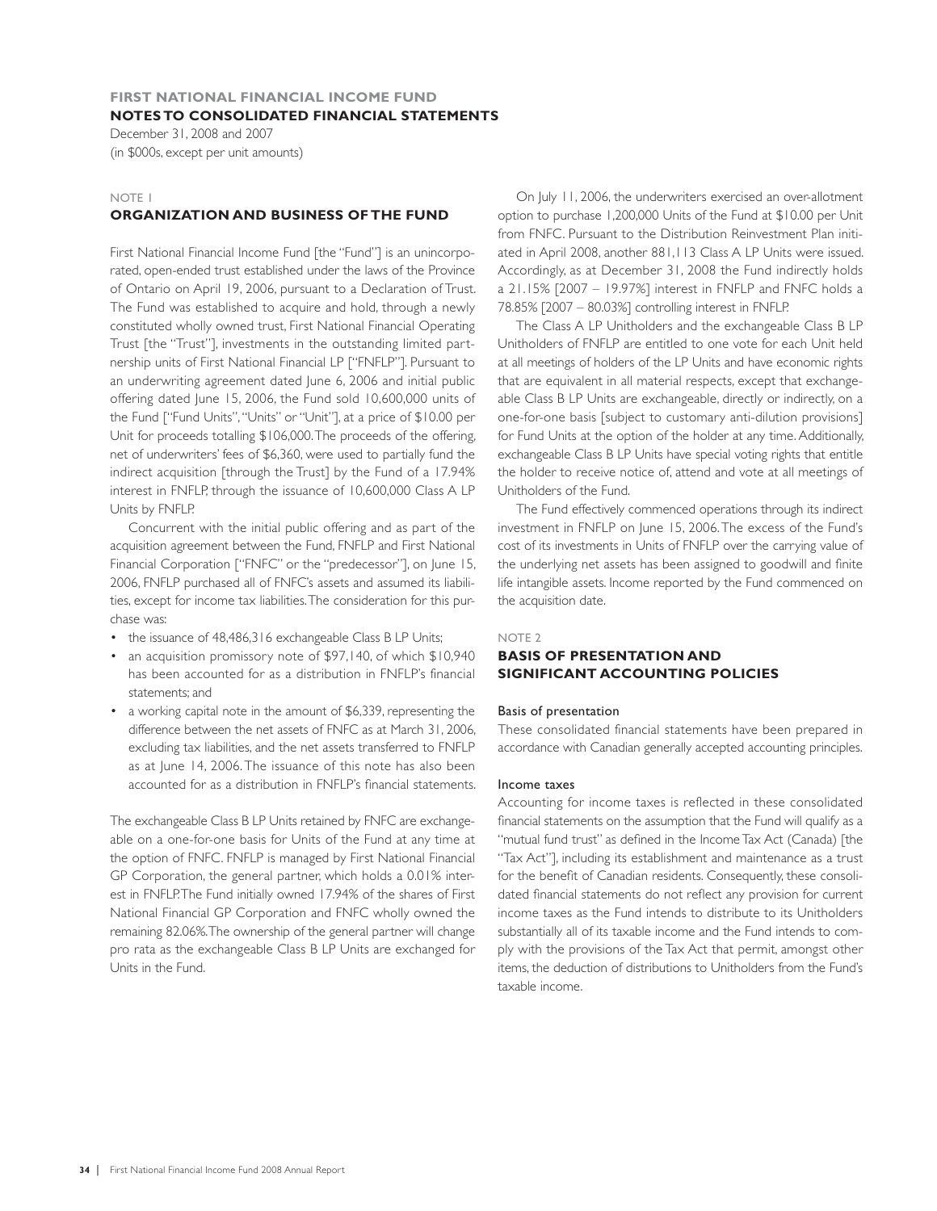# FIRST NATIONAL FINANCIAL INCOME FUND
## NOTES TO CONSOLIDATED FINANCIAL STATEMENTS

December 31, 2008 and 2007
(in $000s, except per unit amounts)

NOTE 1

### ORGANIZATION AND BUSINESS OF THE FUND

First National Financial Income Fund [the "Fund"] is an unincorporated, open-ended trust established under the laws of the Province of Ontario on April 19, 2006, pursuant to a Declaration of Trust. The Fund was established to acquire and hold, through a newly constituted wholly owned trust, First National Financial Operating Trust [the "Trust"], investments in the outstanding limited partnership units of First National Financial LP ["FNFLP"]. Pursuant to an underwriting agreement dated June 6, 2006 and initial public offering dated June 15, 2006, the Fund sold 10,600,000 units of the Fund ["Fund Units", "Units" or "Unit"], at a price of $10.00 per Unit for proceeds totalling $106,000. The proceeds of the offering, net of underwriters' fees of $6,360, were used to partially fund the indirect acquisition [through the Trust] by the Fund of a 17.94% interest in FNFLP, through the issuance of 10,600,000 Class A LP Units by FNFLP.

Concurrent with the initial public offering and as part of the acquisition agreement between the Fund, FNFLP and First National Financial Corporation ["FNFC" or the "predecessor"], on June 15, 2006, FNFLP purchased all of FNFC's assets and assumed its liabilities, except for income tax liabilities. The consideration for this purchase was:

- the issuance of 48,486,316 exchangeable Class B LP Units;
- an acquisition promissory note of $97,140, of which $10,940 has been accounted for as a distribution in FNFLP's financial statements; and
- a working capital note in the amount of $6,339, representing the difference between the net assets of FNFC as at March 31, 2006, excluding tax liabilities, and the net assets transferred to FNFLP as at June 14, 2006. The issuance of this note has also been accounted for as a distribution in FNFLP's financial statements.

The exchangeable Class B LP Units retained by FNFC are exchangeable on a one-for-one basis for Units of the Fund at any time at the option of FNFC. FNFLP is managed by First National Financial GP Corporation, the general partner, which holds a 0.01% interest in FNFLP. The Fund initially owned 17.94% of the shares of First National Financial GP Corporation and FNFC wholly owned the remaining 82.06%. The ownership of the general partner will change pro rata as the exchangeable Class B LP Units are exchanged for Units in the Fund.

On July 11, 2006, the underwriters exercised an over-allotment option to purchase 1,200,000 Units of the Fund at $10.00 per Unit from FNFC. Pursuant to the Distribution Reinvestment Plan initiated in April 2008, another 881,113 Class A LP Units were issued. Accordingly, as at December 31, 2008 the Fund indirectly holds a 21.15% [2007 – 19.97%] interest in FNFLP and FNFC holds a 78.85% [2007 – 80.03%] controlling interest in FNFLP.

The Class A LP Unitholders and the exchangeable Class B LP Unitholders of FNFLP are entitled to one vote for each Unit held at all meetings of holders of the LP Units and have economic rights that are equivalent in all material respects, except that exchangeable Class B LP Units are exchangeable, directly or indirectly, on a one-for-one basis [subject to customary anti-dilution provisions] for Fund Units at the option of the holder at any time. Additionally, exchangeable Class B LP Units have special voting rights that entitle the holder to receive notice of, attend and vote at all meetings of Unitholders of the Fund.

The Fund effectively commenced operations through its indirect investment in FNFLP on June 15, 2006. The excess of the Fund's cost of its investments in Units of FNFLP over the carrying value of the underlying net assets has been assigned to goodwill and finite life intangible assets. Income reported by the Fund commenced on the acquisition date.

NOTE 2

### BASIS OF PRESENTATION AND SIGNIFICANT ACCOUNTING POLICIES

#### Basis of presentation

These consolidated financial statements have been prepared in accordance with Canadian generally accepted accounting principles.

#### Income taxes

Accounting for income taxes is reflected in these consolidated financial statements on the assumption that the Fund will qualify as a "mutual fund trust" as defined in the Income Tax Act (Canada) [the "Tax Act"], including its establishment and maintenance as a trust for the benefit of Canadian residents. Consequently, these consolidated financial statements do not reflect any provision for current income taxes as the Fund intends to distribute to its Unitholders substantially all of its taxable income and the Fund intends to comply with the provisions of the Tax Act that permit, amongst other items, the deduction of distributions to Unitholders from the Fund's taxable income.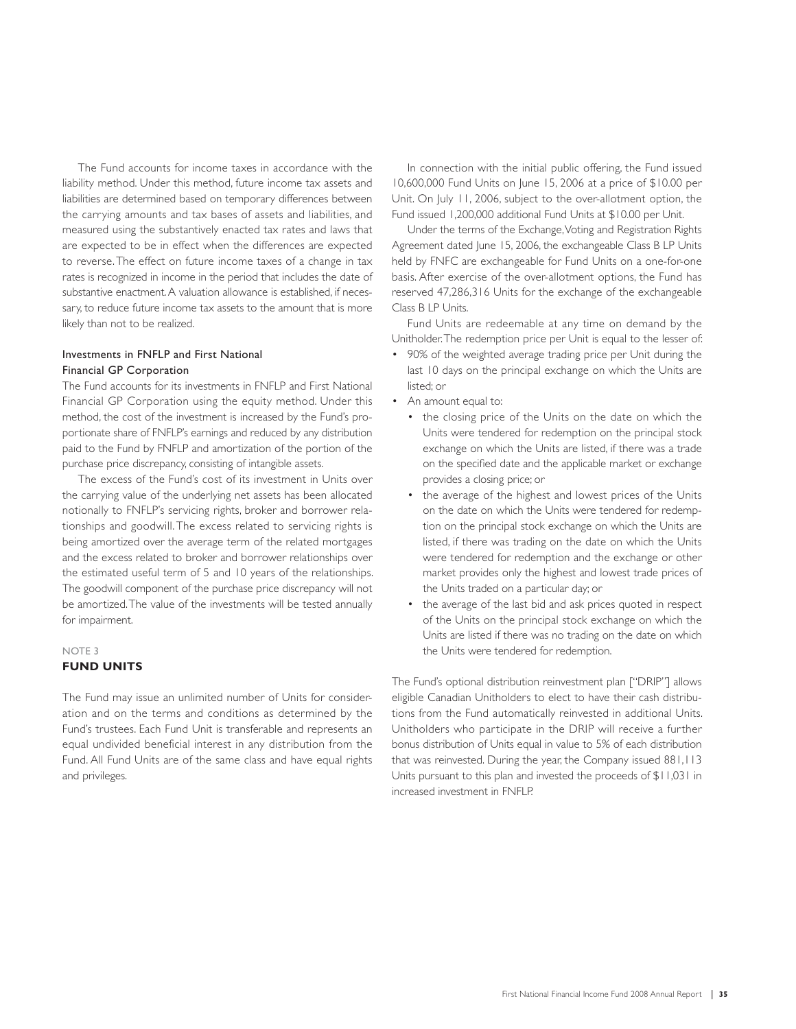The Fund accounts for income taxes in accordance with the liability method. Under this method, future income tax assets and liabilities are determined based on temporary differences between the carrying amounts and tax bases of assets and liabilities, and measured using the substantively enacted tax rates and laws that are expected to be in effect when the differences are expected to reverse. The effect on future income taxes of a change in tax rates is recognized in income in the period that includes the date of substantive enactment. A valuation allowance is established, if necessary, to reduce future income tax assets to the amount that is more likely than not to be realized.

### Investments in FNFLP and First National Financial GP Corporation

The Fund accounts for its investments in FNFLP and First National Financial GP Corporation using the equity method. Under this method, the cost of the investment is increased by the Fund's proportionate share of FNFLP's earnings and reduced by any distribution paid to the Fund by FNFLP and amortization of the portion of the purchase price discrepancy, consisting of intangible assets.

The excess of the Fund's cost of its investment in Units over the carrying value of the underlying net assets has been allocated notionally to FNFLP's servicing rights, broker and borrower relationships and goodwill. The excess related to servicing rights is being amortized over the average term of the related mortgages and the excess related to broker and borrower relationships over the estimated useful term of 5 and 10 years of the relationships. The goodwill component of the purchase price discrepancy will not be amortized. The value of the investments will be tested annually for impairment.

NOTE 3

## FUND UNITS

The Fund may issue an unlimited number of Units for consideration and on the terms and conditions as determined by the Fund's trustees. Each Fund Unit is transferable and represents an equal undivided beneficial interest in any distribution from the Fund. All Fund Units are of the same class and have equal rights and privileges.

In connection with the initial public offering, the Fund issued 10,600,000 Fund Units on June 15, 2006 at a price of $10.00 per Unit. On July 11, 2006, subject to the over-allotment option, the Fund issued 1,200,000 additional Fund Units at $10.00 per Unit.

Under the terms of the Exchange, Voting and Registration Rights Agreement dated June 15, 2006, the exchangeable Class B LP Units held by FNFC are exchangeable for Fund Units on a one-for-one basis. After exercise of the over-allotment options, the Fund has reserved 47,286,316 Units for the exchange of the exchangeable Class B LP Units.

Fund Units are redeemable at any time on demand by the Unitholder. The redemption price per Unit is equal to the lesser of:

- 90% of the weighted average trading price per Unit during the last 10 days on the principal exchange on which the Units are listed; or
- An amount equal to:
  - the closing price of the Units on the date on which the Units were tendered for redemption on the principal stock exchange on which the Units are listed, if there was a trade on the specified date and the applicable market or exchange provides a closing price; or
  - the average of the highest and lowest prices of the Units on the date on which the Units were tendered for redemption on the principal stock exchange on which the Units are listed, if there was trading on the date on which the Units were tendered for redemption and the exchange or other market provides only the highest and lowest trade prices of the Units traded on a particular day; or
  - the average of the last bid and ask prices quoted in respect of the Units on the principal stock exchange on which the Units are listed if there was no trading on the date on which the Units were tendered for redemption.

The Fund's optional distribution reinvestment plan ["DRIP"] allows eligible Canadian Unitholders to elect to have their cash distributions from the Fund automatically reinvested in additional Units. Unitholders who participate in the DRIP will receive a further bonus distribution of Units equal in value to 5% of each distribution that was reinvested. During the year, the Company issued 881,113 Units pursuant to this plan and invested the proceeds of $11,031 in increased investment in FNFLP.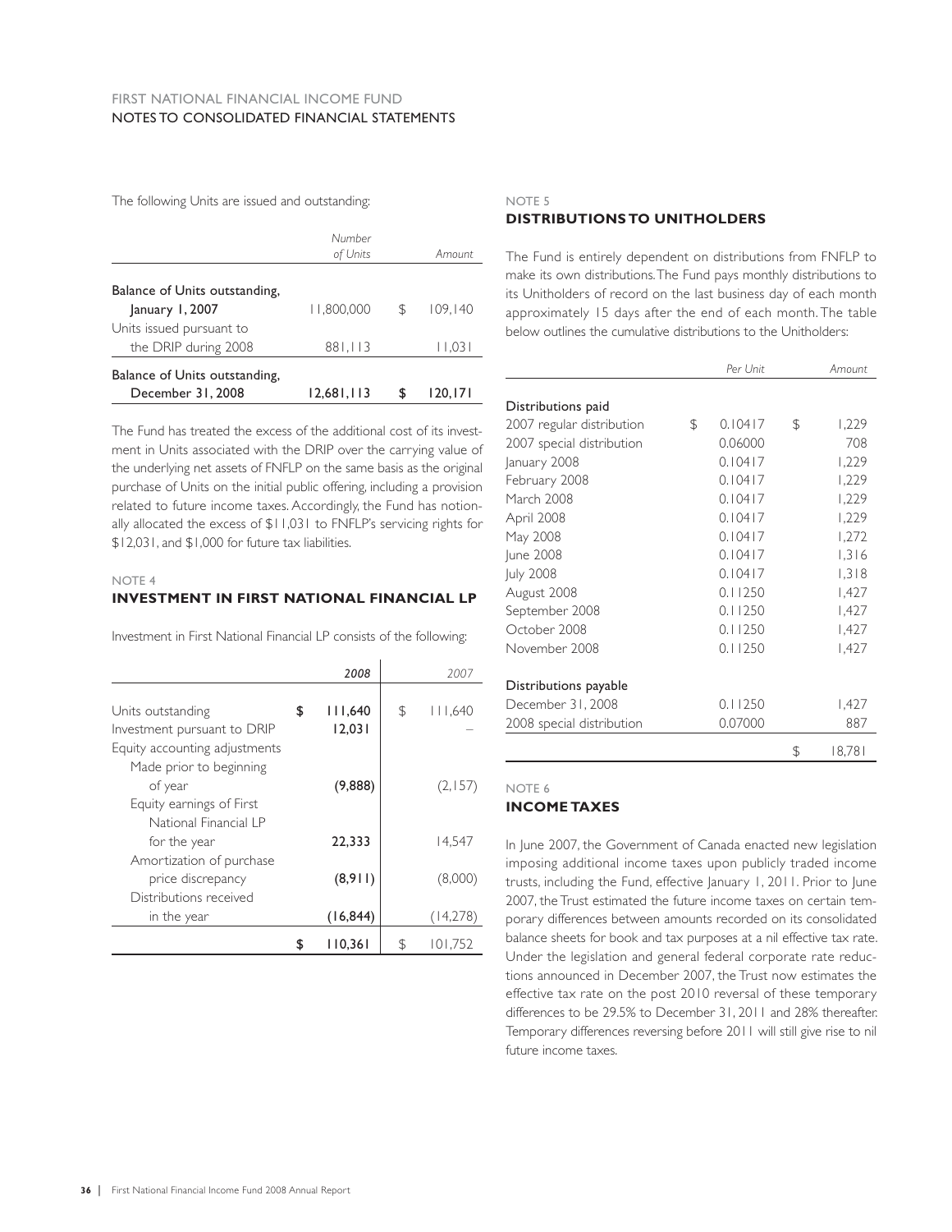The following Units are issued and outstanding:

| | *Number of Units* | *Amount* |
|---|---|---|
| Balance of Units outstanding, January 1, 2007 | 11,800,000 | $ 109,140 |
| Units issued pursuant to the DRIP during 2008 | 881,113 | 11,031 |
| **Balance of Units outstanding, December 31, 2008** | **12,681,113** | **$ 120,171** |

The Fund has treated the excess of the additional cost of its investment in Units associated with the DRIP over the carrying value of the underlying net assets of FNFLP on the same basis as the original purchase of Units on the initial public offering, including a provision related to future income taxes. Accordingly, the Fund has notionally allocated the excess of $11,031 to FNFLP's servicing rights for $12,031, and $1,000 for future tax liabilities.

NOTE 4

## INVESTMENT IN FIRST NATIONAL FINANCIAL LP

Investment in First National Financial LP consists of the following:

| | **2008** | *2007* |
|---|---|---|
| Units outstanding | **$ 111,640** | $ 111,640 |
| Investment pursuant to DRIP | **12,031** | – |
| Equity accounting adjustments | | |
| Made prior to beginning of year | **(9,888)** | (2,157) |
| Equity earnings of First National Financial LP for the year | **22,333** | 14,547 |
| Amortization of purchase price discrepancy | **(8,911)** | (8,000) |
| Distributions received in the year | **(16,844)** | (14,278) |
| | **$ 110,361** | $ 101,752 |

NOTE 5

## DISTRIBUTIONS TO UNITHOLDERS

The Fund is entirely dependent on distributions from FNFLP to make its own distributions. The Fund pays monthly distributions to its Unitholders of record on the last business day of each month approximately 15 days after the end of each month. The table below outlines the cumulative distributions to the Unitholders:

| | *Per Unit* | *Amount* |
|---|---|---|
| Distributions paid | | |
| 2007 regular distribution | $ 0.10417 | $ 1,229 |
| 2007 special distribution | 0.06000 | 708 |
| January 2008 | 0.10417 | 1,229 |
| February 2008 | 0.10417 | 1,229 |
| March 2008 | 0.10417 | 1,229 |
| April 2008 | 0.10417 | 1,229 |
| May 2008 | 0.10417 | 1,272 |
| June 2008 | 0.10417 | 1,316 |
| July 2008 | 0.10417 | 1,318 |
| August 2008 | 0.11250 | 1,427 |
| September 2008 | 0.11250 | 1,427 |
| October 2008 | 0.11250 | 1,427 |
| November 2008 | 0.11250 | 1,427 |
| Distributions payable | | |
| December 31, 2008 | 0.11250 | 1,427 |
| 2008 special distribution | 0.07000 | 887 |
| | | $ 18,781 |

NOTE 6

## INCOME TAXES

In June 2007, the Government of Canada enacted new legislation imposing additional income taxes upon publicly traded income trusts, including the Fund, effective January 1, 2011. Prior to June 2007, the Trust estimated the future income taxes on certain temporary differences between amounts recorded on its consolidated balance sheets for book and tax purposes at a nil effective tax rate. Under the legislation and general federal corporate rate reductions announced in December 2007, the Trust now estimates the effective tax rate on the post 2010 reversal of these temporary differences to be 29.5% to December 31, 2011 and 28% thereafter. Temporary differences reversing before 2011 will still give rise to nil future income taxes.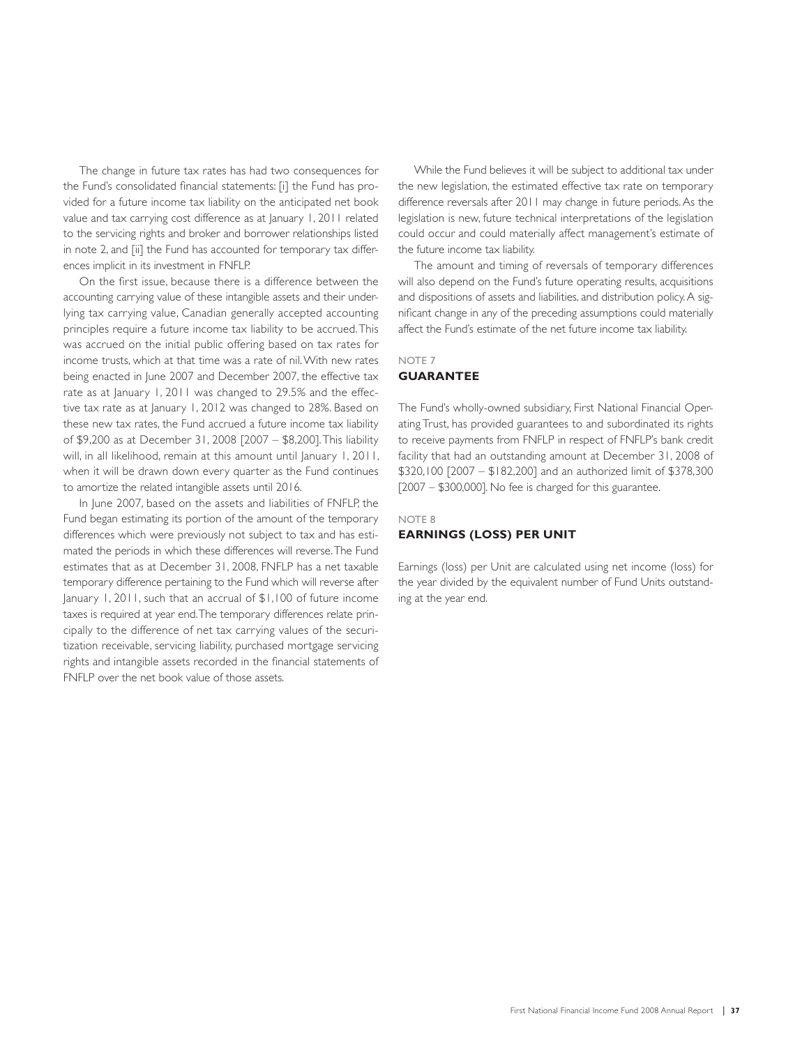The change in future tax rates has had two consequences for the Fund's consolidated financial statements: [i] the Fund has provided for a future income tax liability on the anticipated net book value and tax carrying cost difference as at January 1, 2011 related to the servicing rights and broker and borrower relationships listed in note 2, and [ii] the Fund has accounted for temporary tax differences implicit in its investment in FNFLP.

On the first issue, because there is a difference between the accounting carrying value of these intangible assets and their underlying tax carrying value, Canadian generally accepted accounting principles require a future income tax liability to be accrued. This was accrued on the initial public offering based on tax rates for income trusts, which at that time was a rate of nil. With new rates being enacted in June 2007 and December 2007, the effective tax rate as at January 1, 2011 was changed to 29.5% and the effective tax rate as at January 1, 2012 was changed to 28%. Based on these new tax rates, the Fund accrued a future income tax liability of $9,200 as at December 31, 2008 [2007 – $8,200]. This liability will, in all likelihood, remain at this amount until January 1, 2011, when it will be drawn down every quarter as the Fund continues to amortize the related intangible assets until 2016.

In June 2007, based on the assets and liabilities of FNFLP, the Fund began estimating its portion of the amount of the temporary differences which were previously not subject to tax and has estimated the periods in which these differences will reverse. The Fund estimates that as at December 31, 2008, FNFLP has a net taxable temporary difference pertaining to the Fund which will reverse after January 1, 2011, such that an accrual of $1,100 of future income taxes is required at year end. The temporary differences relate principally to the difference of net tax carrying values of the securitization receivable, servicing liability, purchased mortgage servicing rights and intangible assets recorded in the financial statements of FNFLP over the net book value of those assets.

While the Fund believes it will be subject to additional tax under the new legislation, the estimated effective tax rate on temporary difference reversals after 2011 may change in future periods. As the legislation is new, future technical interpretations of the legislation could occur and could materially affect management's estimate of the future income tax liability.

The amount and timing of reversals of temporary differences will also depend on the Fund's future operating results, acquisitions and dispositions of assets and liabilities, and distribution policy. A significant change in any of the preceding assumptions could materially affect the Fund's estimate of the net future income tax liability.

NOTE 7

## GUARANTEE

The Fund's wholly-owned subsidiary, First National Financial Operating Trust, has provided guarantees to and subordinated its rights to receive payments from FNFLP in respect of FNFLP's bank credit facility that had an outstanding amount at December 31, 2008 of $320,100 [2007 – $182,200] and an authorized limit of $378,300 [2007 – $300,000]. No fee is charged for this guarantee.

NOTE 8

## EARNINGS (LOSS) PER UNIT

Earnings (loss) per Unit are calculated using net income (loss) for the year divided by the equivalent number of Fund Units outstanding at the year end.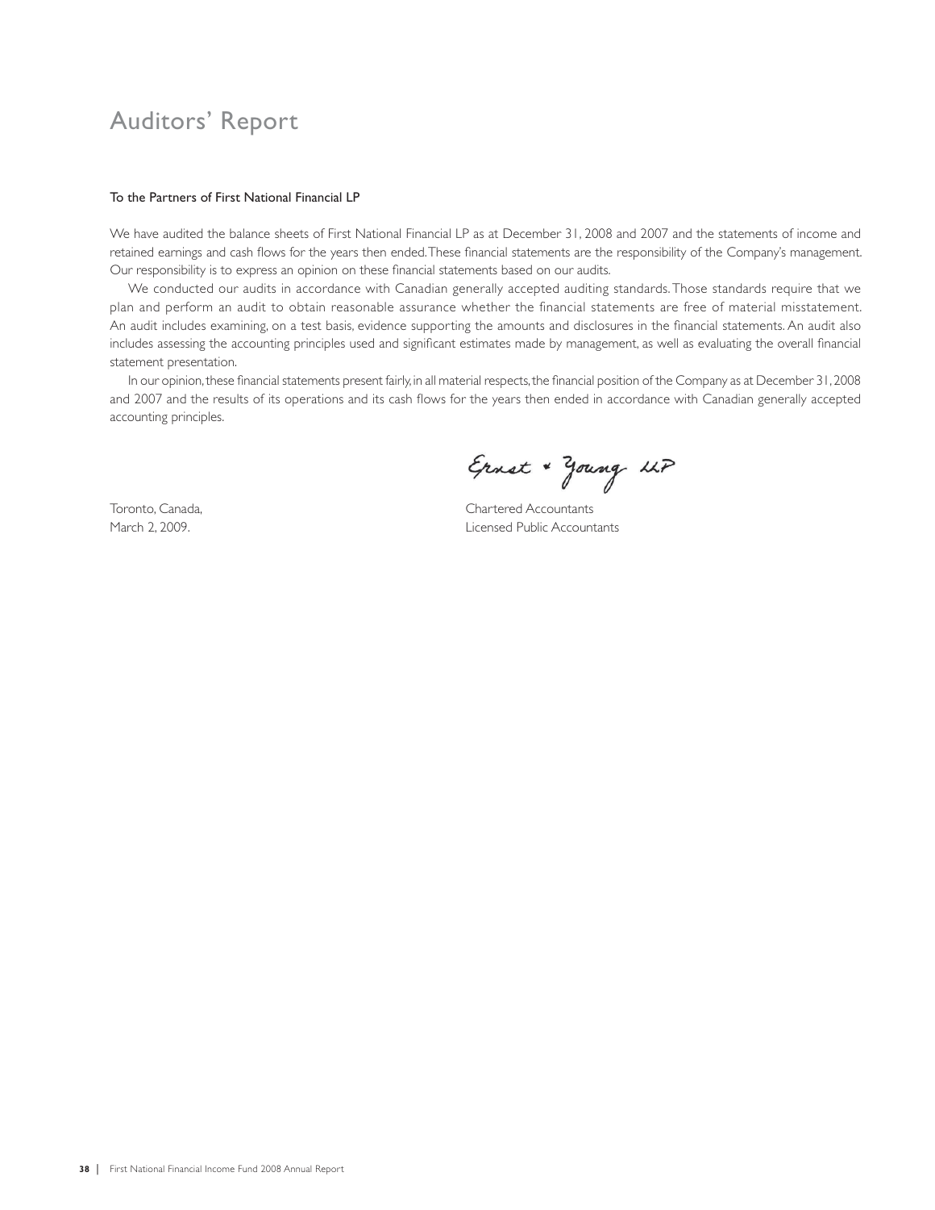# Auditors' Report

To the Partners of First National Financial LP

We have audited the balance sheets of First National Financial LP as at December 31, 2008 and 2007 and the statements of income and retained earnings and cash flows for the years then ended. These financial statements are the responsibility of the Company's management. Our responsibility is to express an opinion on these financial statements based on our audits.

We conducted our audits in accordance with Canadian generally accepted auditing standards. Those standards require that we plan and perform an audit to obtain reasonable assurance whether the financial statements are free of material misstatement. An audit includes examining, on a test basis, evidence supporting the amounts and disclosures in the financial statements. An audit also includes assessing the accounting principles used and significant estimates made by management, as well as evaluating the overall financial statement presentation.

In our opinion, these financial statements present fairly, in all material respects, the financial position of the Company as at December 31, 2008 and 2007 and the results of its operations and its cash flows for the years then ended in accordance with Canadian generally accepted accounting principles.

Ernst & Young LLP

Toronto, Canada,
March 2, 2009.

Chartered Accountants
Licensed Public Accountants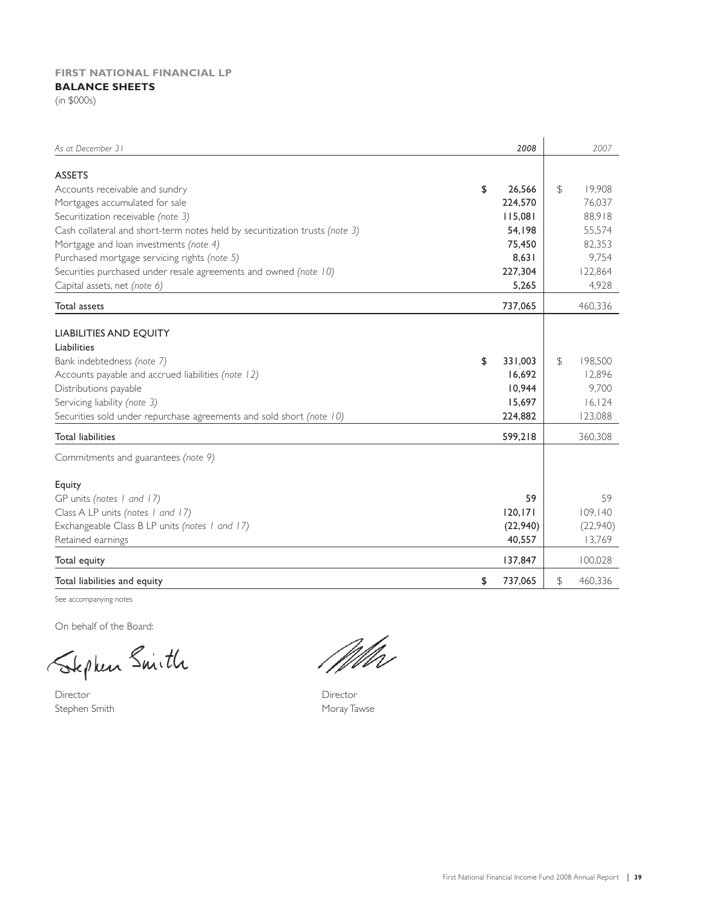**FIRST NATIONAL FINANCIAL LP**

**BALANCE SHEETS**

(in $000s)

| *As at December 31* | *2008* | *2007* |
|---|---|---|
| **ASSETS** | | |
| Accounts receivable and sundry | **$ 26,566** | $ 19,908 |
| Mortgages accumulated for sale | **224,570** | 76,037 |
| Securitization receivable *(note 3)* | **115,081** | 88,918 |
| Cash collateral and short-term notes held by securitization trusts *(note 3)* | **54,198** | 55,574 |
| Mortgage and loan investments *(note 4)* | **75,450** | 82,353 |
| Purchased mortgage servicing rights *(note 5)* | **8,631** | 9,754 |
| Securities purchased under resale agreements and owned *(note 10)* | **227,304** | 122,864 |
| Capital assets, net *(note 6)* | **5,265** | 4,928 |
| Total assets | **737,065** | 460,336 |
| **LIABILITIES AND EQUITY** | | |
| **Liabilities** | | |
| Bank indebtedness *(note 7)* | **$ 331,003** | $ 198,500 |
| Accounts payable and accrued liabilities *(note 12)* | **16,692** | 12,896 |
| Distributions payable | **10,944** | 9,700 |
| Servicing liability *(note 3)* | **15,697** | 16,124 |
| Securities sold under repurchase agreements and sold short *(note 10)* | **224,882** | 123,088 |
| Total liabilities | **599,218** | 360,308 |
| Commitments and guarantees *(note 9)* | | |
| **Equity** | | |
| GP units *(notes 1 and 17)* | **59** | 59 |
| Class A LP units *(notes 1 and 17)* | **120,171** | 109,140 |
| Exchangeable Class B LP units *(notes 1 and 17)* | **(22,940)** | (22,940) |
| Retained earnings | **40,557** | 13,769 |
| Total equity | **137,847** | 100,028 |
| Total liabilities and equity | **$ 737,065** | $ 460,336 |

See accompanying notes

On behalf of the Board:

Director
Stephen Smith

Director
Moray Tawse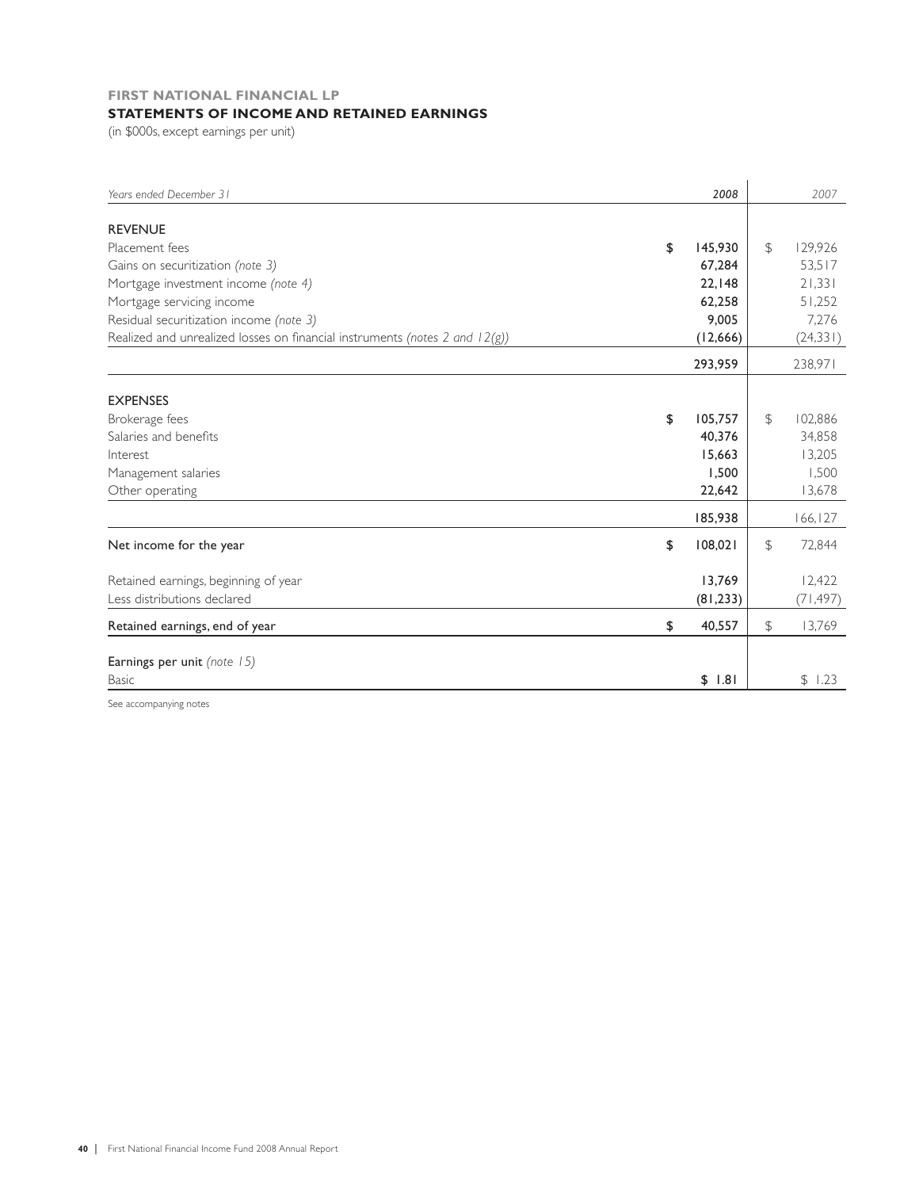**FIRST NATIONAL FINANCIAL LP**

**STATEMENTS OF INCOME AND RETAINED EARNINGS**

(in $000s, except earnings per unit)

| *Years ended December 31* | *2008* | *2007* |
|---|---|---|
| **REVENUE** | | |
| Placement fees | **$ 145,930** | $ 129,926 |
| Gains on securitization *(note 3)* | **67,284** | 53,517 |
| Mortgage investment income *(note 4)* | **22,148** | 21,331 |
| Mortgage servicing income | **62,258** | 51,252 |
| Residual securitization income *(note 3)* | **9,005** | 7,276 |
| Realized and unrealized losses on financial instruments *(notes 2 and 12(g))* | **(12,666)** | (24,331) |
| | **293,959** | 238,971 |
| **EXPENSES** | | |
| Brokerage fees | **$ 105,757** | $ 102,886 |
| Salaries and benefits | **40,376** | 34,858 |
| Interest | **15,663** | 13,205 |
| Management salaries | **1,500** | 1,500 |
| Other operating | **22,642** | 13,678 |
| | **185,938** | 166,127 |
| Net income for the year | **$ 108,021** | $ 72,844 |
| Retained earnings, beginning of year | **13,769** | 12,422 |
| Less distributions declared | **(81,233)** | (71,497) |
| Retained earnings, end of year | **$ 40,557** | $ 13,769 |
| Earnings per unit *(note 15)* | | |
| Basic | **$ 1.81** | $ 1.23 |

See accompanying notes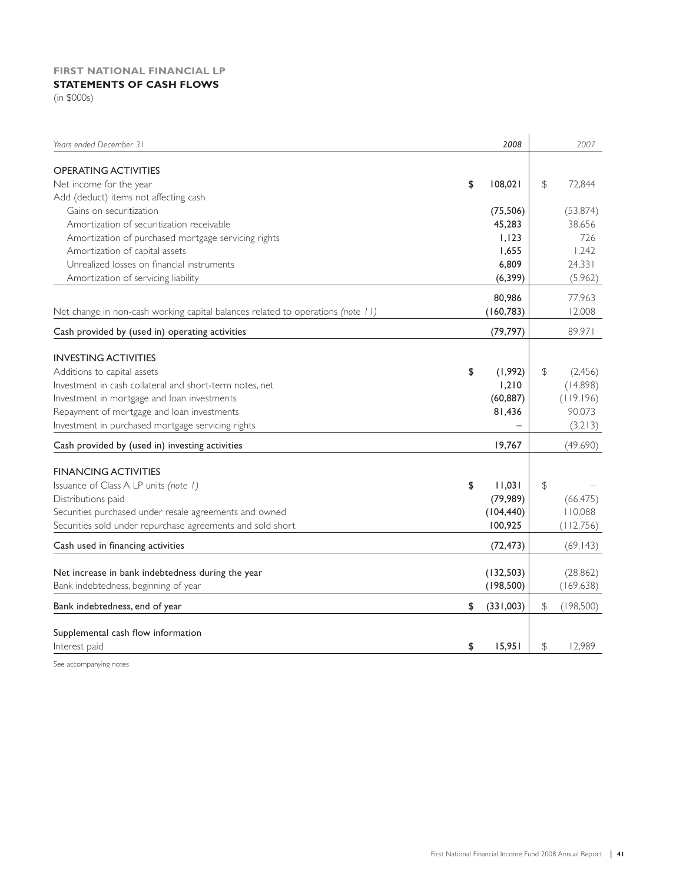**FIRST NATIONAL FINANCIAL LP**

**STATEMENTS OF CASH FLOWS**

(in $000s)

| *Years ended December 31* | *2008* | *2007* |
|---|---|---|
| OPERATING ACTIVITIES | | |
| Net income for the year | $ 108,021 | $ 72,844 |
| Add (deduct) items not affecting cash | | |
| Gains on securitization | (75,506) | (53,874) |
| Amortization of securitization receivable | 45,283 | 38,656 |
| Amortization of purchased mortgage servicing rights | 1,123 | 726 |
| Amortization of capital assets | 1,655 | 1,242 |
| Unrealized losses on financial instruments | 6,809 | 24,331 |
| Amortization of servicing liability | (6,399) | (5,962) |
| | 80,986 | 77,963 |
| Net change in non-cash working capital balances related to operations *(note 11)* | (160,783) | 12,008 |
| Cash provided by (used in) operating activities | (79,797) | 89,971 |
| INVESTING ACTIVITIES | | |
| Additions to capital assets | $ (1,992) | $ (2,456) |
| Investment in cash collateral and short-term notes, net | 1,210 | (14,898) |
| Investment in mortgage and loan investments | (60,887) | (119,196) |
| Repayment of mortgage and loan investments | 81,436 | 90,073 |
| Investment in purchased mortgage servicing rights | – | (3,213) |
| Cash provided by (used in) investing activities | 19,767 | (49,690) |
| FINANCING ACTIVITIES | | |
| Issuance of Class A LP units *(note 1)* | $ 11,031 | $ – |
| Distributions paid | (79,989) | (66,475) |
| Securities purchased under resale agreements and owned | (104,440) | 110,088 |
| Securities sold under repurchase agreements and sold short | 100,925 | (112,756) |
| Cash used in financing activities | (72,473) | (69,143) |
| Net increase in bank indebtedness during the year | (132,503) | (28,862) |
| Bank indebtedness, beginning of year | (198,500) | (169,638) |
| Bank indebtedness, end of year | $ (331,003) | $ (198,500) |
| Supplemental cash flow information | | |
| Interest paid | $ 15,951 | $ 12,989 |

See accompanying notes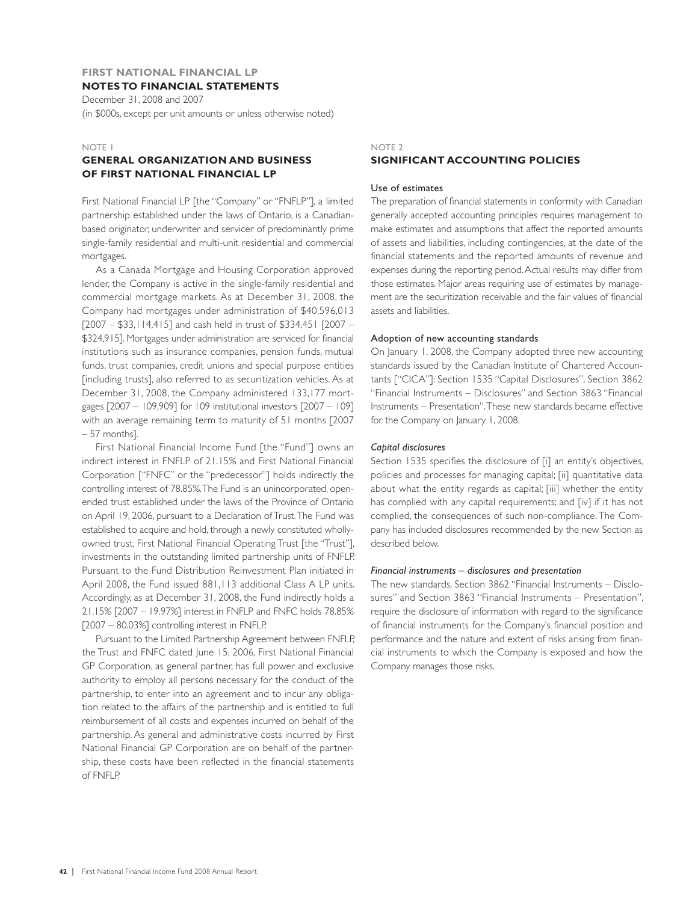**FIRST NATIONAL FINANCIAL LP**

**NOTES TO FINANCIAL STATEMENTS**

December 31, 2008 and 2007

(in $000s, except per unit amounts or unless otherwise noted)

NOTE 1

## GENERAL ORGANIZATION AND BUSINESS OF FIRST NATIONAL FINANCIAL LP

First National Financial LP [the "Company" or "FNFLP"], a limited partnership established under the laws of Ontario, is a Canadian-based originator, underwriter and servicer of predominantly prime single-family residential and multi-unit residential and commercial mortgages.

As a Canada Mortgage and Housing Corporation approved lender, the Company is active in the single-family residential and commercial mortgage markets. As at December 31, 2008, the Company had mortgages under administration of $40,596,013 [2007 – $33,114,415] and cash held in trust of $334,451 [2007 – $324,915]. Mortgages under administration are serviced for financial institutions such as insurance companies, pension funds, mutual funds, trust companies, credit unions and special purpose entities [including trusts], also referred to as securitization vehicles. As at December 31, 2008, the Company administered 133,177 mortgages [2007 – 109,909] for 109 institutional investors [2007 – 109] with an average remaining term to maturity of 51 months [2007 – 57 months].

First National Financial Income Fund [the "Fund"] owns an indirect interest in FNFLP of 21.15% and First National Financial Corporation ["FNFC" or the "predecessor"] holds indirectly the controlling interest of 78.85%. The Fund is an unincorporated, open-ended trust established under the laws of the Province of Ontario on April 19, 2006, pursuant to a Declaration of Trust. The Fund was established to acquire and hold, through a newly constituted wholly-owned trust, First National Financial Operating Trust [the "Trust"], investments in the outstanding limited partnership units of FNFLP. Pursuant to the Fund Distribution Reinvestment Plan initiated in April 2008, the Fund issued 881,113 additional Class A LP units. Accordingly, as at December 31, 2008, the Fund indirectly holds a 21.15% [2007 – 19.97%] interest in FNFLP and FNFC holds 78.85% [2007 – 80.03%] controlling interest in FNFLP.

Pursuant to the Limited Partnership Agreement between FNFLP, the Trust and FNFC dated June 15, 2006, First National Financial GP Corporation, as general partner, has full power and exclusive authority to employ all persons necessary for the conduct of the partnership, to enter into an agreement and to incur any obligation related to the affairs of the partnership and is entitled to full reimbursement of all costs and expenses incurred on behalf of the partnership. As general and administrative costs incurred by First National Financial GP Corporation are on behalf of the partnership, these costs have been reflected in the financial statements of FNFLP.

NOTE 2

## SIGNIFICANT ACCOUNTING POLICIES

### Use of estimates

The preparation of financial statements in conformity with Canadian generally accepted accounting principles requires management to make estimates and assumptions that affect the reported amounts of assets and liabilities, including contingencies, at the date of the financial statements and the reported amounts of revenue and expenses during the reporting period. Actual results may differ from those estimates. Major areas requiring use of estimates by management are the securitization receivable and the fair values of financial assets and liabilities.

### Adoption of new accounting standards

On January 1, 2008, the Company adopted three new accounting standards issued by the Canadian Institute of Chartered Accountants ["CICA"]: Section 1535 "Capital Disclosures", Section 3862 "Financial Instruments – Disclosures" and Section 3863 "Financial Instruments – Presentation". These new standards became effective for the Company on January 1, 2008.

#### *Capital disclosures*

Section 1535 specifies the disclosure of [i] an entity's objectives, policies and processes for managing capital; [ii] quantitative data about what the entity regards as capital; [iii] whether the entity has complied with any capital requirements; and [iv] if it has not complied, the consequences of such non-compliance. The Company has included disclosures recommended by the new Section as described below.

#### *Financial instruments – disclosures and presentation*

The new standards, Section 3862 "Financial Instruments – Disclosures" and Section 3863 "Financial Instruments – Presentation", require the disclosure of information with regard to the significance of financial instruments for the Company's financial position and performance and the nature and extent of risks arising from financial instruments to which the Company is exposed and how the Company manages those risks.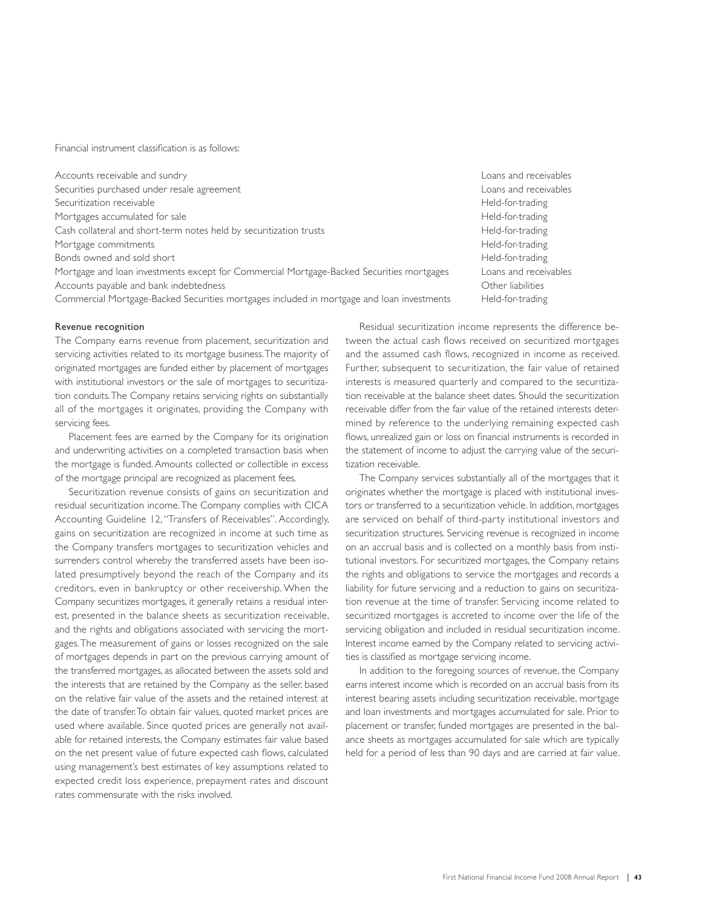Financial instrument classification is as follows:

| | |
|---|---|
| Accounts receivable and sundry | Loans and receivables |
| Securities purchased under resale agreement | Loans and receivables |
| Securitization receivable | Held-for-trading |
| Mortgages accumulated for sale | Held-for-trading |
| Cash collateral and short-term notes held by securitization trusts | Held-for-trading |
| Mortgage commitments | Held-for-trading |
| Bonds owned and sold short | Held-for-trading |
| Mortgage and loan investments except for Commercial Mortgage-Backed Securities mortgages | Loans and receivables |
| Accounts payable and bank indebtedness | Other liabilities |
| Commercial Mortgage-Backed Securities mortgages included in mortgage and loan investments | Held-for-trading |

### Revenue recognition

The Company earns revenue from placement, securitization and servicing activities related to its mortgage business. The majority of originated mortgages are funded either by placement of mortgages with institutional investors or the sale of mortgages to securitization conduits. The Company retains servicing rights on substantially all of the mortgages it originates, providing the Company with servicing fees.

Placement fees are earned by the Company for its origination and underwriting activities on a completed transaction basis when the mortgage is funded. Amounts collected or collectible in excess of the mortgage principal are recognized as placement fees.

Securitization revenue consists of gains on securitization and residual securitization income. The Company complies with CICA Accounting Guideline 12, "Transfers of Receivables". Accordingly, gains on securitization are recognized in income at such time as the Company transfers mortgages to securitization vehicles and surrenders control whereby the transferred assets have been isolated presumptively beyond the reach of the Company and its creditors, even in bankruptcy or other receivership. When the Company securitizes mortgages, it generally retains a residual interest, presented in the balance sheets as securitization receivable, and the rights and obligations associated with servicing the mortgages. The measurement of gains or losses recognized on the sale of mortgages depends in part on the previous carrying amount of the transferred mortgages, as allocated between the assets sold and the interests that are retained by the Company as the seller, based on the relative fair value of the assets and the retained interest at the date of transfer. To obtain fair values, quoted market prices are used where available. Since quoted prices are generally not available for retained interests, the Company estimates fair value based on the net present value of future expected cash flows, calculated using management's best estimates of key assumptions related to expected credit loss experience, prepayment rates and discount rates commensurate with the risks involved.

Residual securitization income represents the difference between the actual cash flows received on securitized mortgages and the assumed cash flows, recognized in income as received. Further, subsequent to securitization, the fair value of retained interests is measured quarterly and compared to the securitization receivable at the balance sheet dates. Should the securitization receivable differ from the fair value of the retained interests determined by reference to the underlying remaining expected cash flows, unrealized gain or loss on financial instruments is recorded in the statement of income to adjust the carrying value of the securitization receivable.

The Company services substantially all of the mortgages that it originates whether the mortgage is placed with institutional investors or transferred to a securitization vehicle. In addition, mortgages are serviced on behalf of third-party institutional investors and securitization structures. Servicing revenue is recognized in income on an accrual basis and is collected on a monthly basis from institutional investors. For securitized mortgages, the Company retains the rights and obligations to service the mortgages and records a liability for future servicing and a reduction to gains on securitization revenue at the time of transfer. Servicing income related to securitized mortgages is accreted to income over the life of the servicing obligation and included in residual securitization income. Interest income earned by the Company related to servicing activities is classified as mortgage servicing income.

In addition to the foregoing sources of revenue, the Company earns interest income which is recorded on an accrual basis from its interest bearing assets including securitization receivable, mortgage and loan investments and mortgages accumulated for sale. Prior to placement or transfer, funded mortgages are presented in the balance sheets as mortgages accumulated for sale which are typically held for a period of less than 90 days and are carried at fair value.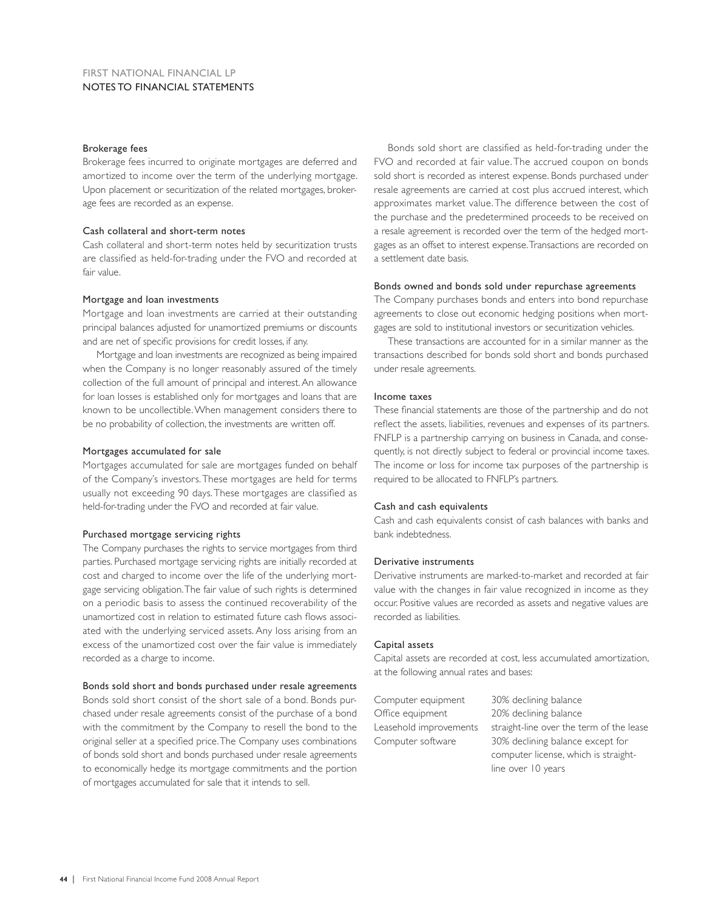### Brokerage fees

Brokerage fees incurred to originate mortgages are deferred and amortized to income over the term of the underlying mortgage. Upon placement or securitization of the related mortgages, brokerage fees are recorded as an expense.

### Cash collateral and short-term notes

Cash collateral and short-term notes held by securitization trusts are classified as held-for-trading under the FVO and recorded at fair value.

### Mortgage and loan investments

Mortgage and loan investments are carried at their outstanding principal balances adjusted for unamortized premiums or discounts and are net of specific provisions for credit losses, if any.

Mortgage and loan investments are recognized as being impaired when the Company is no longer reasonably assured of the timely collection of the full amount of principal and interest. An allowance for loan losses is established only for mortgages and loans that are known to be uncollectible. When management considers there to be no probability of collection, the investments are written off.

### Mortgages accumulated for sale

Mortgages accumulated for sale are mortgages funded on behalf of the Company's investors. These mortgages are held for terms usually not exceeding 90 days. These mortgages are classified as held-for-trading under the FVO and recorded at fair value.

### Purchased mortgage servicing rights

The Company purchases the rights to service mortgages from third parties. Purchased mortgage servicing rights are initially recorded at cost and charged to income over the life of the underlying mortgage servicing obligation. The fair value of such rights is determined on a periodic basis to assess the continued recoverability of the unamortized cost in relation to estimated future cash flows associated with the underlying serviced assets. Any loss arising from an excess of the unamortized cost over the fair value is immediately recorded as a charge to income.

### Bonds sold short and bonds purchased under resale agreements

Bonds sold short consist of the short sale of a bond. Bonds purchased under resale agreements consist of the purchase of a bond with the commitment by the Company to resell the bond to the original seller at a specified price. The Company uses combinations of bonds sold short and bonds purchased under resale agreements to economically hedge its mortgage commitments and the portion of mortgages accumulated for sale that it intends to sell.

Bonds sold short are classified as held-for-trading under the FVO and recorded at fair value. The accrued coupon on bonds sold short is recorded as interest expense. Bonds purchased under resale agreements are carried at cost plus accrued interest, which approximates market value. The difference between the cost of the purchase and the predetermined proceeds to be received on a resale agreement is recorded over the term of the hedged mortgages as an offset to interest expense. Transactions are recorded on a settlement date basis.

### Bonds owned and bonds sold under repurchase agreements

The Company purchases bonds and enters into bond repurchase agreements to close out economic hedging positions when mortgages are sold to institutional investors or securitization vehicles.

These transactions are accounted for in a similar manner as the transactions described for bonds sold short and bonds purchased under resale agreements.

### Income taxes

These financial statements are those of the partnership and do not reflect the assets, liabilities, revenues and expenses of its partners. FNFLP is a partnership carrying on business in Canada, and consequently, is not directly subject to federal or provincial income taxes. The income or loss for income tax purposes of the partnership is required to be allocated to FNFLP's partners.

### Cash and cash equivalents

Cash and cash equivalents consist of cash balances with banks and bank indebtedness.

### Derivative instruments

Derivative instruments are marked-to-market and recorded at fair value with the changes in fair value recognized in income as they occur. Positive values are recorded as assets and negative values are recorded as liabilities.

### Capital assets

Capital assets are recorded at cost, less accumulated amortization, at the following annual rates and bases:

| | |
|---|---|
| Computer equipment | 30% declining balance |
| Office equipment | 20% declining balance |
| Leasehold improvements | straight-line over the term of the lease |
| Computer software | 30% declining balance except for computer license, which is straight-line over 10 years |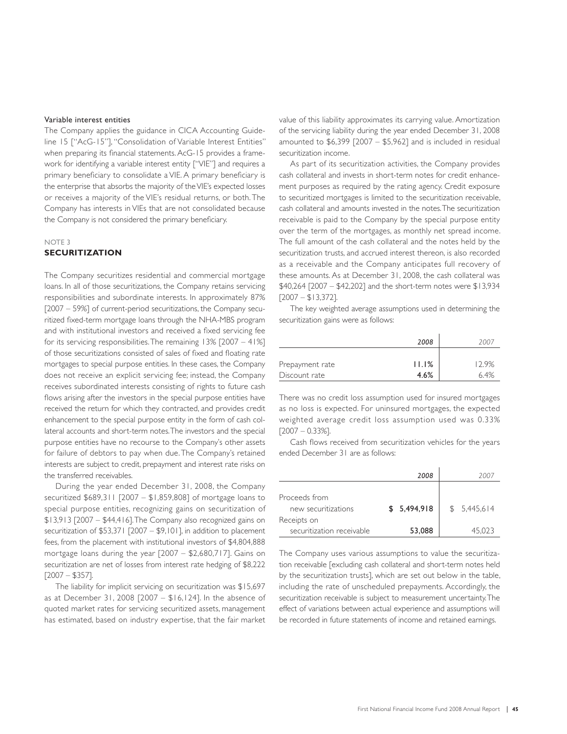#### Variable interest entities

The Company applies the guidance in CICA Accounting Guideline 15 ["AcG-15"], "Consolidation of Variable Interest Entities" when preparing its financial statements. AcG-15 provides a framework for identifying a variable interest entity ["VIE"] and requires a primary beneficiary to consolidate a VIE. A primary beneficiary is the enterprise that absorbs the majority of the VIE's expected losses or receives a majority of the VIE's residual returns, or both. The Company has interests in VIEs that are not consolidated because the Company is not considered the primary beneficiary.

NOTE 3

## SECURITIZATION

The Company securitizes residential and commercial mortgage loans. In all of those securitizations, the Company retains servicing responsibilities and subordinate interests. In approximately 87% [2007 – 59%] of current-period securitizations, the Company securitized fixed-term mortgage loans through the NHA-MBS program and with institutional investors and received a fixed servicing fee for its servicing responsibilities. The remaining 13% [2007 – 41%] of those securitizations consisted of sales of fixed and floating rate mortgages to special purpose entities. In these cases, the Company does not receive an explicit servicing fee; instead, the Company receives subordinated interests consisting of rights to future cash flows arising after the investors in the special purpose entities have received the return for which they contracted, and provides credit enhancement to the special purpose entity in the form of cash collateral accounts and short-term notes. The investors and the special purpose entities have no recourse to the Company's other assets for failure of debtors to pay when due. The Company's retained interests are subject to credit, prepayment and interest rate risks on the transferred receivables.

During the year ended December 31, 2008, the Company securitized $689,311 [2007 – $1,859,808] of mortgage loans to special purpose entities, recognizing gains on securitization of $13,913 [2007 – $44,416]. The Company also recognized gains on securitization of $53,371 [2007 – $9,101], in addition to placement fees, from the placement with institutional investors of $4,804,888 mortgage loans during the year [2007 – $2,680,717]. Gains on securitization are net of losses from interest rate hedging of $8,222 [2007 – $357].

The liability for implicit servicing on securitization was $15,697 as at December 31, 2008 [2007 – $16,124]. In the absence of quoted market rates for servicing securitized assets, management has estimated, based on industry expertise, that the fair market value of this liability approximates its carrying value. Amortization of the servicing liability during the year ended December 31, 2008 amounted to $6,399 [2007 – $5,962] and is included in residual securitization income.

As part of its securitization activities, the Company provides cash collateral and invests in short-term notes for credit enhancement purposes as required by the rating agency. Credit exposure to securitized mortgages is limited to the securitization receivable, cash collateral and amounts invested in the notes. The securitization receivable is paid to the Company by the special purpose entity over the term of the mortgages, as monthly net spread income. The full amount of the cash collateral and the notes held by the securitization trusts, and accrued interest thereon, is also recorded as a receivable and the Company anticipates full recovery of these amounts. As at December 31, 2008, the cash collateral was $40,264 [2007 – $42,202] and the short-term notes were $13,934 [2007 – $13,372].

The key weighted average assumptions used in determining the securitization gains were as follows:

| | *2008* | *2007* |
|---|---|---|
| Prepayment rate | **11.1%** | 12.9% |
| Discount rate | **4.6%** | 6.4% |

There was no credit loss assumption used for insured mortgages as no loss is expected. For uninsured mortgages, the expected weighted average credit loss assumption used was 0.33% [2007 – 0.33%].

Cash flows received from securitization vehicles for the years ended December 31 are as follows:

| | *2008* | *2007* |
|---|---|---|
| Proceeds from new securitizations | **$ 5,494,918** | $ 5,445,614 |
| Receipts on securitization receivable | **53,088** | 45,023 |

The Company uses various assumptions to value the securitization receivable [excluding cash collateral and short-term notes held by the securitization trusts], which are set out below in the table, including the rate of unscheduled prepayments. Accordingly, the securitization receivable is subject to measurement uncertainty. The effect of variations between actual experience and assumptions will be recorded in future statements of income and retained earnings.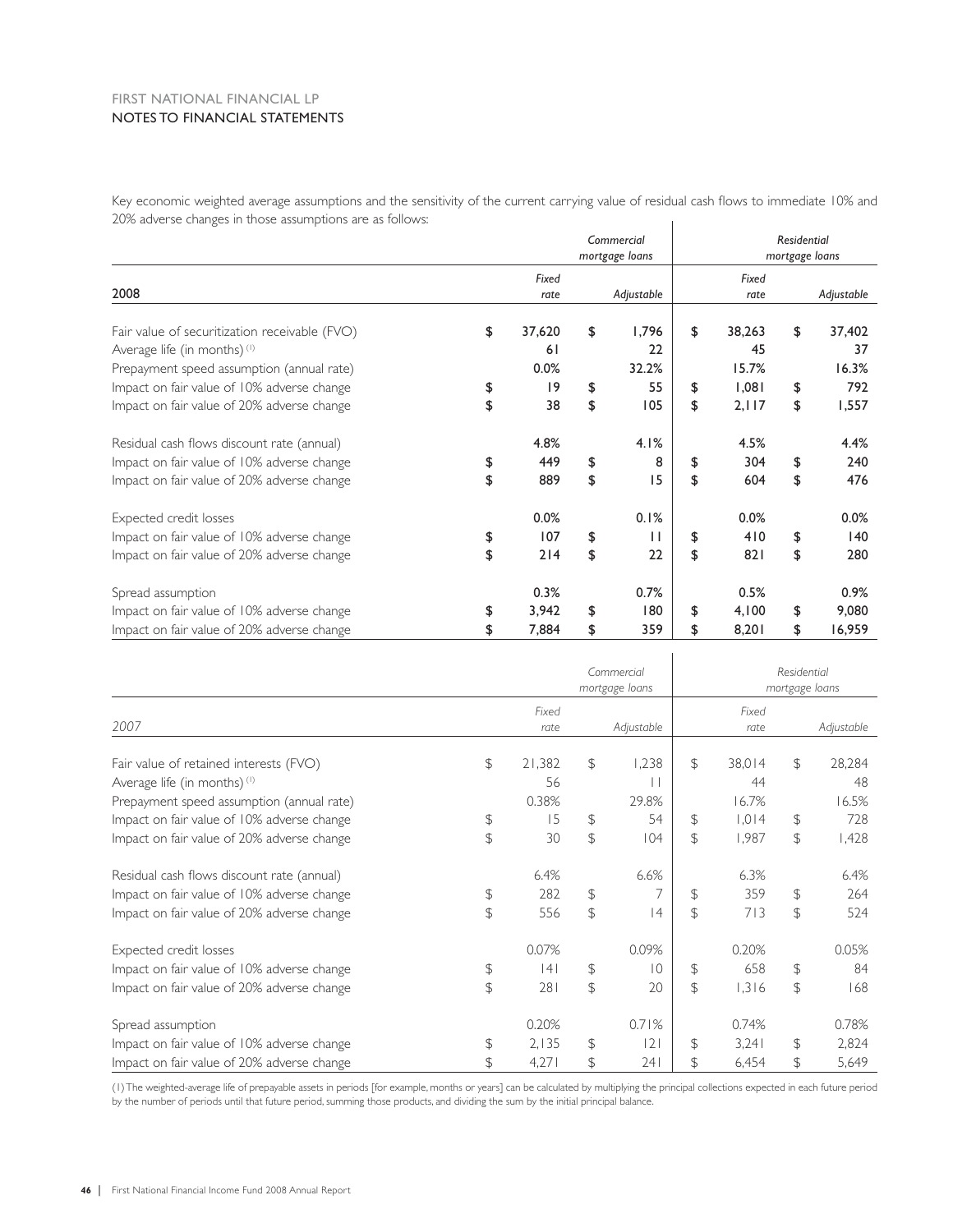FIRST NATIONAL FINANCIAL LP
NOTES TO FINANCIAL STATEMENTS

Key economic weighted average assumptions and the sensitivity of the current carrying value of residual cash flows to immediate 10% and 20% adverse changes in those assumptions are as follows:

| | *Commercial mortgage loans* | | *Residential mortgage loans* | |
|---|---|---|---|---|
| **2008** | *Fixed rate* | *Adjustable* | *Fixed rate* | *Adjustable* |
| Fair value of securitization receivable (FVO) | $ 37,620 | $ 1,796 | $ 38,263 | $ 37,402 |
| Average life (in months) [(1)] | 61 | 22 | 45 | 37 |
| Prepayment speed assumption (annual rate) | 0.0% | 32.2% | 15.7% | 16.3% |
| Impact on fair value of 10% adverse change | $ 19 | $ 55 | $ 1,081 | $ 792 |
| Impact on fair value of 20% adverse change | $ 38 | $ 105 | $ 2,117 | $ 1,557 |
| Residual cash flows discount rate (annual) | 4.8% | 4.1% | 4.5% | 4.4% |
| Impact on fair value of 10% adverse change | $ 449 | $ 8 | $ 304 | $ 240 |
| Impact on fair value of 20% adverse change | $ 889 | $ 15 | $ 604 | $ 476 |
| Expected credit losses | 0.0% | 0.1% | 0.0% | 0.0% |
| Impact on fair value of 10% adverse change | $ 107 | $ 11 | $ 410 | $ 140 |
| Impact on fair value of 20% adverse change | $ 214 | $ 22 | $ 821 | $ 280 |
| Spread assumption | 0.3% | 0.7% | 0.5% | 0.9% |
| Impact on fair value of 10% adverse change | $ 3,942 | $ 180 | $ 4,100 | $ 9,080 |
| Impact on fair value of 20% adverse change | $ 7,884 | $ 359 | $ 8,201 | $ 16,959 |

| | *Commercial mortgage loans* | | *Residential mortgage loans* | |
|---|---|---|---|---|
| *2007* | *Fixed rate* | *Adjustable* | *Fixed rate* | *Adjustable* |
| Fair value of retained interests (FVO) | $ 21,382 | $ 1,238 | $ 38,014 | $ 28,284 |
| Average life (in months) [(1)] | 56 | 11 | 44 | 48 |
| Prepayment speed assumption (annual rate) | 0.38% | 29.8% | 16.7% | 16.5% |
| Impact on fair value of 10% adverse change | $ 15 | $ 54 | $ 1,014 | $ 728 |
| Impact on fair value of 20% adverse change | $ 30 | $ 104 | $ 1,987 | $ 1,428 |
| Residual cash flows discount rate (annual) | 6.4% | 6.6% | 6.3% | 6.4% |
| Impact on fair value of 10% adverse change | $ 282 | $ 7 | $ 359 | $ 264 |
| Impact on fair value of 20% adverse change | $ 556 | $ 14 | $ 713 | $ 524 |
| Expected credit losses | 0.07% | 0.09% | 0.20% | 0.05% |
| Impact on fair value of 10% adverse change | $ 141 | $ 10 | $ 658 | $ 84 |
| Impact on fair value of 20% adverse change | $ 281 | $ 20 | $ 1,316 | $ 168 |
| Spread assumption | 0.20% | 0.71% | 0.74% | 0.78% |
| Impact on fair value of 10% adverse change | $ 2,135 | $ 121 | $ 3,241 | $ 2,824 |
| Impact on fair value of 20% adverse change | $ 4,271 | $ 241 | $ 6,454 | $ 5,649 |

(1) The weighted-average life of prepayable assets in periods [for example, months or years] can be calculated by multiplying the principal collections expected in each future period by the number of periods until that future period, summing those products, and dividing the sum by the initial principal balance.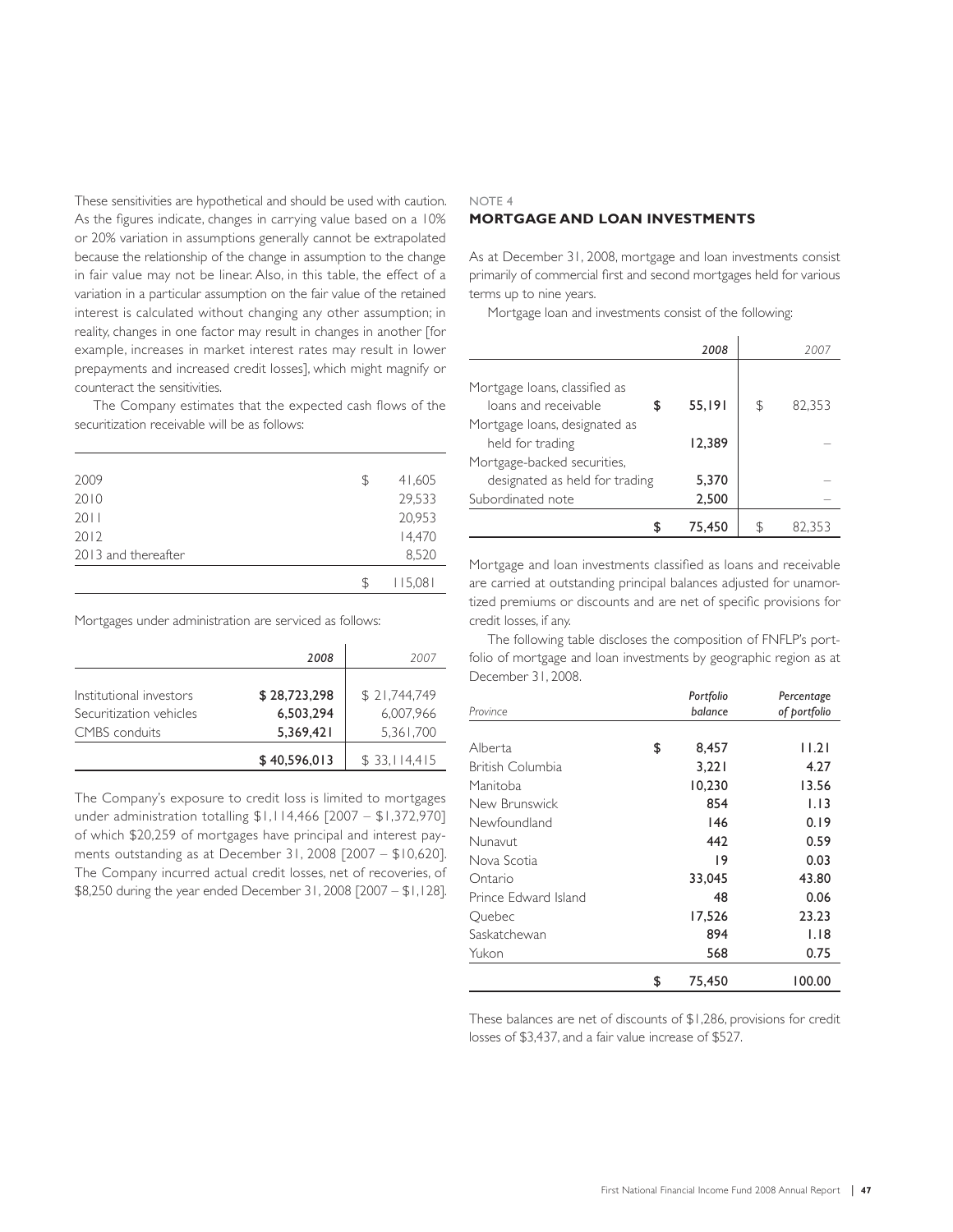These sensitivities are hypothetical and should be used with caution. As the figures indicate, changes in carrying value based on a 10% or 20% variation in assumptions generally cannot be extrapolated because the relationship of the change in assumption to the change in fair value may not be linear. Also, in this table, the effect of a variation in a particular assumption on the fair value of the retained interest is calculated without changing any other assumption; in reality, changes in one factor may result in changes in another [for example, increases in market interest rates may result in lower prepayments and increased credit losses], which might magnify or counteract the sensitivities.

The Company estimates that the expected cash flows of the securitization receivable will be as follows:

| | |
|---|---|
| 2009 | $ 41,605 |
| 2010 | 29,533 |
| 2011 | 20,953 |
| 2012 | 14,470 |
| 2013 and thereafter | 8,520 |
| | $ 115,081 |

Mortgages under administration are serviced as follows:

| | *2008* | *2007* |
|---|---|---|
| Institutional investors | **$ 28,723,298** | $ 21,744,749 |
| Securitization vehicles | **6,503,294** | 6,007,966 |
| CMBS conduits | **5,369,421** | 5,361,700 |
| | **$ 40,596,013** | $ 33,114,415 |

The Company's exposure to credit loss is limited to mortgages under administration totalling $1,114,466 [2007 – $1,372,970] of which $20,259 of mortgages have principal and interest payments outstanding as at December 31, 2008 [2007 – $10,620]. The Company incurred actual credit losses, net of recoveries, of $8,250 during the year ended December 31, 2008 [2007 – $1,128].

NOTE 4

## MORTGAGE AND LOAN INVESTMENTS

As at December 31, 2008, mortgage and loan investments consist primarily of commercial first and second mortgages held for various terms up to nine years.

Mortgage loan and investments consist of the following:

| | *2008* | *2007* |
|---|---|---|
| Mortgage loans, classified as loans and receivable | **$ 55,191** | $ 82,353 |
| Mortgage loans, designated as held for trading | **12,389** | – |
| Mortgage-backed securities, designated as held for trading | **5,370** | – |
| Subordinated note | **2,500** | – |
| | **$ 75,450** | $ 82,353 |

Mortgage and loan investments classified as loans and receivable are carried at outstanding principal balances adjusted for unamortized premiums or discounts and are net of specific provisions for credit losses, if any.

The following table discloses the composition of FNFLP's portfolio of mortgage and loan investments by geographic region as at December 31, 2008.

| *Province* | *Portfolio balance* | *Percentage of portfolio* |
|---|---|---|
| Alberta | **$ 8,457** | **11.21** |
| British Columbia | **3,221** | **4.27** |
| Manitoba | **10,230** | **13.56** |
| New Brunswick | **854** | **1.13** |
| Newfoundland | **146** | **0.19** |
| Nunavut | **442** | **0.59** |
| Nova Scotia | **19** | **0.03** |
| Ontario | **33,045** | **43.80** |
| Prince Edward Island | **48** | **0.06** |
| Quebec | **17,526** | **23.23** |
| Saskatchewan | **894** | **1.18** |
| Yukon | **568** | **0.75** |
| | **$ 75,450** | **100.00** |

These balances are net of discounts of $1,286, provisions for credit losses of $3,437, and a fair value increase of $527.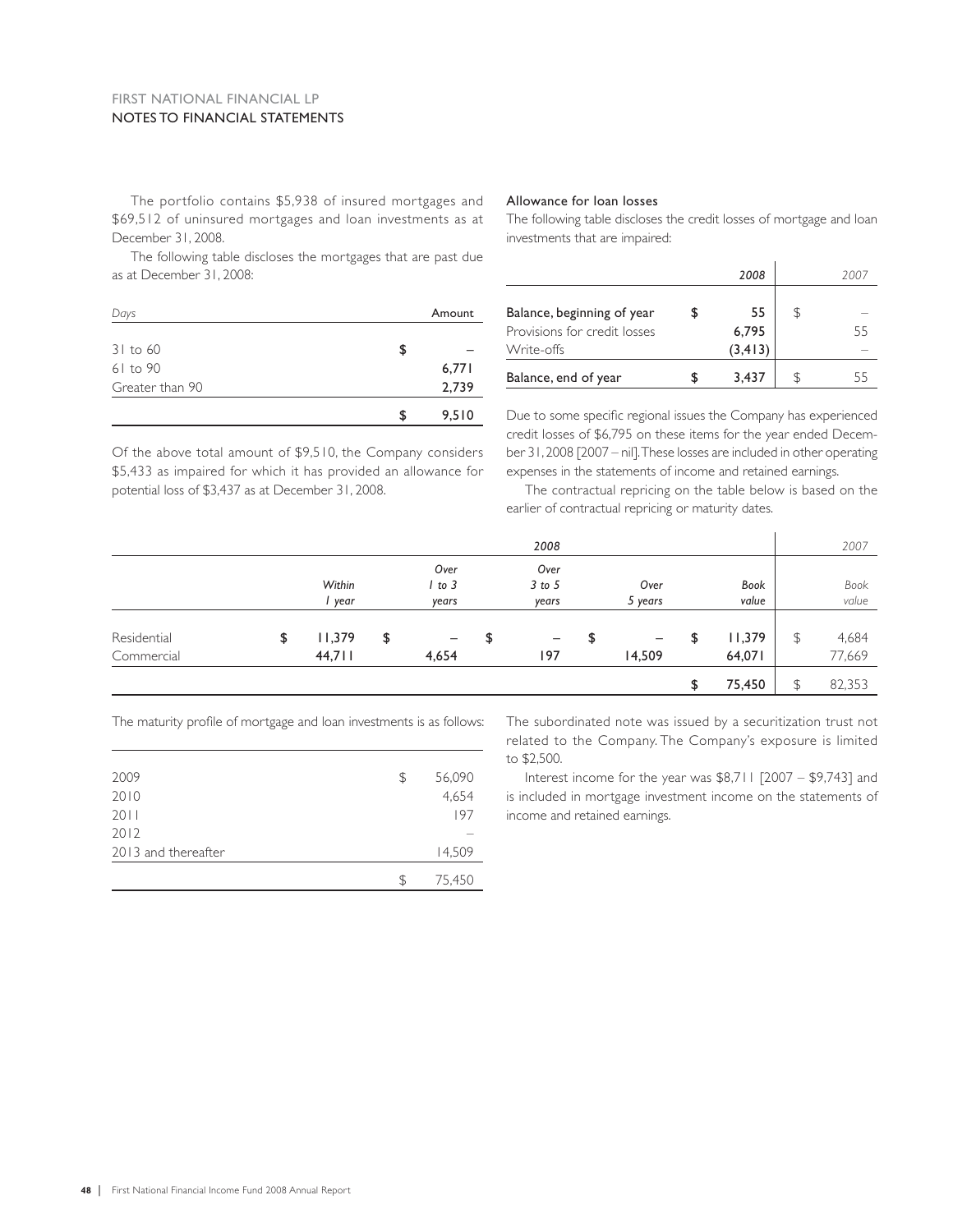The portfolio contains $5,938 of insured mortgages and $69,512 of uninsured mortgages and loan investments as at December 31, 2008.

The following table discloses the mortgages that are past due as at December 31, 2008:

| *Days* | Amount |
|---|---|
| 31 to 60 | $ – |
| 61 to 90 | 6,771 |
| Greater than 90 | 2,739 |
| | $ 9,510 |

Of the above total amount of $9,510, the Company considers $5,433 as impaired for which it has provided an allowance for potential loss of $3,437 as at December 31, 2008.

### Allowance for loan losses

The following table discloses the credit losses of mortgage and loan investments that are impaired:

| | ***2008*** | *2007* |
|---|---|---|
| Balance, beginning of year | **$ 55** | $ – |
| Provisions for credit losses | **6,795** | 55 |
| Write-offs | **(3,413)** | – |
| Balance, end of year | **$ 3,437** | $ 55 |

Due to some specific regional issues the Company has experienced credit losses of $6,795 on these items for the year ended December 31, 2008 [2007 – nil]. These losses are included in other operating expenses in the statements of income and retained earnings.

The contractual repricing on the table below is based on the earlier of contractual repricing or maturity dates.

| | ***2008*** | | | | | *2007* |
|---|---|---|---|---|---|---|
| | ***Within 1 year*** | ***Over 1 to 3 years*** | ***Over 3 to 5 years*** | ***Over 5 years*** | ***Book value*** | *Book value* |
| Residential | **$ 11,379** | **$ –** | **$ –** | **$ –** | **$ 11,379** | $ 4,684 |
| Commercial | **44,711** | **4,654** | **197** | **14,509** | **64,071** | 77,669 |
| | | | | | **$ 75,450** | $ 82,353 |

The maturity profile of mortgage and loan investments is as follows:

| | |
|---|---|
| 2009 | $ 56,090 |
| 2010 | 4,654 |
| 2011 | 197 |
| 2012 | – |
| 2013 and thereafter | 14,509 |
| | $ 75,450 |

The subordinated note was issued by a securitization trust not related to the Company. The Company's exposure is limited to $2,500.

Interest income for the year was $8,711 [2007 – $9,743] and is included in mortgage investment income on the statements of income and retained earnings.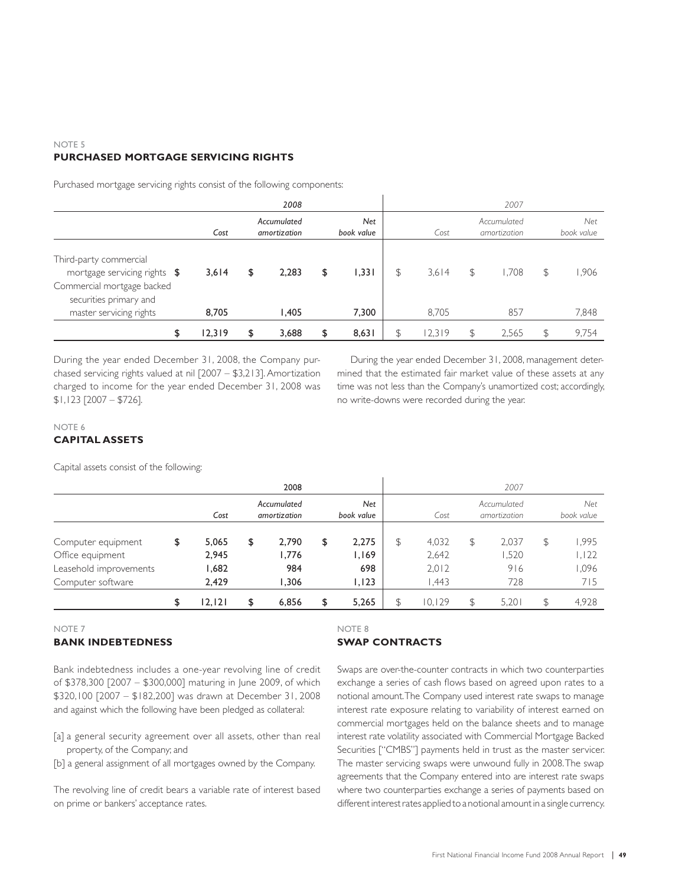NOTE 5

## PURCHASED MORTGAGE SERVICING RIGHTS

Purchased mortgage servicing rights consist of the following components:

| | 2008 | | | 2007 | | |
|---|---|---|---|---|---|---|
| | *Cost* | *Accumulated amortization* | *Net book value* | *Cost* | *Accumulated amortization* | *Net book value* |
| Third-party commercial mortgage servicing rights | **$ 3,614** | **$ 2,283** | **$ 1,331** | $ 3,614 | $ 1,708 | $ 1,906 |
| Commercial mortgage backed securities primary and master servicing rights | **8,705** | **1,405** | **7,300** | 8,705 | 857 | 7,848 |
| | **$ 12,319** | **$ 3,688** | **$ 8,631** | $ 12,319 | $ 2,565 | $ 9,754 |

During the year ended December 31, 2008, the Company purchased servicing rights valued at nil [2007 – $3,213]. Amortization charged to income for the year ended December 31, 2008 was $1,123 [2007 – $726].

During the year ended December 31, 2008, management determined that the estimated fair market value of these assets at any time was not less than the Company's unamortized cost; accordingly, no write-downs were recorded during the year.

NOTE 6

## CAPITAL ASSETS

Capital assets consist of the following:

| | 2008 | | | 2007 | | |
|---|---|---|---|---|---|---|
| | *Cost* | *Accumulated amortization* | *Net book value* | *Cost* | *Accumulated amortization* | *Net book value* |
| Computer equipment | **$ 5,065** | **$ 2,790** | **$ 2,275** | $ 4,032 | $ 2,037 | $ 1,995 |
| Office equipment | **2,945** | **1,776** | **1,169** | 2,642 | 1,520 | 1,122 |
| Leasehold improvements | **1,682** | **984** | **698** | 2,012 | 916 | 1,096 |
| Computer software | **2,429** | **1,306** | **1,123** | 1,443 | 728 | 715 |
| | **$ 12,121** | **$ 6,856** | **$ 5,265** | $ 10,129 | $ 5,201 | $ 4,928 |

NOTE 7

## BANK INDEBTEDNESS

Bank indebtedness includes a one-year revolving line of credit of $378,300 [2007 – $300,000] maturing in June 2009, of which $320,100 [2007 – $182,200] was drawn at December 31, 2008 and against which the following have been pledged as collateral:

[a] a general security agreement over all assets, other than real property, of the Company; and

[b] a general assignment of all mortgages owned by the Company.

The revolving line of credit bears a variable rate of interest based on prime or bankers' acceptance rates.

NOTE 8

## SWAP CONTRACTS

Swaps are over-the-counter contracts in which two counterparties exchange a series of cash flows based on agreed upon rates to a notional amount. The Company used interest rate swaps to manage interest rate exposure relating to variability of interest earned on commercial mortgages held on the balance sheets and to manage interest rate volatility associated with Commercial Mortgage Backed Securities ["CMBS"] payments held in trust as the master servicer. The master servicing swaps were unwound fully in 2008. The swap agreements that the Company entered into are interest rate swaps where two counterparties exchange a series of payments based on different interest rates applied to a notional amount in a single currency.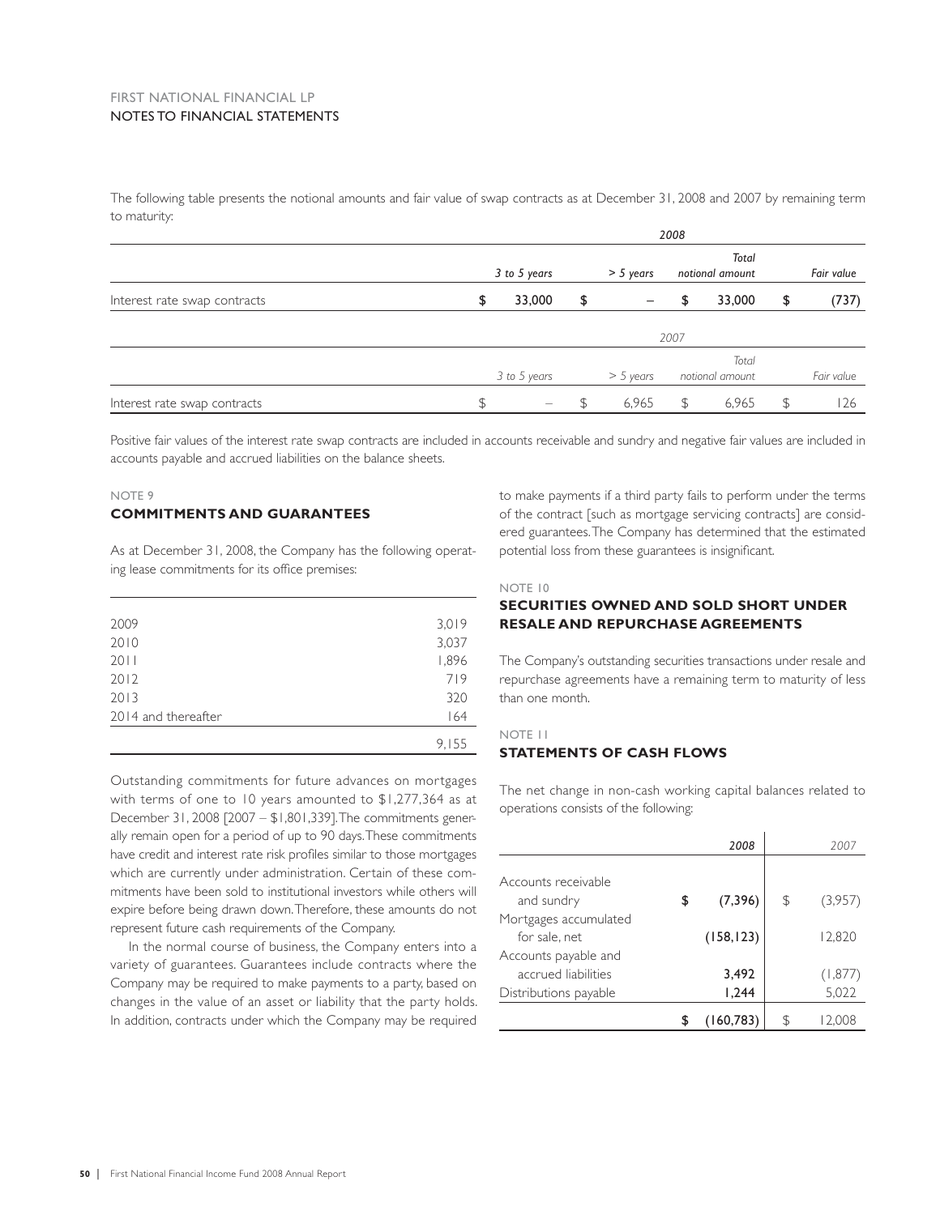The following table presents the notional amounts and fair value of swap contracts as at December 31, 2008 and 2007 by remaining term to maturity:

| | *2008* | | | |
|---|---|---|---|---|
| | *3 to 5 years* | *> 5 years* | *Total notional amount* | *Fair value* |
| Interest rate swap contracts | **$ 33,000** | **$ –** | **$ 33,000** | **$ (737)** |

| | *2007* | | | |
|---|---|---|---|---|
| | *3 to 5 years* | *> 5 years* | *Total notional amount* | *Fair value* |
| Interest rate swap contracts | $ – | $ 6,965 | $ 6,965 | $ 126 |

Positive fair values of the interest rate swap contracts are included in accounts receivable and sundry and negative fair values are included in accounts payable and accrued liabilities on the balance sheets.

NOTE 9

## COMMITMENTS AND GUARANTEES

As at December 31, 2008, the Company has the following operating lease commitments for its office premises:

| | |
|---|---|
| 2009 | 3,019 |
| 2010 | 3,037 |
| 2011 | 1,896 |
| 2012 | 719 |
| 2013 | 320 |
| 2014 and thereafter | 164 |
| | 9,155 |

Outstanding commitments for future advances on mortgages with terms of one to 10 years amounted to $1,277,364 as at December 31, 2008 [2007 – $1,801,339]. The commitments generally remain open for a period of up to 90 days. These commitments have credit and interest rate risk profiles similar to those mortgages which are currently under administration. Certain of these commitments have been sold to institutional investors while others will expire before being drawn down. Therefore, these amounts do not represent future cash requirements of the Company.

In the normal course of business, the Company enters into a variety of guarantees. Guarantees include contracts where the Company may be required to make payments to a party, based on changes in the value of an asset or liability that the party holds. In addition, contracts under which the Company may be required to make payments if a third party fails to perform under the terms of the contract [such as mortgage servicing contracts] are considered guarantees. The Company has determined that the estimated potential loss from these guarantees is insignificant.

NOTE 10

## SECURITIES OWNED AND SOLD SHORT UNDER RESALE AND REPURCHASE AGREEMENTS

The Company's outstanding securities transactions under resale and repurchase agreements have a remaining term to maturity of less than one month.

NOTE 11

## STATEMENTS OF CASH FLOWS

The net change in non-cash working capital balances related to operations consists of the following:

| | *2008* | *2007* |
|---|---|---|
| Accounts receivable and sundry | **$ (7,396)** | $ (3,957) |
| Mortgages accumulated for sale, net | **(158,123)** | 12,820 |
| Accounts payable and accrued liabilities | **3,492** | (1,877) |
| Distributions payable | **1,244** | 5,022 |
| | **$ (160,783)** | $ 12,008 |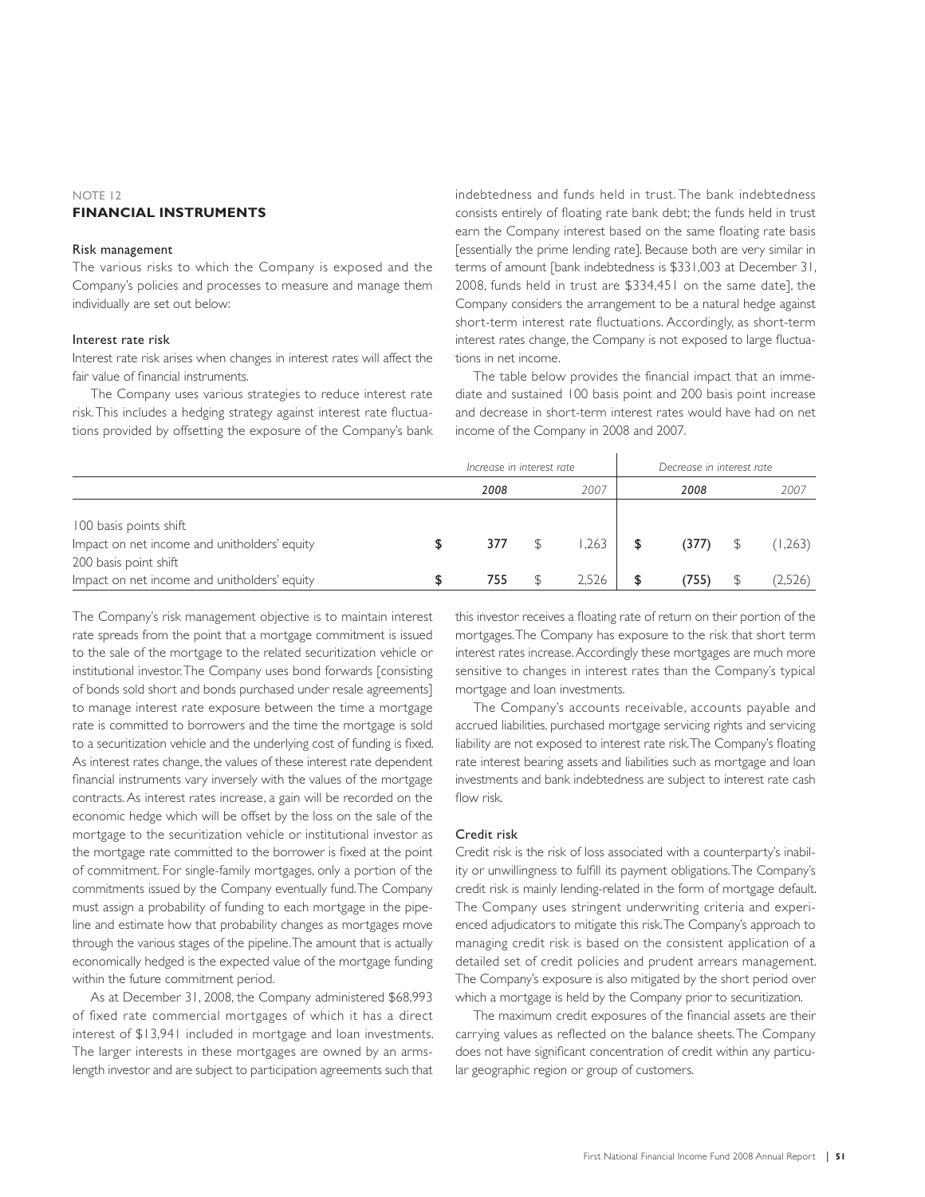NOTE 12

## FINANCIAL INSTRUMENTS

### Risk management

The various risks to which the Company is exposed and the Company's policies and processes to measure and manage them individually are set out below:

### Interest rate risk

Interest rate risk arises when changes in interest rates will affect the fair value of financial instruments.

The Company uses various strategies to reduce interest rate risk. This includes a hedging strategy against interest rate fluctuations provided by offsetting the exposure of the Company's bank indebtedness and funds held in trust. The bank indebtedness consists entirely of floating rate bank debt; the funds held in trust earn the Company interest based on the same floating rate basis [essentially the prime lending rate]. Because both are very similar in terms of amount [bank indebtedness is $331,003 at December 31, 2008, funds held in trust are $334,451 on the same date], the Company considers the arrangement to be a natural hedge against short-term interest rate fluctuations. Accordingly, as short-term interest rates change, the Company is not exposed to large fluctuations in net income.

The table below provides the financial impact that an immediate and sustained 100 basis point and 200 basis point increase and decrease in short-term interest rates would have had on net income of the Company in 2008 and 2007.

| | *Increase in interest rate* | | *Decrease in interest rate* | |
|---|---|---|---|---|
| | ***2008*** | *2007* | ***2008*** | *2007* |
| 100 basis points shift | | | | |
| Impact on net income and unitholders' equity | **$ 377** | $ 1,263 | **$ (377)** | $ (1,263) |
| 200 basis point shift | | | | |
| Impact on net income and unitholders' equity | **$ 755** | $ 2,526 | **$ (755)** | $ (2,526) |

The Company's risk management objective is to maintain interest rate spreads from the point that a mortgage commitment is issued to the sale of the mortgage to the related securitization vehicle or institutional investor. The Company uses bond forwards [consisting of bonds sold short and bonds purchased under resale agreements] to manage interest rate exposure between the time a mortgage rate is committed to borrowers and the time the mortgage is sold to a securitization vehicle and the underlying cost of funding is fixed. As interest rates change, the values of these interest rate dependent financial instruments vary inversely with the values of the mortgage contracts. As interest rates increase, a gain will be recorded on the economic hedge which will be offset by the loss on the sale of the mortgage to the securitization vehicle or institutional investor as the mortgage rate committed to the borrower is fixed at the point of commitment. For single-family mortgages, only a portion of the commitments issued by the Company eventually fund. The Company must assign a probability of funding to each mortgage in the pipeline and estimate how that probability changes as mortgages move through the various stages of the pipeline. The amount that is actually economically hedged is the expected value of the mortgage funding within the future commitment period.

As at December 31, 2008, the Company administered $68,993 of fixed rate commercial mortgages of which it has a direct interest of $13,941 included in mortgage and loan investments. The larger interests in these mortgages are owned by an arms-length investor and are subject to participation agreements such that this investor receives a floating rate of return on their portion of the mortgages. The Company has exposure to the risk that short term interest rates increase. Accordingly these mortgages are much more sensitive to changes in interest rates than the Company's typical mortgage and loan investments.

The Company's accounts receivable, accounts payable and accrued liabilities, purchased mortgage servicing rights and servicing liability are not exposed to interest rate risk. The Company's floating rate interest bearing assets and liabilities such as mortgage and loan investments and bank indebtedness are subject to interest rate cash flow risk.

### Credit risk

Credit risk is the risk of loss associated with a counterparty's inability or unwillingness to fulfill its payment obligations. The Company's credit risk is mainly lending-related in the form of mortgage default. The Company uses stringent underwriting criteria and experienced adjudicators to mitigate this risk. The Company's approach to managing credit risk is based on the consistent application of a detailed set of credit policies and prudent arrears management. The Company's exposure is also mitigated by the short period over which a mortgage is held by the Company prior to securitization.

The maximum credit exposures of the financial assets are their carrying values as reflected on the balance sheets. The Company does not have significant concentration of credit within any particular geographic region or group of customers.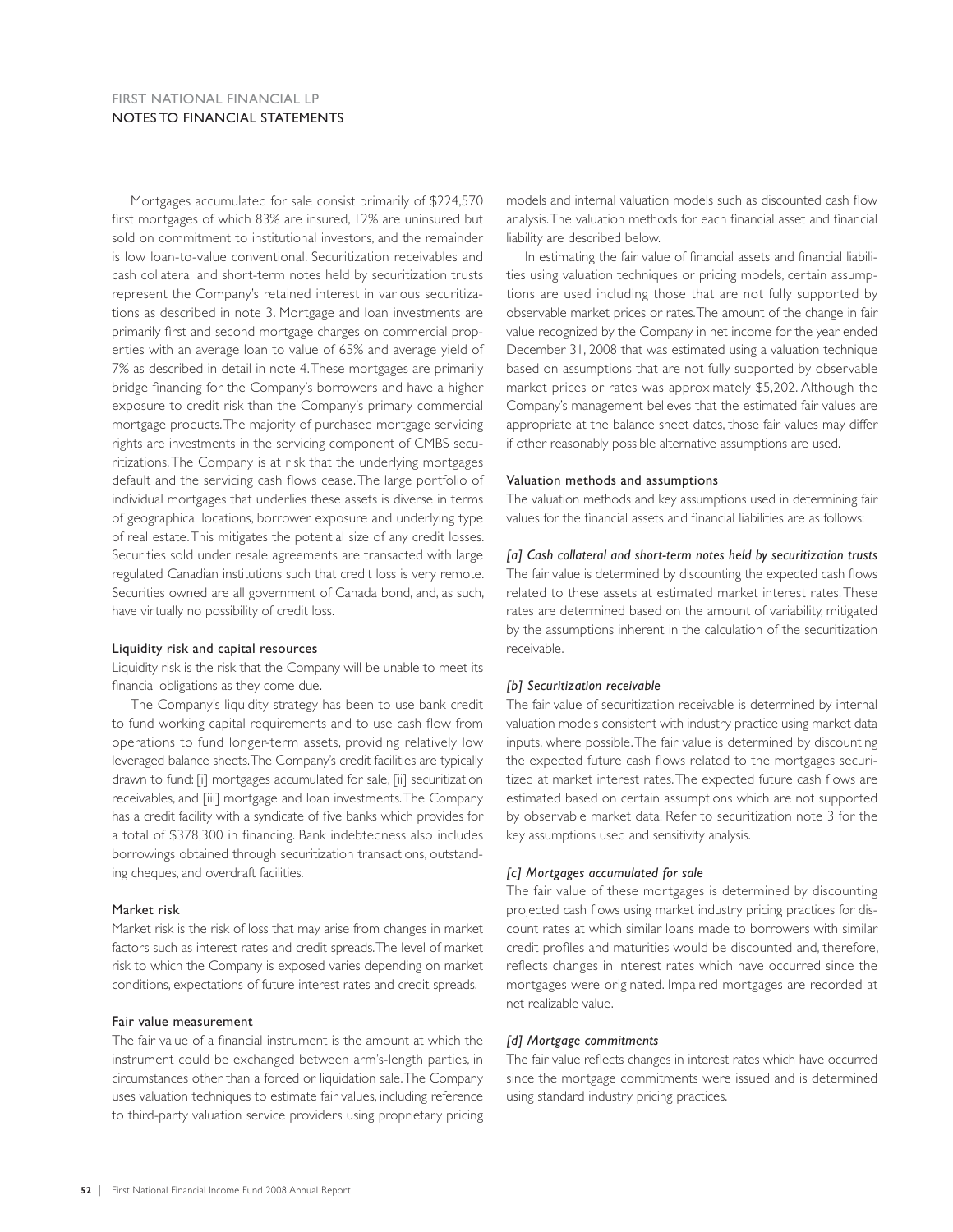Mortgages accumulated for sale consist primarily of $224,570 first mortgages of which 83% are insured, 12% are uninsured but sold on commitment to institutional investors, and the remainder is low loan-to-value conventional. Securitization receivables and cash collateral and short-term notes held by securitization trusts represent the Company's retained interest in various securitizations as described in note 3. Mortgage and loan investments are primarily first and second mortgage charges on commercial properties with an average loan to value of 65% and average yield of 7% as described in detail in note 4. These mortgages are primarily bridge financing for the Company's borrowers and have a higher exposure to credit risk than the Company's primary commercial mortgage products. The majority of purchased mortgage servicing rights are investments in the servicing component of CMBS securitizations. The Company is at risk that the underlying mortgages default and the servicing cash flows cease. The large portfolio of individual mortgages that underlies these assets is diverse in terms of geographical locations, borrower exposure and underlying type of real estate. This mitigates the potential size of any credit losses. Securities sold under resale agreements are transacted with large regulated Canadian institutions such that credit loss is very remote. Securities owned are all government of Canada bond, and, as such, have virtually no possibility of credit loss.

### Liquidity risk and capital resources

Liquidity risk is the risk that the Company will be unable to meet its financial obligations as they come due.

The Company's liquidity strategy has been to use bank credit to fund working capital requirements and to use cash flow from operations to fund longer-term assets, providing relatively low leveraged balance sheets. The Company's credit facilities are typically drawn to fund: [i] mortgages accumulated for sale, [ii] securitization receivables, and [iii] mortgage and loan investments. The Company has a credit facility with a syndicate of five banks which provides for a total of $378,300 in financing. Bank indebtedness also includes borrowings obtained through securitization transactions, outstanding cheques, and overdraft facilities.

### Market risk

Market risk is the risk of loss that may arise from changes in market factors such as interest rates and credit spreads. The level of market risk to which the Company is exposed varies depending on market conditions, expectations of future interest rates and credit spreads.

### Fair value measurement

The fair value of a financial instrument is the amount at which the instrument could be exchanged between arm's-length parties, in circumstances other than a forced or liquidation sale. The Company uses valuation techniques to estimate fair values, including reference to third-party valuation service providers using proprietary pricing models and internal valuation models such as discounted cash flow analysis. The valuation methods for each financial asset and financial liability are described below.

In estimating the fair value of financial assets and financial liabilities using valuation techniques or pricing models, certain assumptions are used including those that are not fully supported by observable market prices or rates. The amount of the change in fair value recognized by the Company in net income for the year ended December 31, 2008 that was estimated using a valuation technique based on assumptions that are not fully supported by observable market prices or rates was approximately $5,202. Although the Company's management believes that the estimated fair values are appropriate at the balance sheet dates, those fair values may differ if other reasonably possible alternative assumptions are used.

### Valuation methods and assumptions

The valuation methods and key assumptions used in determining fair values for the financial assets and financial liabilities are as follows:

*[a] Cash collateral and short-term notes held by securitization trusts*
The fair value is determined by discounting the expected cash flows related to these assets at estimated market interest rates. These rates are determined based on the amount of variability, mitigated by the assumptions inherent in the calculation of the securitization receivable.

*[b] Securitization receivable*
The fair value of securitization receivable is determined by internal valuation models consistent with industry practice using market data inputs, where possible. The fair value is determined by discounting the expected future cash flows related to the mortgages securitized at market interest rates. The expected future cash flows are estimated based on certain assumptions which are not supported by observable market data. Refer to securitization note 3 for the key assumptions used and sensitivity analysis.

*[c] Mortgages accumulated for sale*
The fair value of these mortgages is determined by discounting projected cash flows using market industry pricing practices for discount rates at which similar loans made to borrowers with similar credit profiles and maturities would be discounted and, therefore, reflects changes in interest rates which have occurred since the mortgages were originated. Impaired mortgages are recorded at net realizable value.

*[d] Mortgage commitments*
The fair value reflects changes in interest rates which have occurred since the mortgage commitments were issued and is determined using standard industry pricing practices.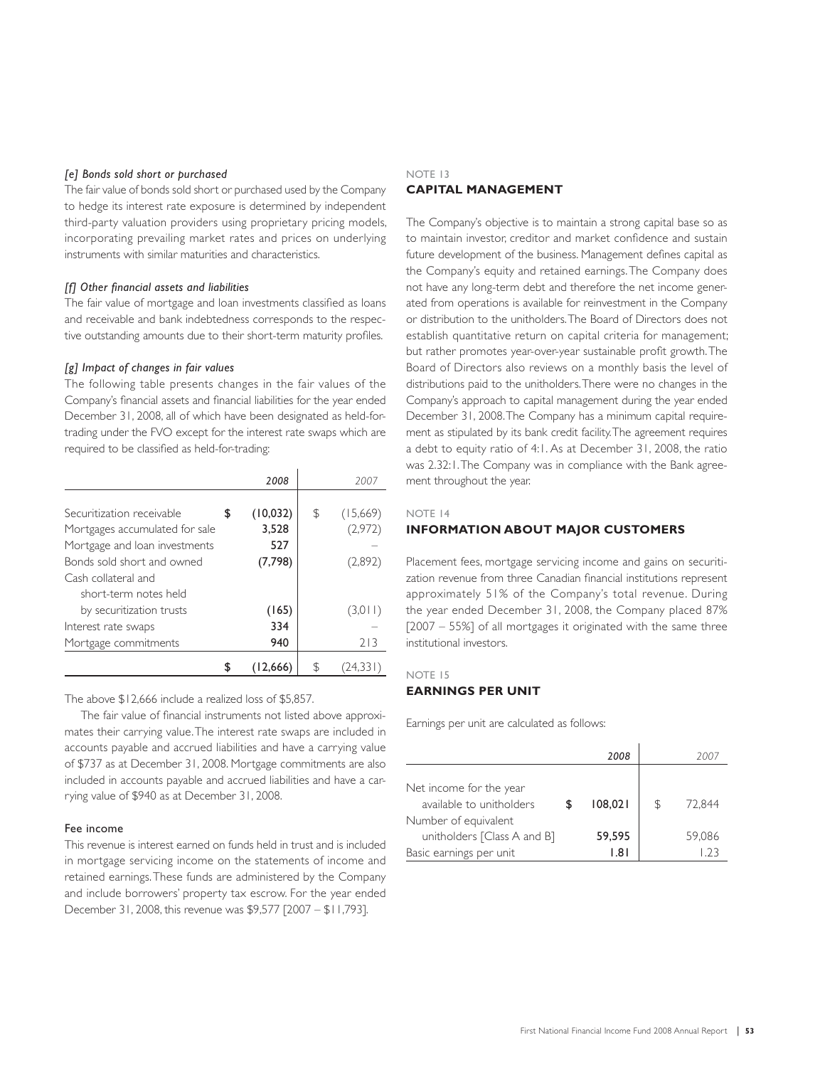*[e] Bonds sold short or purchased*

The fair value of bonds sold short or purchased used by the Company to hedge its interest rate exposure is determined by independent third-party valuation providers using proprietary pricing models, incorporating prevailing market rates and prices on underlying instruments with similar maturities and characteristics.

*[f] Other financial assets and liabilities*

The fair value of mortgage and loan investments classified as loans and receivable and bank indebtedness corresponds to the respective outstanding amounts due to their short-term maturity profiles.

*[g] Impact of changes in fair values*

The following table presents changes in the fair values of the Company's financial assets and financial liabilities for the year ended December 31, 2008, all of which have been designated as held-for-trading under the FVO except for the interest rate swaps which are required to be classified as held-for-trading:

| | 2008 | 2007 |
|---|---|---|
| Securitization receivable | $ (10,032) | $ (15,669) |
| Mortgages accumulated for sale | 3,528 | (2,972) |
| Mortgage and loan investments | 527 | – |
| Bonds sold short and owned | (7,798) | (2,892) |
| Cash collateral and short-term notes held by securitization trusts | (165) | (3,011) |
| Interest rate swaps | 334 | – |
| Mortgage commitments | 940 | 213 |
| | $ (12,666) | $ (24,331) |

The above $12,666 include a realized loss of $5,857.

The fair value of financial instruments not listed above approximates their carrying value. The interest rate swaps are included in accounts payable and accrued liabilities and have a carrying value of $737 as at December 31, 2008. Mortgage commitments are also included in accounts payable and accrued liabilities and have a carrying value of $940 as at December 31, 2008.

### Fee income

This revenue is interest earned on funds held in trust and is included in mortgage servicing income on the statements of income and retained earnings. These funds are administered by the Company and include borrowers' property tax escrow. For the year ended December 31, 2008, this revenue was $9,577 [2007 – $11,793].

NOTE 13

## CAPITAL MANAGEMENT

The Company's objective is to maintain a strong capital base so as to maintain investor, creditor and market confidence and sustain future development of the business. Management defines capital as the Company's equity and retained earnings. The Company does not have any long-term debt and therefore the net income generated from operations is available for reinvestment in the Company or distribution to the unitholders. The Board of Directors does not establish quantitative return on capital criteria for management; but rather promotes year-over-year sustainable profit growth. The Board of Directors also reviews on a monthly basis the level of distributions paid to the unitholders. There were no changes in the Company's approach to capital management during the year ended December 31, 2008. The Company has a minimum capital requirement as stipulated by its bank credit facility. The agreement requires a debt to equity ratio of 4:1. As at December 31, 2008, the ratio was 2.32:1. The Company was in compliance with the Bank agreement throughout the year.

NOTE 14

## INFORMATION ABOUT MAJOR CUSTOMERS

Placement fees, mortgage servicing income and gains on securitization revenue from three Canadian financial institutions represent approximately 51% of the Company's total revenue. During the year ended December 31, 2008, the Company placed 87% [2007 – 55%] of all mortgages it originated with the same three institutional investors.

NOTE 15

## EARNINGS PER UNIT

Earnings per unit are calculated as follows:

| | 2008 | 2007 |
|---|---|---|
| Net income for the year available to unitholders | $ 108,021 | $ 72,844 |
| Number of equivalent unitholders [Class A and B] | 59,595 | 59,086 |
| Basic earnings per unit | 1.81 | 1.23 |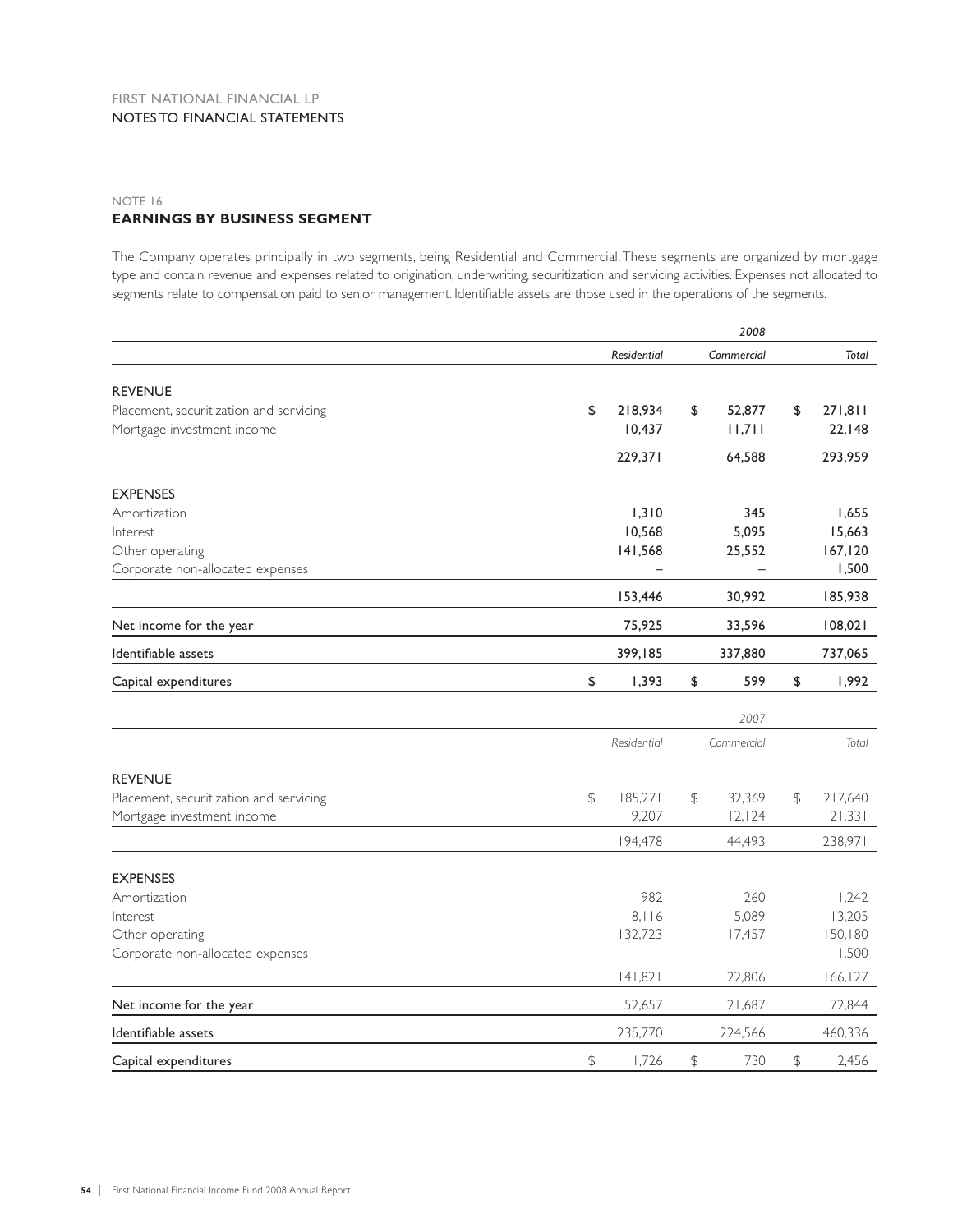FIRST NATIONAL FINANCIAL LP
NOTES TO FINANCIAL STATEMENTS

NOTE 16

## EARNINGS BY BUSINESS SEGMENT

The Company operates principally in two segments, being Residential and Commercial. These segments are organized by mortgage type and contain revenue and expenses related to origination, underwriting, securitization and servicing activities. Expenses not allocated to segments relate to compensation paid to senior management. Identifiable assets are those used in the operations of the segments.

| | | 2008 | |
|---|---|---|---|
| | *Residential* | *Commercial* | *Total* |
| **REVENUE** | | | |
| Placement, securitization and servicing | $ 218,934 | $ 52,877 | $ 271,811 |
| Mortgage investment income | 10,437 | 11,711 | 22,148 |
| | 229,371 | 64,588 | 293,959 |
| **EXPENSES** | | | |
| Amortization | 1,310 | 345 | 1,655 |
| Interest | 10,568 | 5,095 | 15,663 |
| Other operating | 141,568 | 25,552 | 167,120 |
| Corporate non-allocated expenses | – | – | 1,500 |
| | 153,446 | 30,992 | 185,938 |
| Net income for the year | 75,925 | 33,596 | 108,021 |
| Identifiable assets | 399,185 | 337,880 | 737,065 |
| Capital expenditures | $ 1,393 | $ 599 | $ 1,992 |

| | | 2007 | |
|---|---|---|---|
| | *Residential* | *Commercial* | *Total* |
| **REVENUE** | | | |
| Placement, securitization and servicing | $ 185,271 | $ 32,369 | $ 217,640 |
| Mortgage investment income | 9,207 | 12,124 | 21,331 |
| | 194,478 | 44,493 | 238,971 |
| **EXPENSES** | | | |
| Amortization | 982 | 260 | 1,242 |
| Interest | 8,116 | 5,089 | 13,205 |
| Other operating | 132,723 | 17,457 | 150,180 |
| Corporate non-allocated expenses | – | – | 1,500 |
| | 141,821 | 22,806 | 166,127 |
| Net income for the year | 52,657 | 21,687 | 72,844 |
| Identifiable assets | 235,770 | 224,566 | 460,336 |
| Capital expenditures | $ 1,726 | $ 730 | $ 2,456 |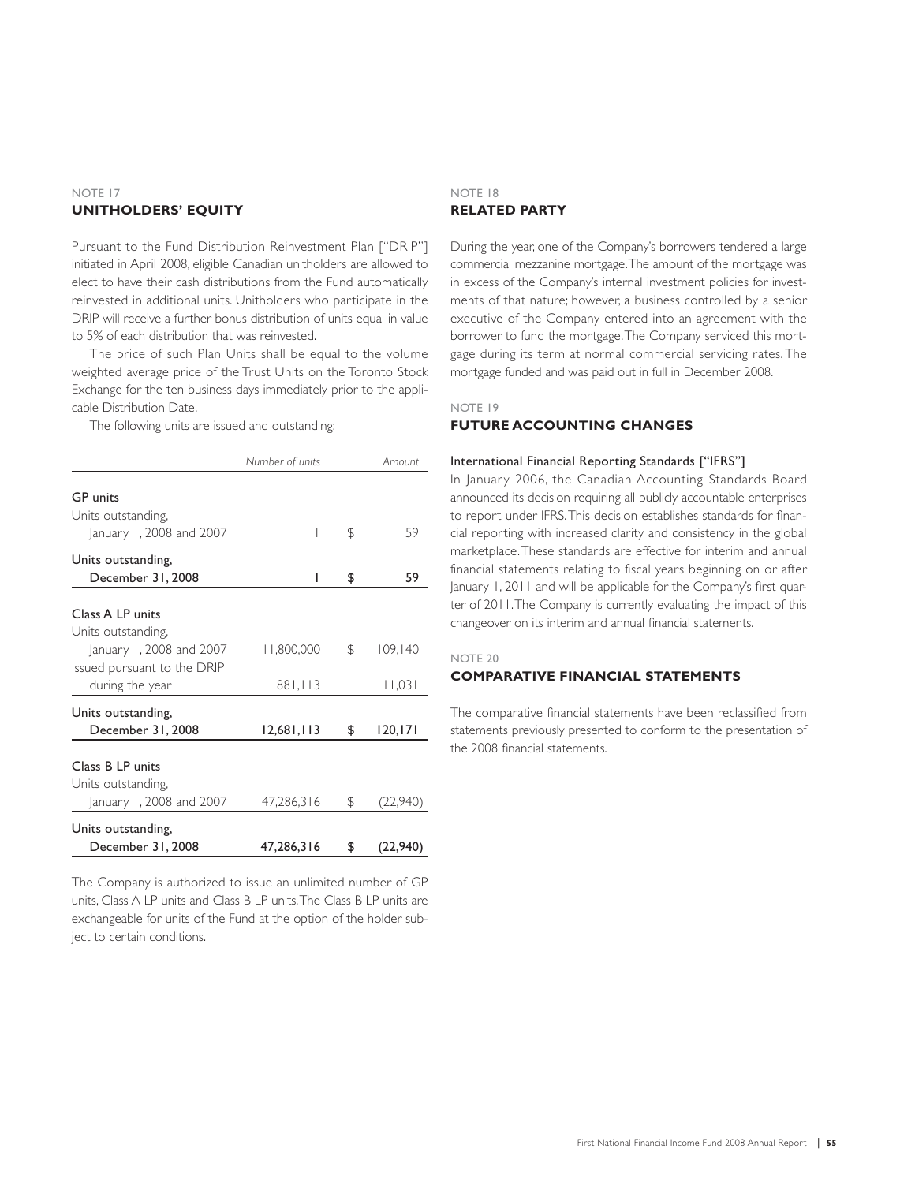NOTE 17

## UNITHOLDERS' EQUITY

Pursuant to the Fund Distribution Reinvestment Plan ["DRIP"] initiated in April 2008, eligible Canadian unitholders are allowed to elect to have their cash distributions from the Fund automatically reinvested in additional units. Unitholders who participate in the DRIP will receive a further bonus distribution of units equal in value to 5% of each distribution that was reinvested.

The price of such Plan Units shall be equal to the volume weighted average price of the Trust Units on the Toronto Stock Exchange for the ten business days immediately prior to the applicable Distribution Date.

The following units are issued and outstanding:

| | *Number of units* | | *Amount* |
|---|---|---|---|
| GP units | | | |
| Units outstanding, | | | |
| January 1, 2008 and 2007 | 1 | $ | 59 |
| **Units outstanding,** | | | |
| **December 31, 2008** | **1** | **$** | **59** |
| Class A LP units | | | |
| Units outstanding, | | | |
| January 1, 2008 and 2007 | 11,800,000 | $ | 109,140 |
| Issued pursuant to the DRIP | | | |
| during the year | 881,113 | | 11,031 |
| **Units outstanding,** | | | |
| **December 31, 2008** | **12,681,113** | **$** | **120,171** |
| Class B LP units | | | |
| Units outstanding, | | | |
| January 1, 2008 and 2007 | 47,286,316 | $ | (22,940) |
| **Units outstanding,** | | | |
| **December 31, 2008** | **47,286,316** | **$** | **(22,940)** |

The Company is authorized to issue an unlimited number of GP units, Class A LP units and Class B LP units. The Class B LP units are exchangeable for units of the Fund at the option of the holder subject to certain conditions.

NOTE 18

## RELATED PARTY

During the year, one of the Company's borrowers tendered a large commercial mezzanine mortgage. The amount of the mortgage was in excess of the Company's internal investment policies for investments of that nature; however, a business controlled by a senior executive of the Company entered into an agreement with the borrower to fund the mortgage. The Company serviced this mortgage during its term at normal commercial servicing rates. The mortgage funded and was paid out in full in December 2008.

NOTE 19

## FUTURE ACCOUNTING CHANGES

### International Financial Reporting Standards ["IFRS"]

In January 2006, the Canadian Accounting Standards Board announced its decision requiring all publicly accountable enterprises to report under IFRS. This decision establishes standards for financial reporting with increased clarity and consistency in the global marketplace. These standards are effective for interim and annual financial statements relating to fiscal years beginning on or after January 1, 2011 and will be applicable for the Company's first quarter of 2011. The Company is currently evaluating the impact of this changeover on its interim and annual financial statements.

NOTE 20

## COMPARATIVE FINANCIAL STATEMENTS

The comparative financial statements have been reclassified from statements previously presented to conform to the presentation of the 2008 financial statements.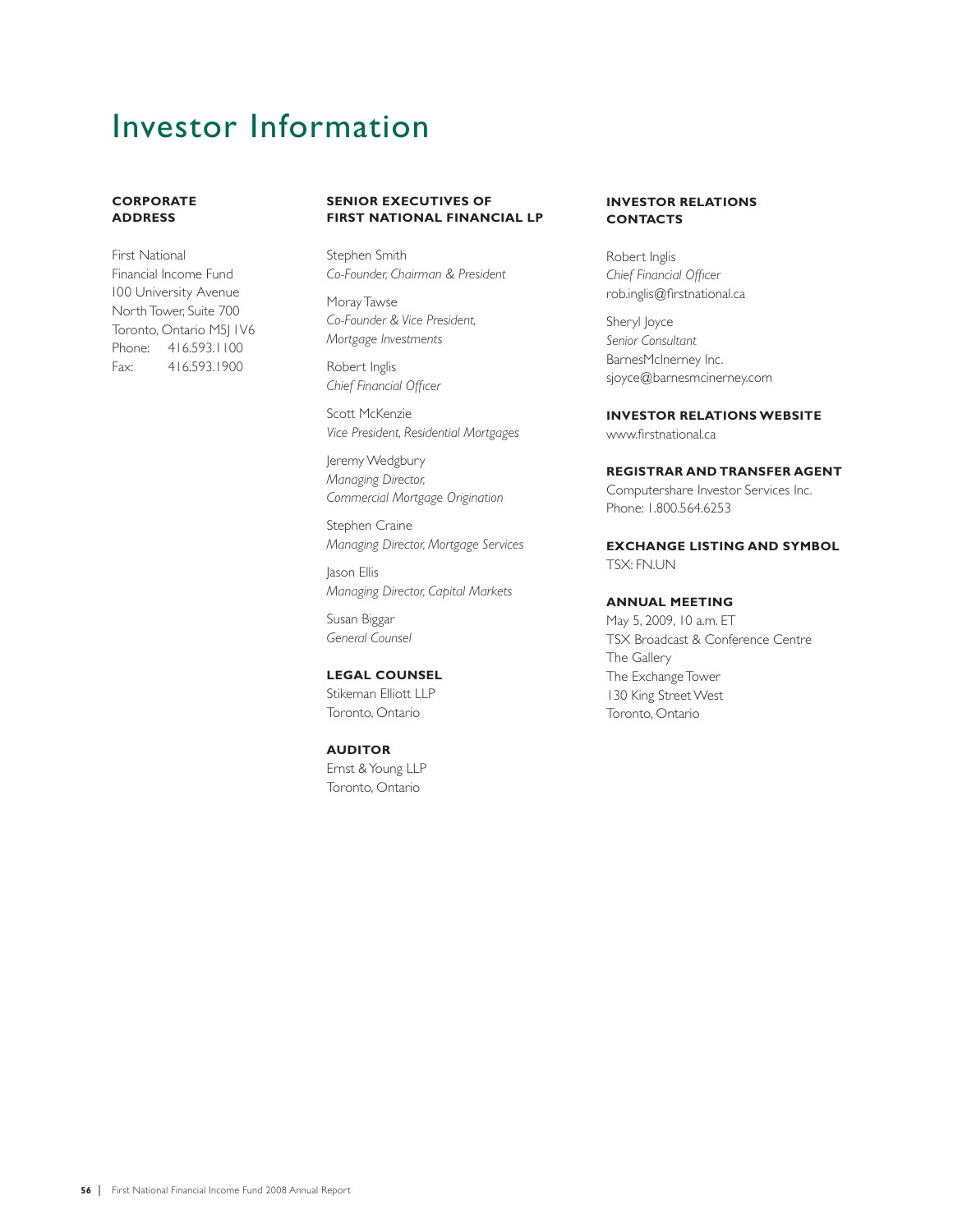# Investor Information

## CORPORATE ADDRESS

First National
Financial Income Fund
100 University Avenue
North Tower, Suite 700
Toronto, Ontario M5J 1V6
Phone: 416.593.1100
Fax: 416.593.1900

## SENIOR EXECUTIVES OF FIRST NATIONAL FINANCIAL LP

Stephen Smith
*Co-Founder, Chairman & President*

Moray Tawse
*Co-Founder & Vice President, Mortgage Investments*

Robert Inglis
*Chief Financial Officer*

Scott McKenzie
*Vice President, Residential Mortgages*

Jeremy Wedgbury
*Managing Director, Commercial Mortgage Origination*

Stephen Craine
*Managing Director, Mortgage Services*

Jason Ellis
*Managing Director, Capital Markets*

Susan Biggar
*General Counsel*

## LEGAL COUNSEL

Stikeman Elliott LLP
Toronto, Ontario

## AUDITOR

Ernst & Young LLP
Toronto, Ontario

## INVESTOR RELATIONS CONTACTS

Robert Inglis
*Chief Financial Officer*
rob.inglis@firstnational.ca

Sheryl Joyce
*Senior Consultant*
BarnesMcInerney Inc.
sjoyce@barnesmcinerney.com

## INVESTOR RELATIONS WEBSITE

www.firstnational.ca

## REGISTRAR AND TRANSFER AGENT

Computershare Investor Services Inc.
Phone: 1.800.564.6253

## EXCHANGE LISTING AND SYMBOL

TSX: FN.UN

## ANNUAL MEETING

May 5, 2009, 10 a.m. ET
TSX Broadcast & Conference Centre
The Gallery
The Exchange Tower
130 King Street West
Toronto, Ontario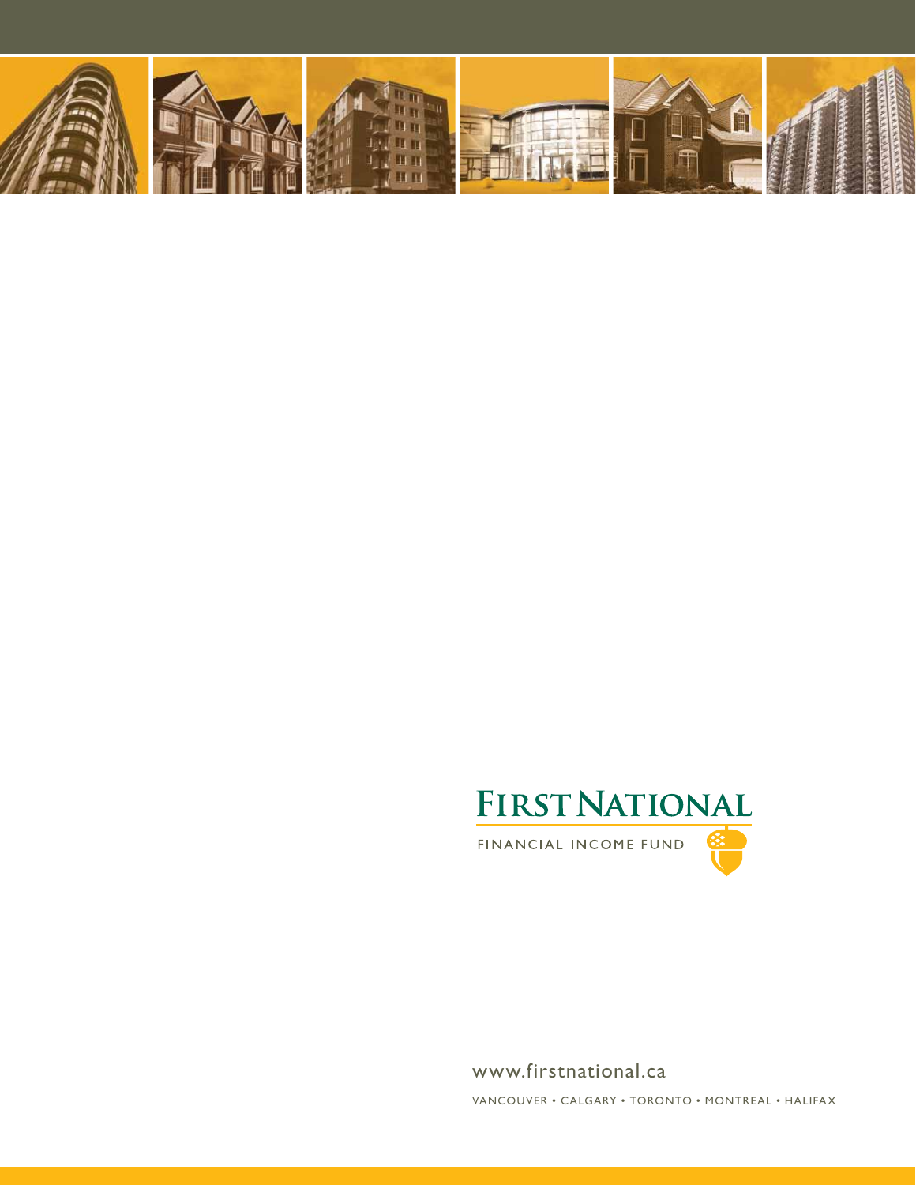FIRST NATIONAL

FINANCIAL INCOME FUND

www.firstnational.ca

VANCOUVER • CALGARY • TORONTO • MONTREAL • HALIFAX